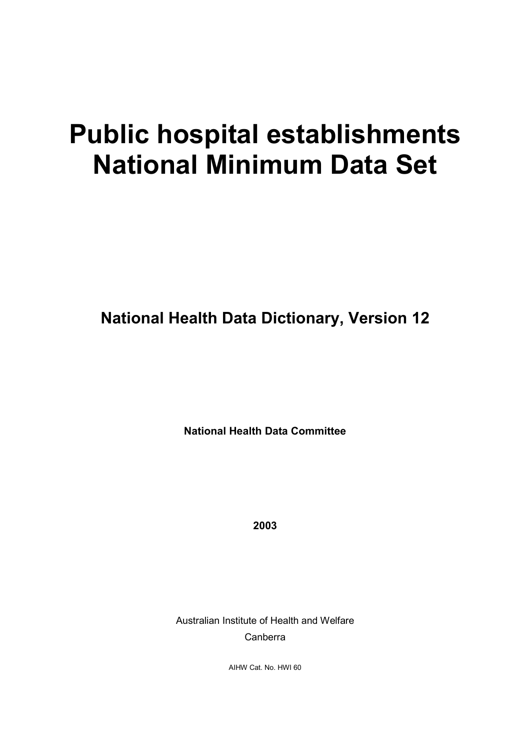# Public hospital establishments National Minimum Data Set

## National Health Data Dictionary, Version 12

**National Health Data Committee**

**2003**

Australian Institute of Health and Welfare

Canberra

AIHW Cat. No. HWI 60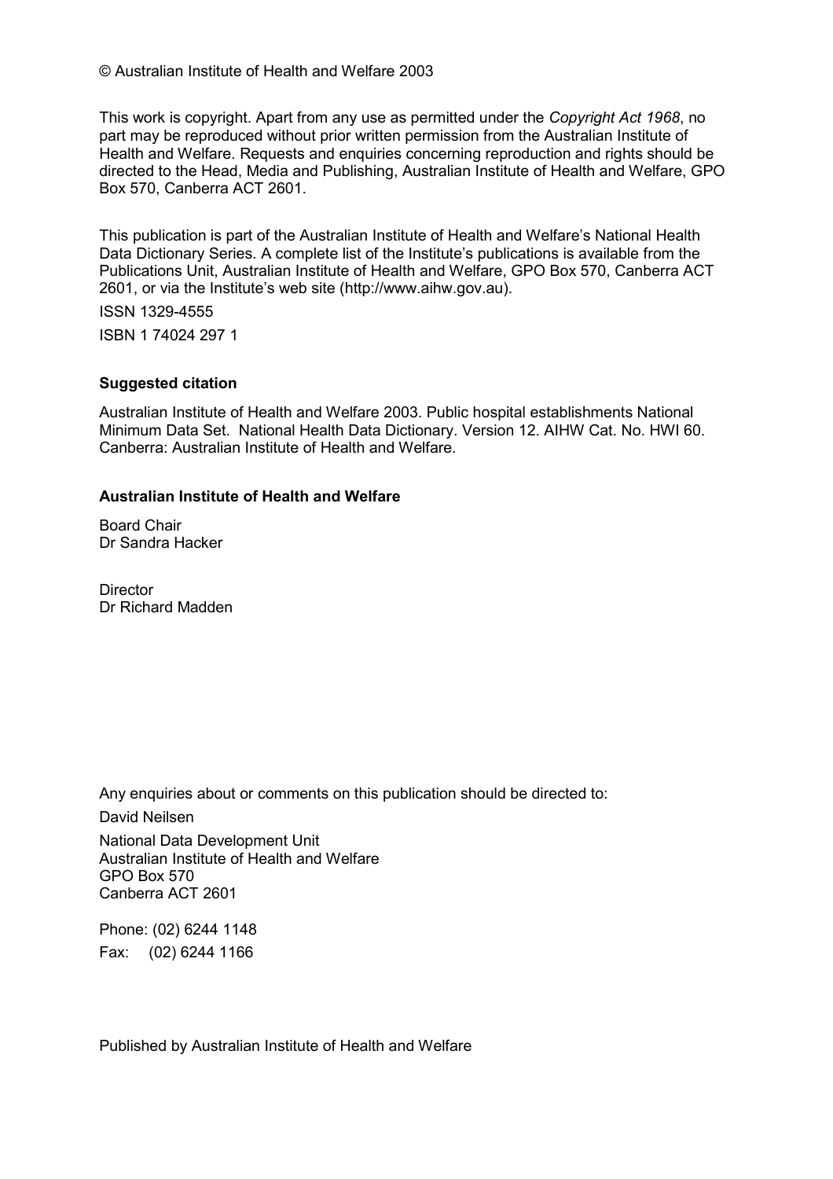© Australian Institute of Health and Welfare 2003

This work is copyright. Apart from any use as permitted under the *Copyright Act 1968*, no part may be reproduced without prior written permission from the Australian Institute of Health and Welfare. Requests and enquiries concerning reproduction and rights should be directed to the Head, Media and Publishing, Australian Institute of Health and Welfare, GPO Box 570, Canberra ACT 2601.

This publication is part of the Australian Institute of Health and Welfare's National Health Data Dictionary Series. A complete list of the Institute's publications is available from the Publications Unit, Australian Institute of Health and Welfare, GPO Box 570, Canberra ACT 2601, or via the Institute's web site (http://www.aihw.gov.au).

ISSN 1329-4555

ISBN 1 74024 297 1

**Suggested citation**

Australian Institute of Health and Welfare 2003. Public hospital establishments National Minimum Data Set. National Health Data Dictionary. Version 12. AIHW Cat. No. HWI 60. Canberra: Australian Institute of Health and Welfare.

**Australian Institute of Health and Welfare**

Board Chair
Dr Sandra Hacker

Director
Dr Richard Madden

Any enquiries about or comments on this publication should be directed to:

David Neilsen

National Data Development Unit
Australian Institute of Health and Welfare
GPO Box 570
Canberra ACT 2601

Phone: (02) 6244 1148
Fax: (02) 6244 1166

Published by Australian Institute of Health and Welfare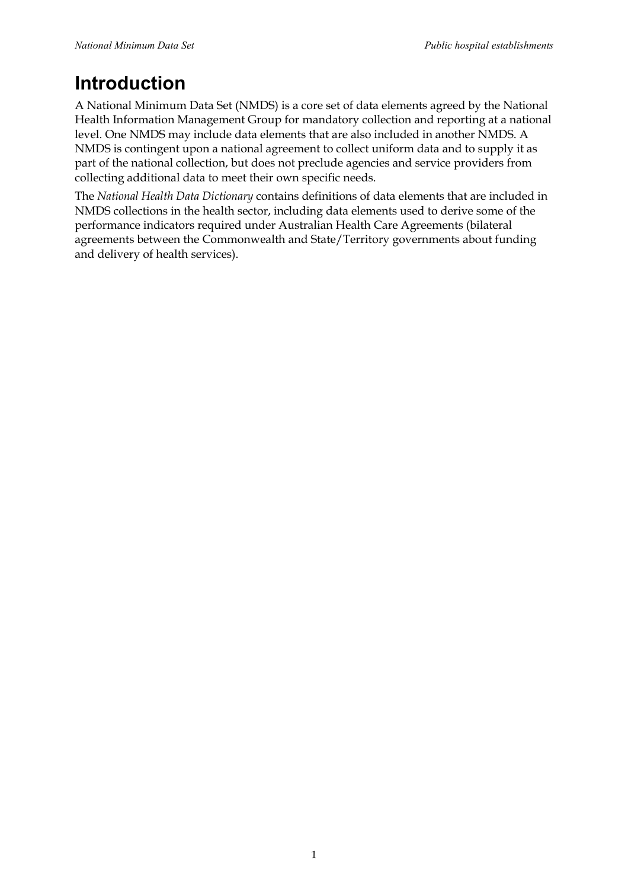# Introduction

A National Minimum Data Set (NMDS) is a core set of data elements agreed by the National Health Information Management Group for mandatory collection and reporting at a national level. One NMDS may include data elements that are also included in another NMDS. A NMDS is contingent upon a national agreement to collect uniform data and to supply it as part of the national collection, but does not preclude agencies and service providers from collecting additional data to meet their own specific needs.

The *National Health Data Dictionary* contains definitions of data elements that are included in NMDS collections in the health sector, including data elements used to derive some of the performance indicators required under Australian Health Care Agreements (bilateral agreements between the Commonwealth and State/Territory governments about funding and delivery of health services).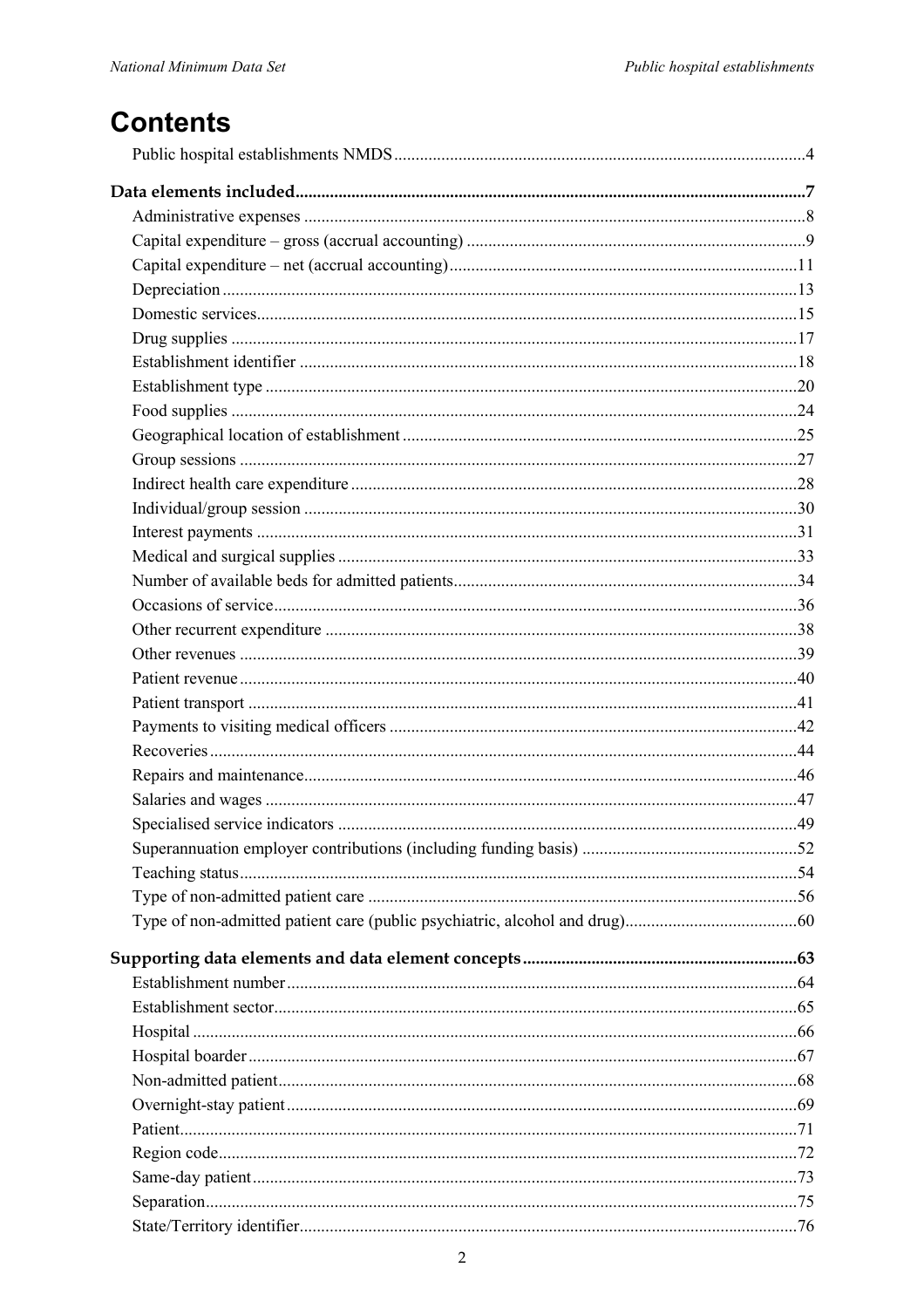# Contents

Public hospital establishments NMDS ........................................................................................4

**Data elements included** .......................................................................................................7

Administrative expenses ........................................................................................................8
Capital expenditure – gross (accrual accounting) ...................................................................9
Capital expenditure – net (accrual accounting).....................................................................11
Depreciation .........................................................................................................................13
Domestic services..................................................................................................................15
Drug supplies ........................................................................................................................17
Establishment identifier ........................................................................................................18
Establishment type ...............................................................................................................20
Food supplies ........................................................................................................................24
Geographical location of establishment ...............................................................................25
Group sessions ......................................................................................................................27
Indirect health care expenditure ...........................................................................................28
Individual/group session .......................................................................................................30
Interest payments ..................................................................................................................31
Medical and surgical supplies ...............................................................................................33
Number of available beds for admitted patients...................................................................34
Occasions of service..............................................................................................................36
Other recurrent expenditure ..................................................................................................38
Other revenues ......................................................................................................................39
Patient revenue ......................................................................................................................40
Patient transport ....................................................................................................................41
Payments to visiting medical officers ...................................................................................42
Recoveries .............................................................................................................................44
Repairs and maintenance.......................................................................................................46
Salaries and wages ................................................................................................................47
Specialised service indicators ...............................................................................................49
Superannuation employer contributions (including funding basis) .....................................52
Teaching status......................................................................................................................54
Type of non-admitted patient care ........................................................................................56
Type of non-admitted patient care (public psychiatric, alcohol and drug)...........................60

**Supporting data elements and data element concepts** ....................................................63

Establishment number...........................................................................................................64
Establishment sector..............................................................................................................65
Hospital .................................................................................................................................66
Hospital boarder ....................................................................................................................67
Non-admitted patient.............................................................................................................68
Overnight-stay patient ...........................................................................................................69
Patient....................................................................................................................................71
Region code...........................................................................................................................72
Same-day patient ...................................................................................................................73
Separation..............................................................................................................................75
State/Territory identifier........................................................................................................76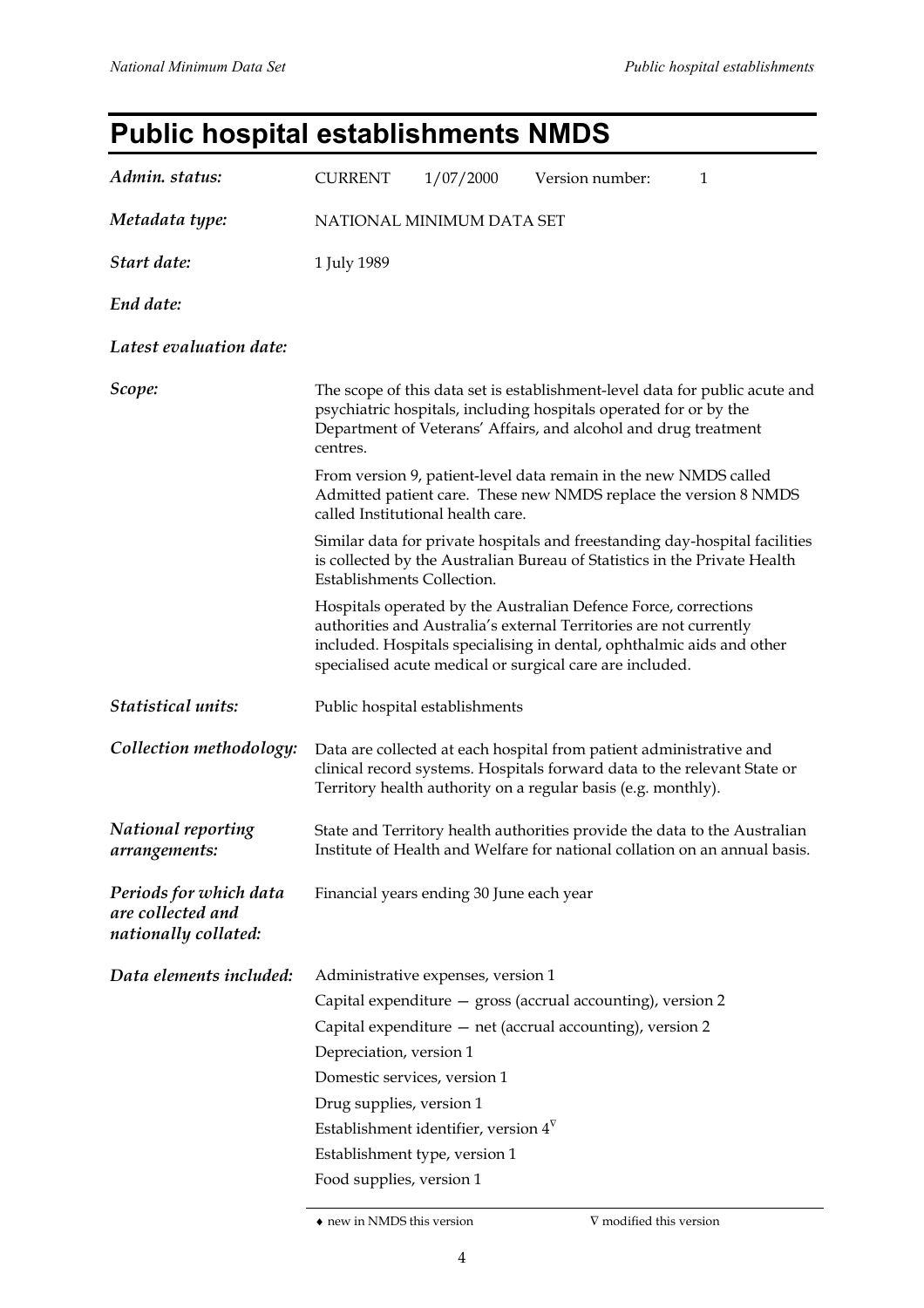# Public hospital establishments NMDS

| | |
|---|---|
| ***Admin. status:*** | CURRENT 1/07/2000 Version number: 1 |
| ***Metadata type:*** | NATIONAL MINIMUM DATA SET |
| ***Start date:*** | 1 July 1989 |
| ***End date:*** | |
| ***Latest evaluation date:*** | |

***Scope:***

The scope of this data set is establishment-level data for public acute and psychiatric hospitals, including hospitals operated for or by the Department of Veterans' Affairs, and alcohol and drug treatment centres.

From version 9, patient-level data remain in the new NMDS called Admitted patient care. These new NMDS replace the version 8 NMDS called Institutional health care.

Similar data for private hospitals and freestanding day-hospital facilities is collected by the Australian Bureau of Statistics in the Private Health Establishments Collection.

Hospitals operated by the Australian Defence Force, corrections authorities and Australia's external Territories are not currently included. Hospitals specialising in dental, ophthalmic aids and other specialised acute medical or surgical care are included.

***Statistical units:***

Public hospital establishments

***Collection methodology:***

Data are collected at each hospital from patient administrative and clinical record systems. Hospitals forward data to the relevant State or Territory health authority on a regular basis (e.g. monthly).

***National reporting arrangements:***

State and Territory health authorities provide the data to the Australian Institute of Health and Welfare for national collation on an annual basis.

***Periods for which data are collected and nationally collated:***

Financial years ending 30 June each year

***Data elements included:***

Administrative expenses, version 1

Capital expenditure — gross (accrual accounting), version 2

Capital expenditure — net (accrual accounting), version 2

Depreciation, version 1

Domestic services, version 1

Drug supplies, version 1

Establishment identifier, version 4[∇]

Establishment type, version 1

Food supplies, version 1

♦ new in NMDS this version ∇ modified this version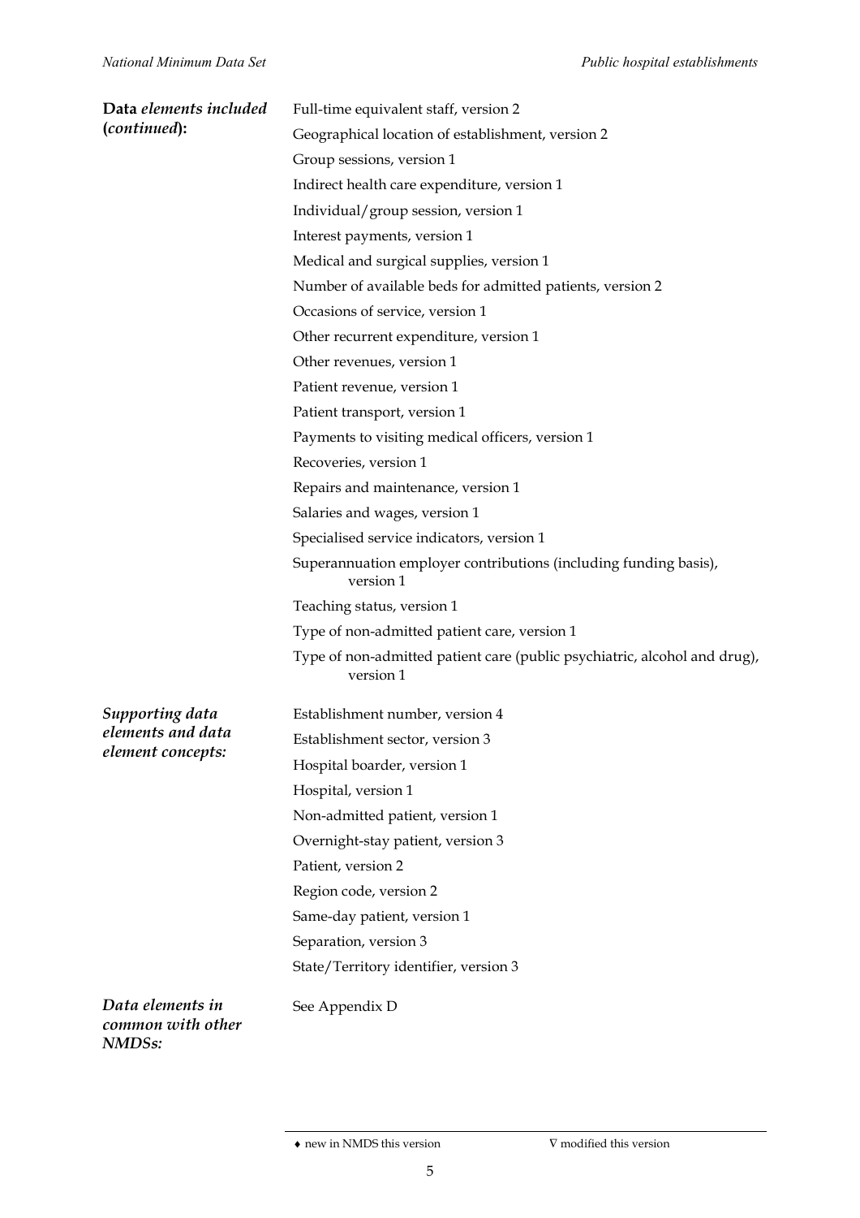**Data** ***elements included (continued)*****:**

Full-time equivalent staff, version 2

Geographical location of establishment, version 2

Group sessions, version 1

Indirect health care expenditure, version 1

Individual/group session, version 1

Interest payments, version 1

Medical and surgical supplies, version 1

Number of available beds for admitted patients, version 2

Occasions of service, version 1

Other recurrent expenditure, version 1

Other revenues, version 1

Patient revenue, version 1

Patient transport, version 1

Payments to visiting medical officers, version 1

Recoveries, version 1

Repairs and maintenance, version 1

Salaries and wages, version 1

Specialised service indicators, version 1

Superannuation employer contributions (including funding basis), version 1

Teaching status, version 1

Type of non-admitted patient care, version 1

Type of non-admitted patient care (public psychiatric, alcohol and drug), version 1

***Supporting data elements and data element concepts:***

Establishment number, version 4

Establishment sector, version 3

Hospital boarder, version 1

Hospital, version 1

Non-admitted patient, version 1

Overnight-stay patient, version 3

Patient, version 2

Region code, version 2

Same-day patient, version 1

Separation, version 3

State/Territory identifier, version 3

***Data elements in common with other NMDSs:***

See Appendix D

♦ new in NMDS this version ∇ modified this version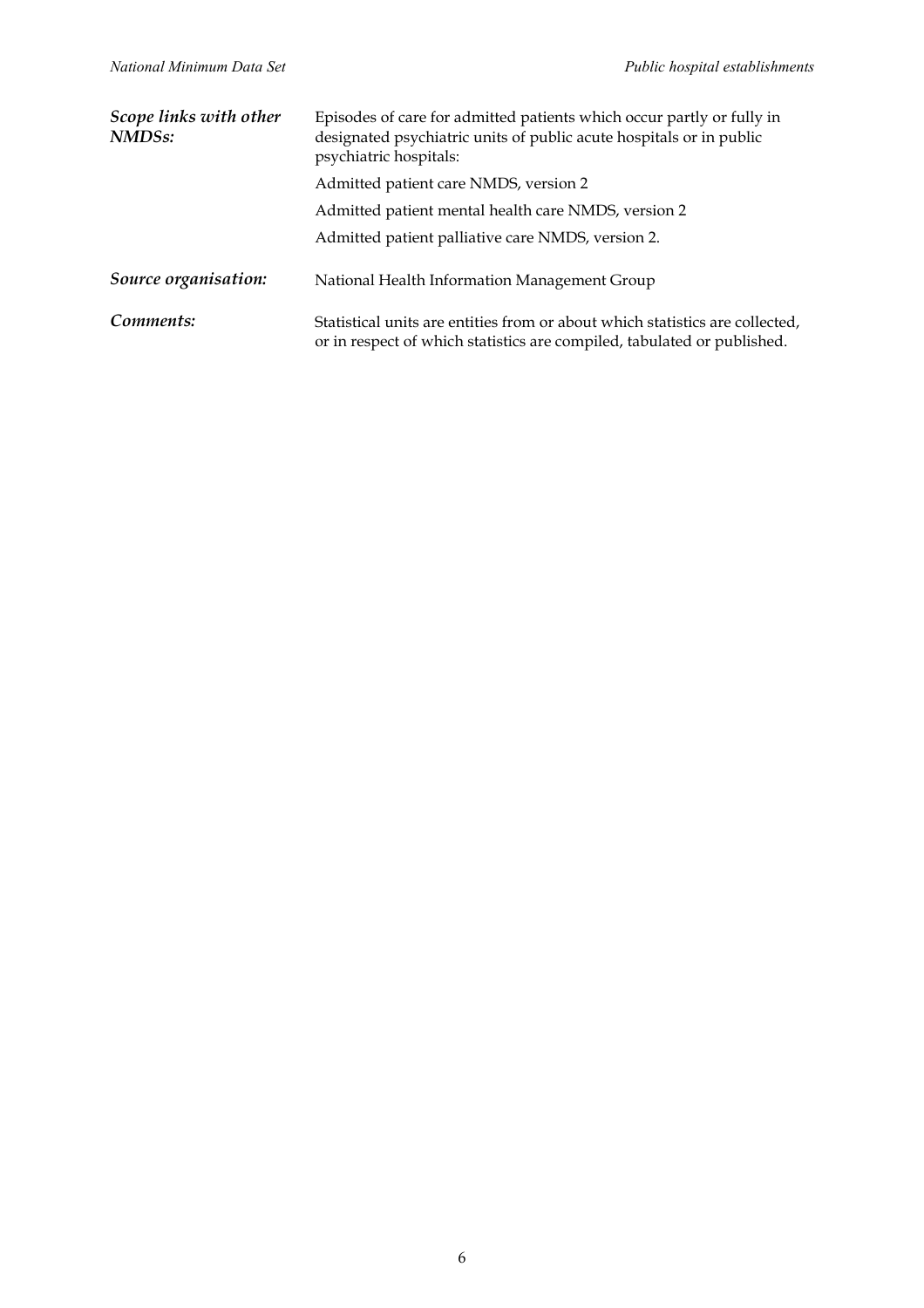***Scope links with other NMDSs:*** Episodes of care for admitted patients which occur partly or fully in designated psychiatric units of public acute hospitals or in public psychiatric hospitals:

Admitted patient care NMDS, version 2

Admitted patient mental health care NMDS, version 2

Admitted patient palliative care NMDS, version 2.

***Source organisation:*** National Health Information Management Group

***Comments:*** Statistical units are entities from or about which statistics are collected, or in respect of which statistics are compiled, tabulated or published.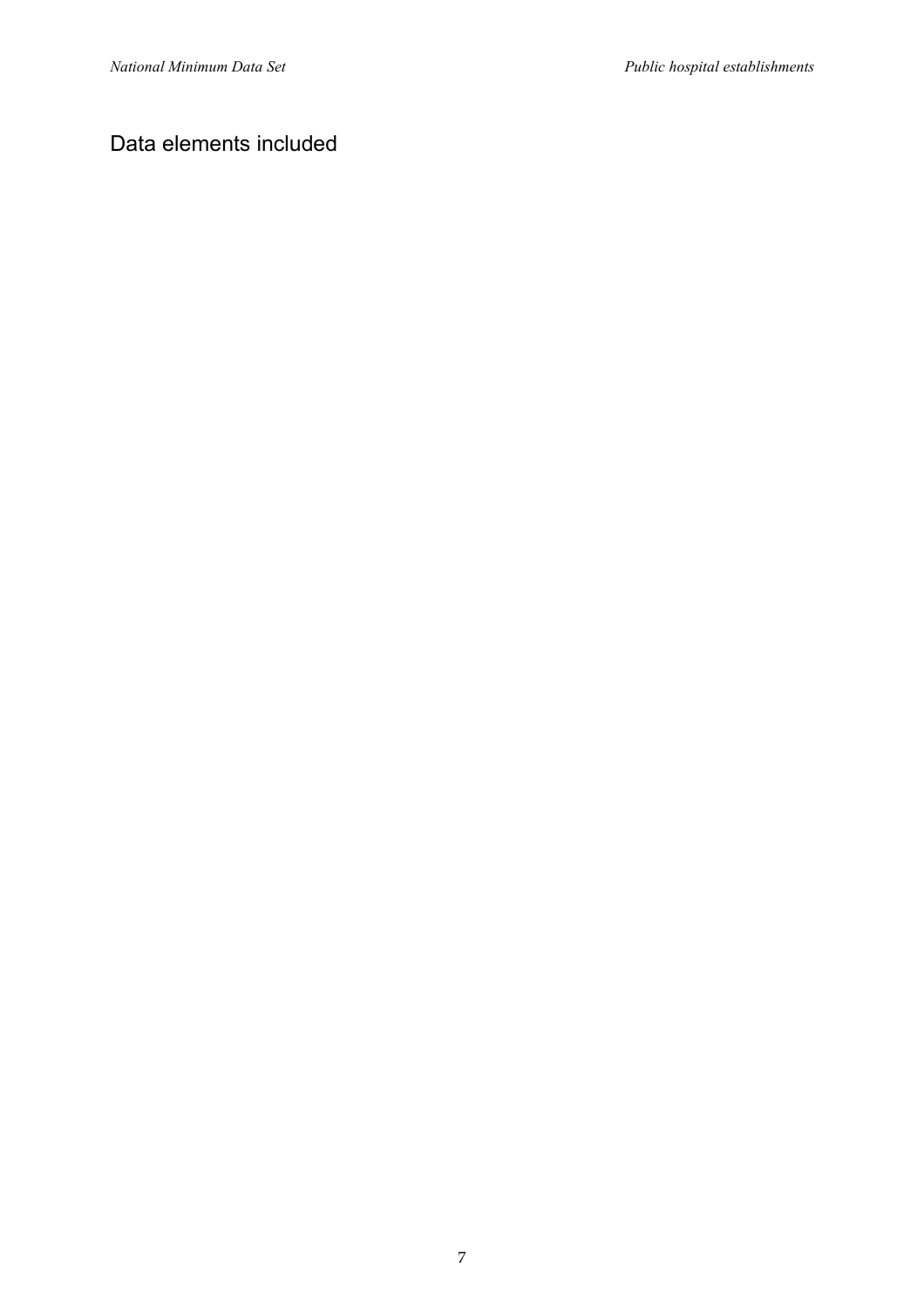## Data elements included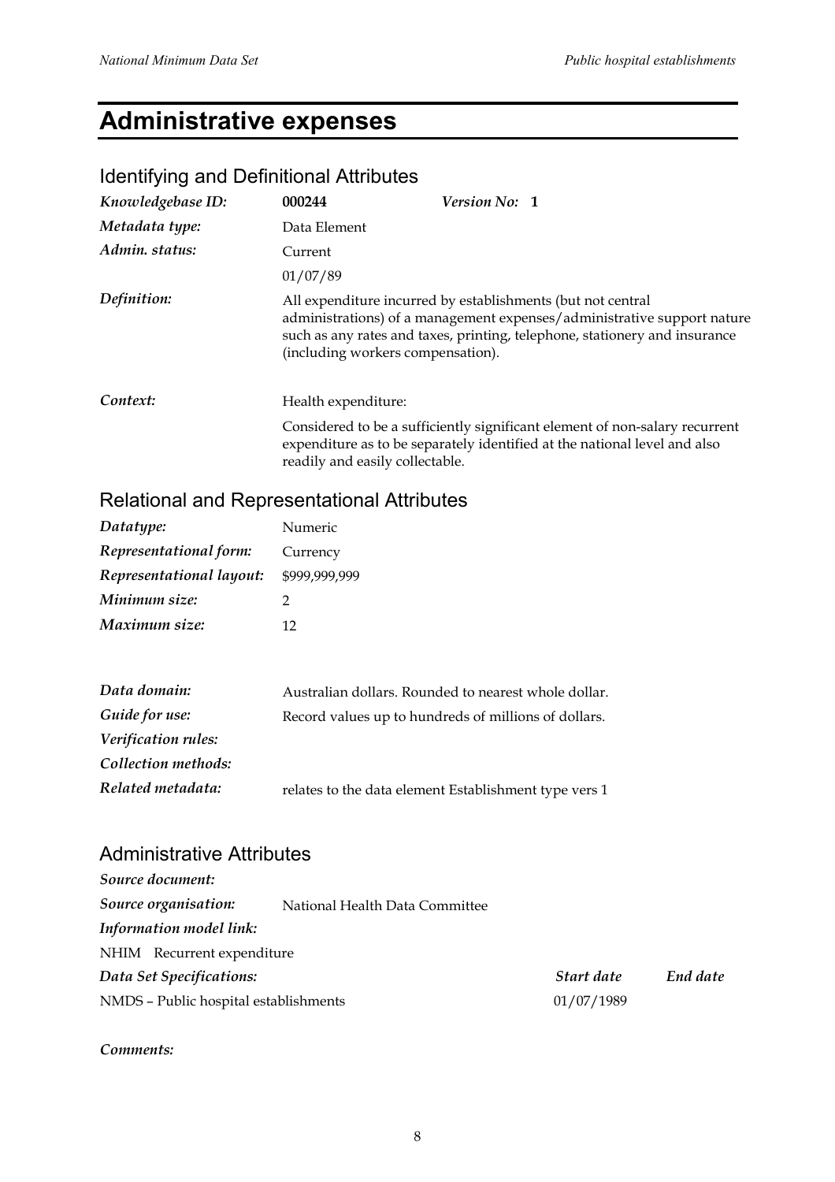# Administrative expenses

## Identifying and Definitional Attributes

| | | |
|---|---|---|
| *Knowledgebase ID:* | **000244** | *Version No:* **1** |
| *Metadata type:* | Data Element | |
| *Admin. status:* | Current | |
| | 01/07/89 | |

*Definition:* All expenditure incurred by establishments (but not central administrations) of a management expenses/administrative support nature such as any rates and taxes, printing, telephone, stationery and insurance (including workers compensation).

*Context:* Health expenditure:

Considered to be a sufficiently significant element of non-salary recurrent expenditure as to be separately identified at the national level and also readily and easily collectable.

## Relational and Representational Attributes

| | |
|---|---|
| *Datatype:* | Numeric |
| *Representational form:* | Currency |
| *Representational layout:* | $999,999,999 |
| *Minimum size:* | 2 |
| *Maximum size:* | 12 |

| | |
|---|---|
| *Data domain:* | Australian dollars. Rounded to nearest whole dollar. |
| *Guide for use:* | Record values up to hundreds of millions of dollars. |
| *Verification rules:* | |
| *Collection methods:* | |
| *Related metadata:* | relates to the data element Establishment type vers 1 |

## Administrative Attributes

*Source document:*

*Source organisation:* National Health Data Committee

*Information model link:*

NHIM Recurrent expenditure

| *Data Set Specifications:* | *Start date* | *End date* |
|---|---|---|
| NMDS – Public hospital establishments | 01/07/1989 | |

*Comments:*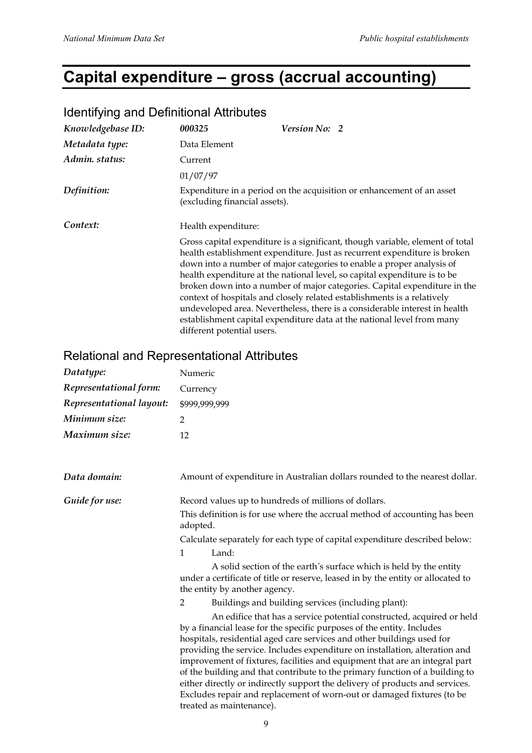# Capital expenditure – gross (accrual accounting)

## Identifying and Definitional Attributes

| | | |
|---|---|---|
| *Knowledgebase ID:* | *000325* | *Version No: 2* |
| *Metadata type:* | Data Element | |
| *Admin. status:* | Current | |
| | 01/07/97 | |

*Definition:* Expenditure in a period on the acquisition or enhancement of an asset (excluding financial assets).

*Context:* Health expenditure:

Gross capital expenditure is a significant, though variable, element of total health establishment expenditure. Just as recurrent expenditure is broken down into a number of major categories to enable a proper analysis of health expenditure at the national level, so capital expenditure is to be broken down into a number of major categories. Capital expenditure in the context of hospitals and closely related establishments is a relatively undeveloped area. Nevertheless, there is a considerable interest in health establishment capital expenditure data at the national level from many different potential users.

## Relational and Representational Attributes

| | |
|---|---|
| *Datatype:* | Numeric |
| *Representational form:* | Currency |
| *Representational layout:* | $999,999,999 |
| *Minimum size:* | 2 |
| *Maximum size:* | 12 |

*Data domain:* Amount of expenditure in Australian dollars rounded to the nearest dollar.

*Guide for use:* Record values up to hundreds of millions of dollars.

This definition is for use where the accrual method of accounting has been adopted.

Calculate separately for each type of capital expenditure described below:

1 Land:

A solid section of the earth's surface which is held by the entity under a certificate of title or reserve, leased in by the entity or allocated to the entity by another agency.

2 Buildings and building services (including plant):

An edifice that has a service potential constructed, acquired or held by a financial lease for the specific purposes of the entity. Includes hospitals, residential aged care services and other buildings used for providing the service. Includes expenditure on installation, alteration and improvement of fixtures, facilities and equipment that are an integral part of the building and that contribute to the primary function of a building to either directly or indirectly support the delivery of products and services. Excludes repair and replacement of worn-out or damaged fixtures (to be treated as maintenance).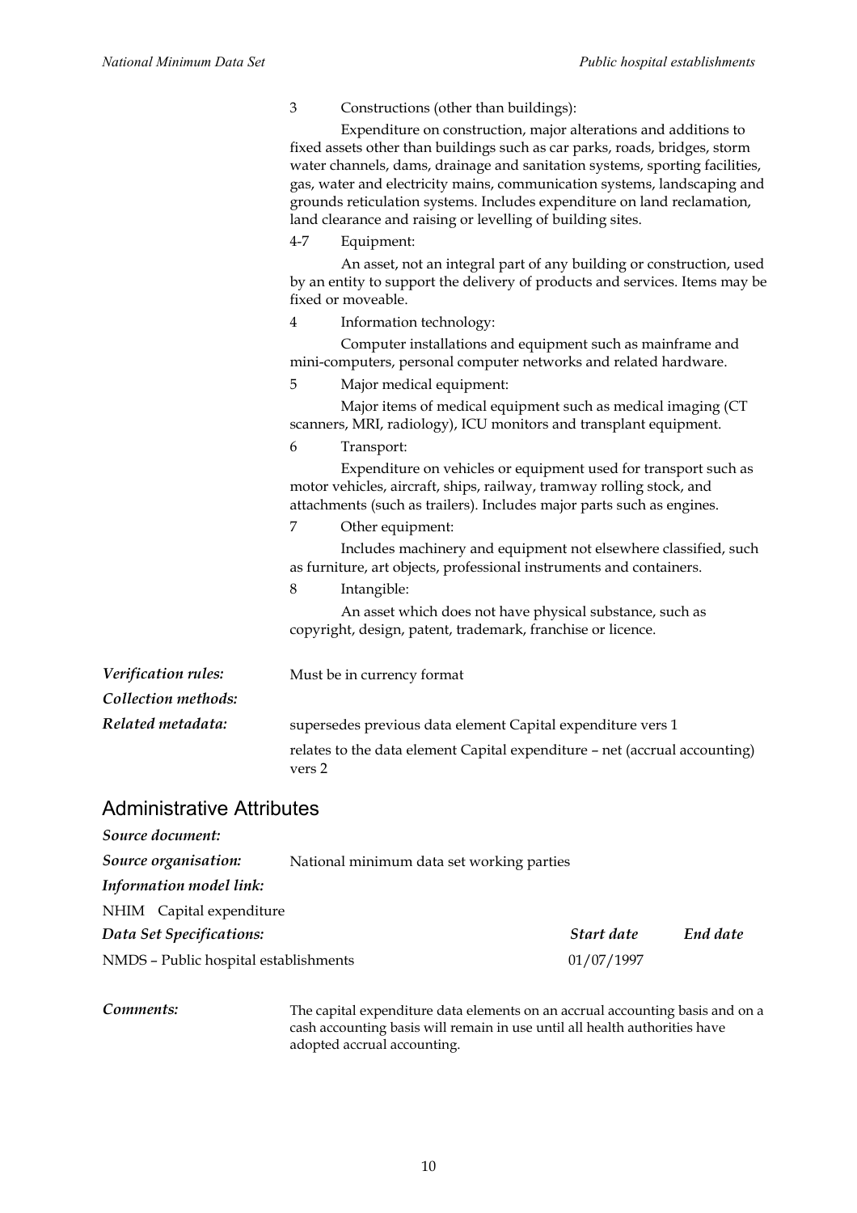3 Constructions (other than buildings):

Expenditure on construction, major alterations and additions to fixed assets other than buildings such as car parks, roads, bridges, storm water channels, dams, drainage and sanitation systems, sporting facilities, gas, water and electricity mains, communication systems, landscaping and grounds reticulation systems. Includes expenditure on land reclamation, land clearance and raising or levelling of building sites.

4-7 Equipment:

An asset, not an integral part of any building or construction, used by an entity to support the delivery of products and services. Items may be fixed or moveable.

4 Information technology:

Computer installations and equipment such as mainframe and mini-computers, personal computer networks and related hardware.

5 Major medical equipment:

Major items of medical equipment such as medical imaging (CT scanners, MRI, radiology), ICU monitors and transplant equipment.

6 Transport:

Expenditure on vehicles or equipment used for transport such as motor vehicles, aircraft, ships, railway, tramway rolling stock, and attachments (such as trailers). Includes major parts such as engines.

7 Other equipment:

Includes machinery and equipment not elsewhere classified, such as furniture, art objects, professional instruments and containers.

8 Intangible:

An asset which does not have physical substance, such as copyright, design, patent, trademark, franchise or licence.

*Verification rules:* Must be in currency format

*Collection methods:*

*Related metadata:* supersedes previous data element Capital expenditure vers 1

relates to the data element Capital expenditure – net (accrual accounting) vers 2

## Administrative Attributes

*Source document:*

*Source organisation:* National minimum data set working parties

*Information model link:*

NHIM Capital expenditure

| *Data Set Specifications:* | *Start date* | *End date* |
|---|---|---|
| NMDS – Public hospital establishments | 01/07/1997 | |

*Comments:* The capital expenditure data elements on an accrual accounting basis and on a cash accounting basis will remain in use until all health authorities have adopted accrual accounting.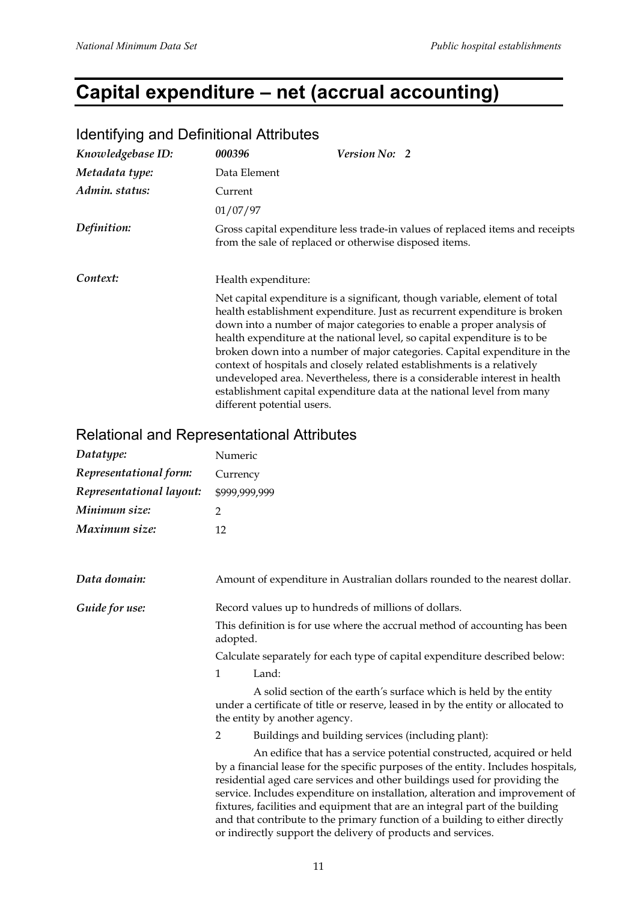# Capital expenditure – net (accrual accounting)

## Identifying and Definitional Attributes

| | | |
|---|---|---|
| *Knowledgebase ID:* | *000396* | *Version No: 2* |
| *Metadata type:* | Data Element | |
| *Admin. status:* | Current | |
| | 01/07/97 | |

*Definition:* Gross capital expenditure less trade-in values of replaced items and receipts from the sale of replaced or otherwise disposed items.

*Context:* Health expenditure:

Net capital expenditure is a significant, though variable, element of total health establishment expenditure. Just as recurrent expenditure is broken down into a number of major categories to enable a proper analysis of health expenditure at the national level, so capital expenditure is to be broken down into a number of major categories. Capital expenditure in the context of hospitals and closely related establishments is a relatively undeveloped area. Nevertheless, there is a considerable interest in health establishment capital expenditure data at the national level from many different potential users.

## Relational and Representational Attributes

| | |
|---|---|
| *Datatype:* | Numeric |
| *Representational form:* | Currency |
| *Representational layout:* | $999,999,999 |
| *Minimum size:* | 2 |
| *Maximum size:* | 12 |

*Data domain:* Amount of expenditure in Australian dollars rounded to the nearest dollar.

*Guide for use:* Record values up to hundreds of millions of dollars.

This definition is for use where the accrual method of accounting has been adopted.

Calculate separately for each type of capital expenditure described below:

1 Land:

A solid section of the earth's surface which is held by the entity under a certificate of title or reserve, leased in by the entity or allocated to the entity by another agency.

2 Buildings and building services (including plant):

An edifice that has a service potential constructed, acquired or held by a financial lease for the specific purposes of the entity. Includes hospitals, residential aged care services and other buildings used for providing the service. Includes expenditure on installation, alteration and improvement of fixtures, facilities and equipment that are an integral part of the building and that contribute to the primary function of a building to either directly or indirectly support the delivery of products and services.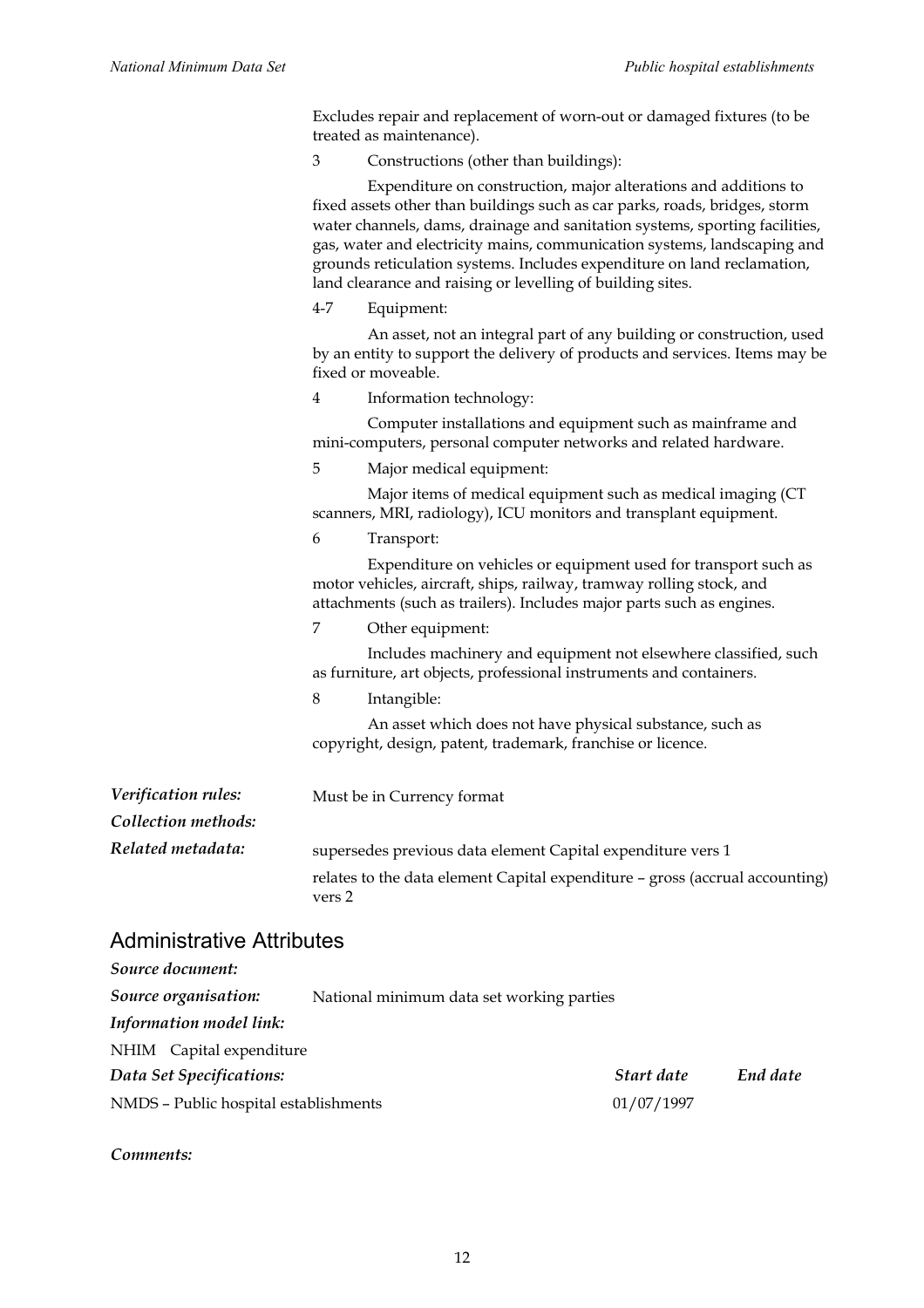Excludes repair and replacement of worn-out or damaged fixtures (to be treated as maintenance).

3 Constructions (other than buildings):

Expenditure on construction, major alterations and additions to fixed assets other than buildings such as car parks, roads, bridges, storm water channels, dams, drainage and sanitation systems, sporting facilities, gas, water and electricity mains, communication systems, landscaping and grounds reticulation systems. Includes expenditure on land reclamation, land clearance and raising or levelling of building sites.

4-7 Equipment:

An asset, not an integral part of any building or construction, used by an entity to support the delivery of products and services. Items may be fixed or moveable.

4 Information technology:

Computer installations and equipment such as mainframe and mini-computers, personal computer networks and related hardware.

5 Major medical equipment:

Major items of medical equipment such as medical imaging (CT scanners, MRI, radiology), ICU monitors and transplant equipment.

6 Transport:

Expenditure on vehicles or equipment used for transport such as motor vehicles, aircraft, ships, railway, tramway rolling stock, and attachments (such as trailers). Includes major parts such as engines.

7 Other equipment:

Includes machinery and equipment not elsewhere classified, such as furniture, art objects, professional instruments and containers.

8 Intangible:

An asset which does not have physical substance, such as copyright, design, patent, trademark, franchise or licence.

*Verification rules:* Must be in Currency format

*Collection methods:*

*Related metadata:* supersedes previous data element Capital expenditure vers 1

relates to the data element Capital expenditure – gross (accrual accounting) vers 2

## Administrative Attributes

*Source document:*

*Source organisation:* National minimum data set working parties

*Information model link:*

NHIM Capital expenditure

| *Data Set Specifications:* | *Start date* | *End date* |
|---|---|---|
| NMDS – Public hospital establishments | 01/07/1997 | |

*Comments:*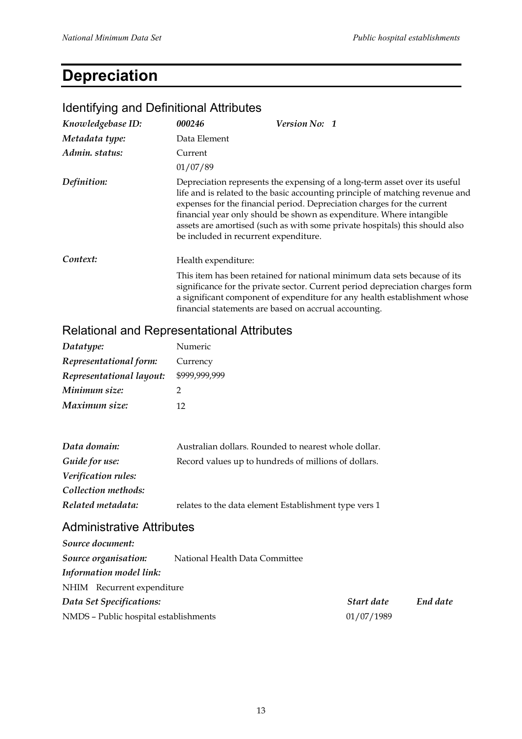# Depreciation

## Identifying and Definitional Attributes

| | | |
|---|---|---|
| *Knowledgebase ID:* | ***000246*** | ***Version No: 1*** |
| *Metadata type:* | Data Element | |
| *Admin. status:* | Current | |
| | 01/07/89 | |

*Definition:* Depreciation represents the expensing of a long-term asset over its useful life and is related to the basic accounting principle of matching revenue and expenses for the financial period. Depreciation charges for the current financial year only should be shown as expenditure. Where intangible assets are amortised (such as with some private hospitals) this should also be included in recurrent expenditure.

*Context:* Health expenditure:

This item has been retained for national minimum data sets because of its significance for the private sector. Current period depreciation charges form a significant component of expenditure for any health establishment whose financial statements are based on accrual accounting.

## Relational and Representational Attributes

| | |
|---|---|
| *Datatype:* | Numeric |
| *Representational form:* | Currency |
| *Representational layout:* | $999,999,999 |
| *Minimum size:* | 2 |
| *Maximum size:* | 12 |

| | |
|---|---|
| *Data domain:* | Australian dollars. Rounded to nearest whole dollar. |
| *Guide for use:* | Record values up to hundreds of millions of dollars. |
| *Verification rules:* | |
| *Collection methods:* | |
| *Related metadata:* | relates to the data element Establishment type vers 1 |

## Administrative Attributes

*Source document:*

*Source organisation:* National Health Data Committee

*Information model link:*

NHIM Recurrent expenditure

| *Data Set Specifications:* | *Start date* | *End date* |
|---|---|---|
| NMDS – Public hospital establishments | 01/07/1989 | |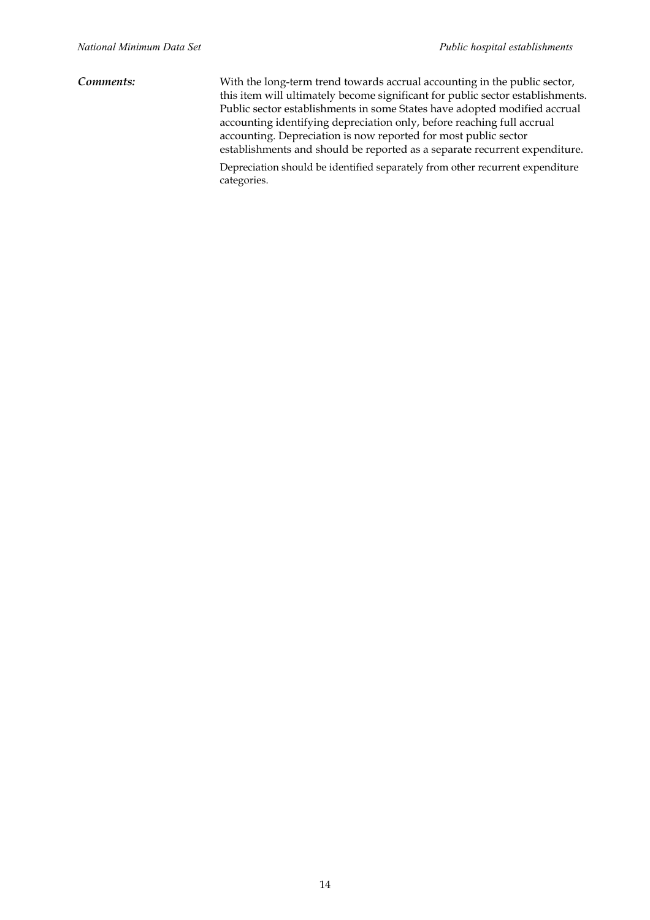***Comments:*** With the long-term trend towards accrual accounting in the public sector, this item will ultimately become significant for public sector establishments. Public sector establishments in some States have adopted modified accrual accounting identifying depreciation only, before reaching full accrual accounting. Depreciation is now reported for most public sector establishments and should be reported as a separate recurrent expenditure.

Depreciation should be identified separately from other recurrent expenditure categories.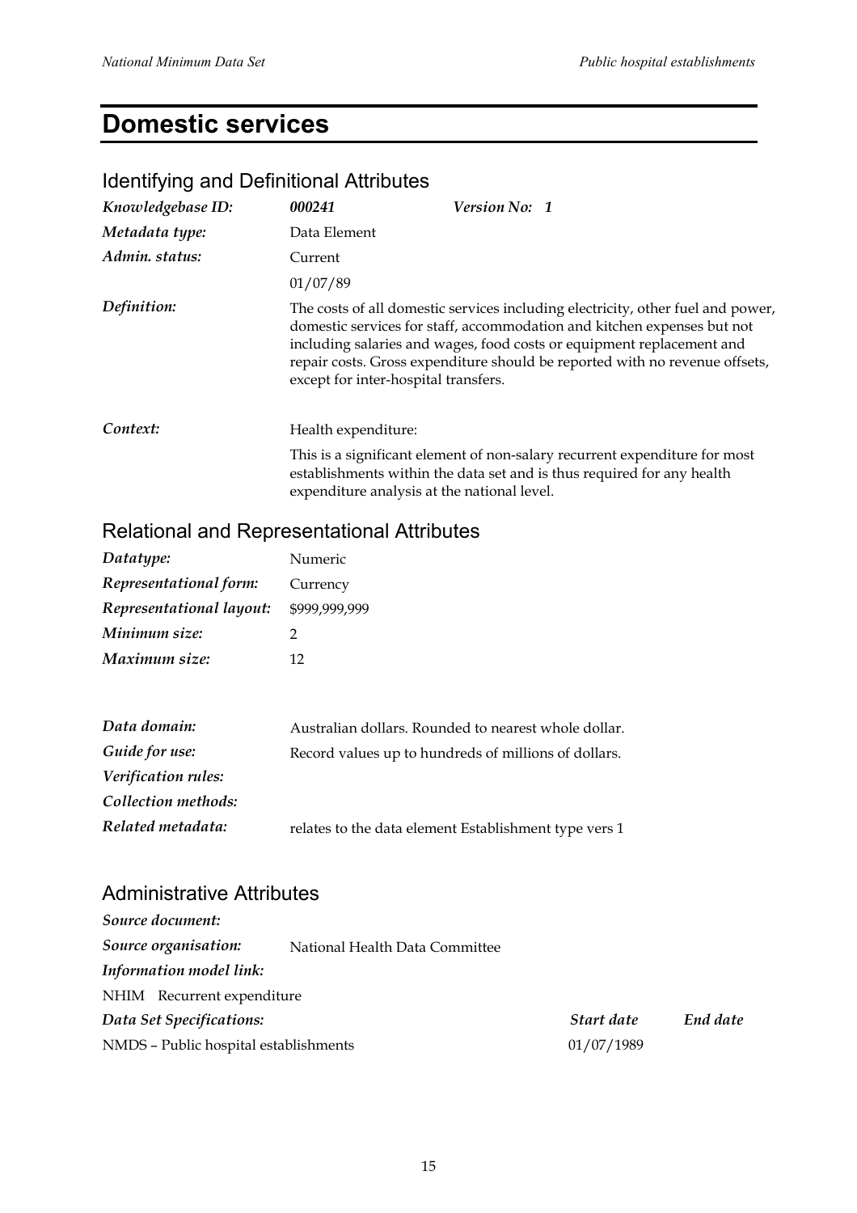# Domestic services

## Identifying and Definitional Attributes

| | | |
|---|---|---|
| *Knowledgebase ID:* | ***000241*** | ***Version No: 1*** |
| *Metadata type:* | Data Element | |
| *Admin. status:* | Current | |
| | 01/07/89 | |
| *Definition:* | The costs of all domestic services including electricity, other fuel and power, domestic services for staff, accommodation and kitchen expenses but not including salaries and wages, food costs or equipment replacement and repair costs. Gross expenditure should be reported with no revenue offsets, except for inter-hospital transfers. | |
| *Context:* | Health expenditure:<br>This is a significant element of non-salary recurrent expenditure for most establishments within the data set and is thus required for any health expenditure analysis at the national level. | |

## Relational and Representational Attributes

| | |
|---|---|
| *Datatype:* | Numeric |
| *Representational form:* | Currency |
| *Representational layout:* | $999,999,999 |
| *Minimum size:* | 2 |
| *Maximum size:* | 12 |
| *Data domain:* | Australian dollars. Rounded to nearest whole dollar. |
| *Guide for use:* | Record values up to hundreds of millions of dollars. |
| *Verification rules:* | |
| *Collection methods:* | |
| *Related metadata:* | relates to the data element Establishment type vers 1 |

## Administrative Attributes

*Source document:*

*Source organisation:* National Health Data Committee

*Information model link:*

NHIM Recurrent expenditure

| *Data Set Specifications:* | *Start date* | *End date* |
|---|---|---|
| NMDS – Public hospital establishments | 01/07/1989 | |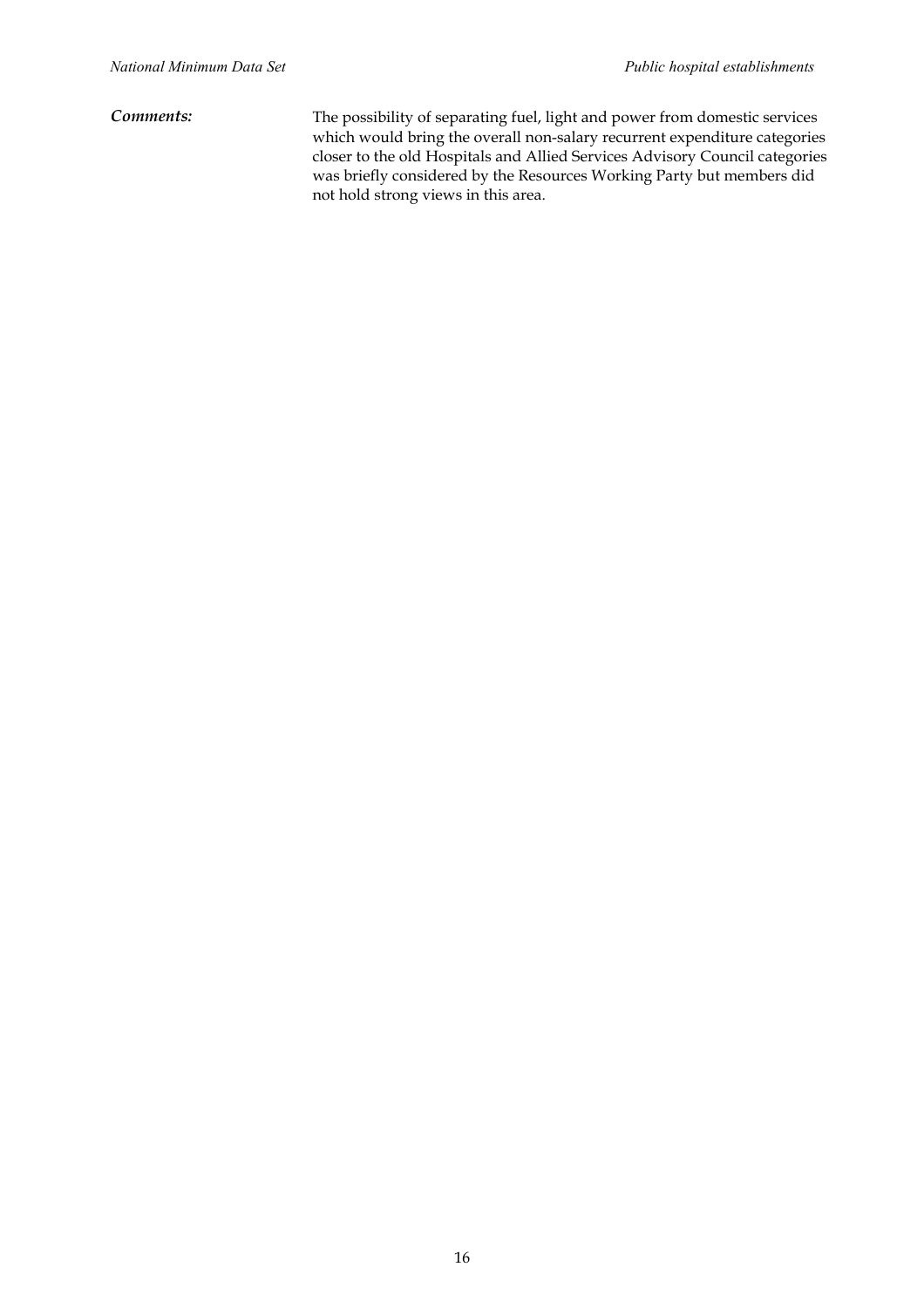***Comments:*** The possibility of separating fuel, light and power from domestic services which would bring the overall non-salary recurrent expenditure categories closer to the old Hospitals and Allied Services Advisory Council categories was briefly considered by the Resources Working Party but members did not hold strong views in this area.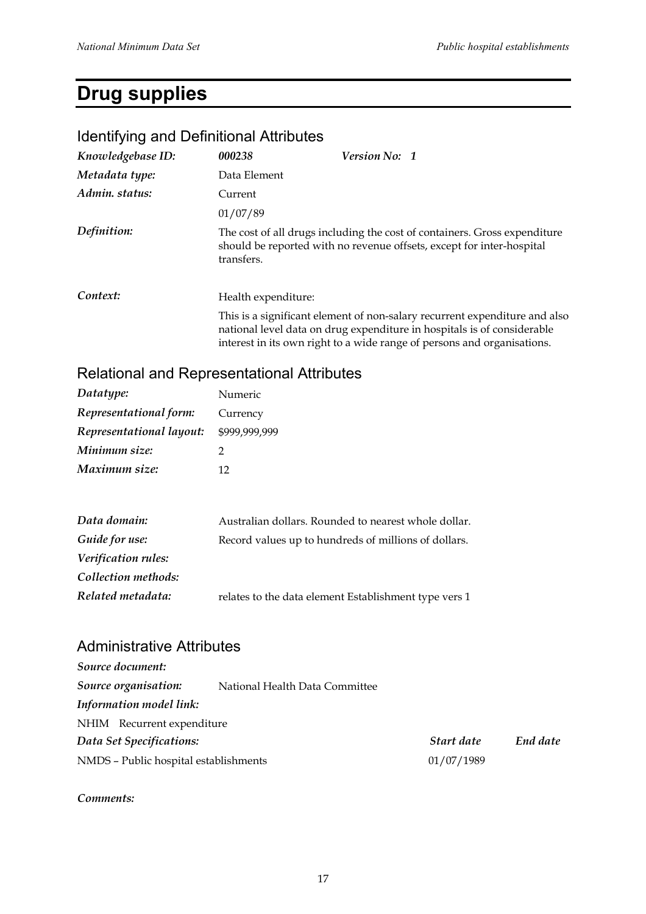# Drug supplies

## Identifying and Definitional Attributes

| | | |
|---|---|---|
| *Knowledgebase ID:* | ***000238*** | ***Version No: 1*** |
| *Metadata type:* | Data Element | |
| *Admin. status:* | Current | |
| | 01/07/89 | |
| *Definition:* | The cost of all drugs including the cost of containers. Gross expenditure should be reported with no revenue offsets, except for inter-hospital transfers. | |
| *Context:* | Health expenditure:<br>This is a significant element of non-salary recurrent expenditure and also national level data on drug expenditure in hospitals is of considerable interest in its own right to a wide range of persons and organisations. | |

## Relational and Representational Attributes

| | |
|---|---|
| *Datatype:* | Numeric |
| *Representational form:* | Currency |
| *Representational layout:* | $999,999,999 |
| *Minimum size:* | 2 |
| *Maximum size:* | 12 |
| *Data domain:* | Australian dollars. Rounded to nearest whole dollar. |
| *Guide for use:* | Record values up to hundreds of millions of dollars. |
| *Verification rules:* | |
| *Collection methods:* | |
| *Related metadata:* | relates to the data element Establishment type vers 1 |

## Administrative Attributes

*Source document:*

*Source organisation:* National Health Data Committee

*Information model link:*

NHIM Recurrent expenditure

| *Data Set Specifications:* | *Start date* | *End date* |
|---|---|---|
| NMDS – Public hospital establishments | 01/07/1989 | |

*Comments:*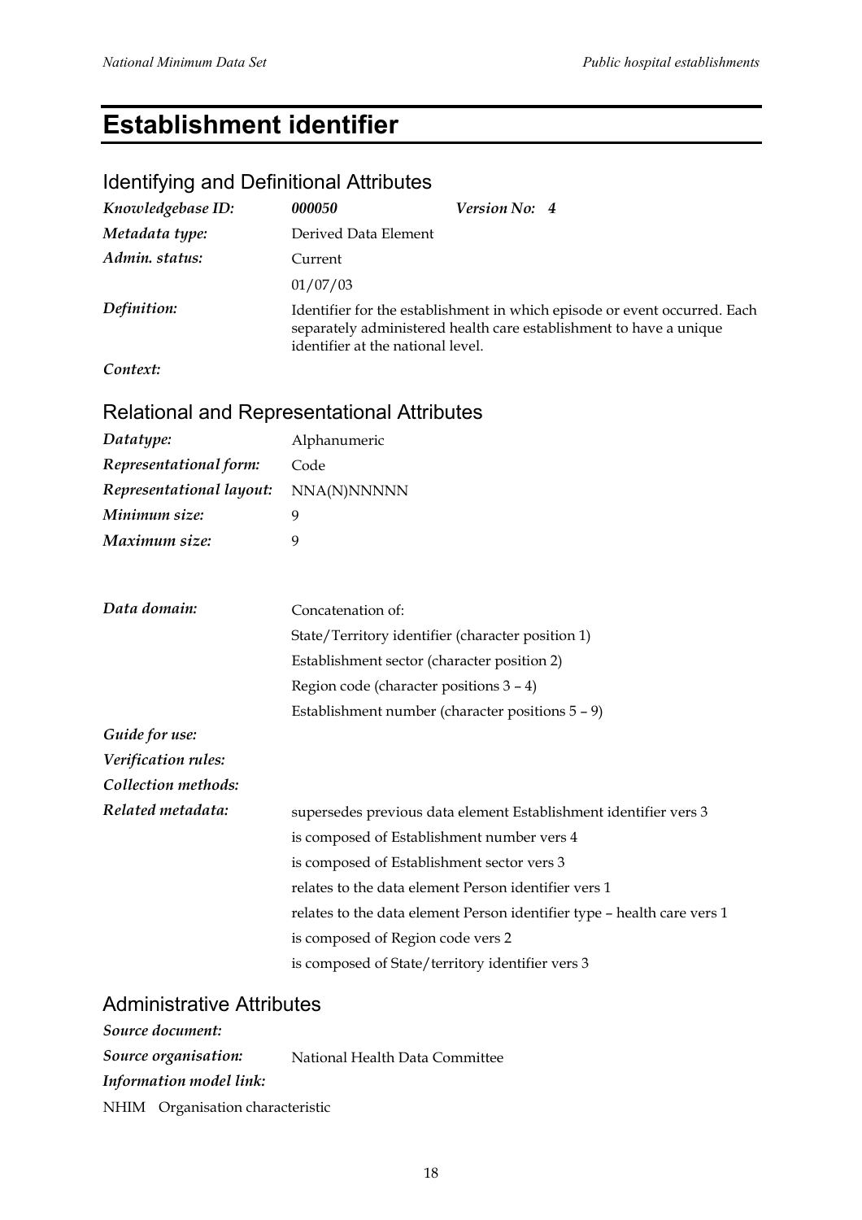# Establishment identifier

## Identifying and Definitional Attributes

| | | | |
|---|---|---|---|
| *Knowledgebase ID:* | ***000050*** | *Version No:* | ***4*** |
| *Metadata type:* | Derived Data Element | | |
| *Admin. status:* | Current | | |
| | 01/07/03 | | |
| *Definition:* | Identifier for the establishment in which episode or event occurred. Each separately administered health care establishment to have a unique identifier at the national level. | | |
| *Context:* | | | |

## Relational and Representational Attributes

| | |
|---|---|
| *Datatype:* | Alphanumeric |
| *Representational form:* | Code |
| *Representational layout:* | NNA(N)NNNNN |
| *Minimum size:* | 9 |
| *Maximum size:* | 9 |

| | |
|---|---|
| *Data domain:* | Concatenation of: |
| | State/Territory identifier (character position 1) |
| | Establishment sector (character position 2) |
| | Region code (character positions 3 – 4) |
| | Establishment number (character positions 5 – 9) |
| *Guide for use:* | |
| *Verification rules:* | |
| *Collection methods:* | |
| *Related metadata:* | supersedes previous data element Establishment identifier vers 3 |
| | is composed of Establishment number vers 4 |
| | is composed of Establishment sector vers 3 |
| | relates to the data element Person identifier vers 1 |
| | relates to the data element Person identifier type – health care vers 1 |
| | is composed of Region code vers 2 |
| | is composed of State/territory identifier vers 3 |

## Administrative Attributes

| | |
|---|---|
| *Source document:* | |
| *Source organisation:* | National Health Data Committee |
| *Information model link:* | |

NHIM Organisation characteristic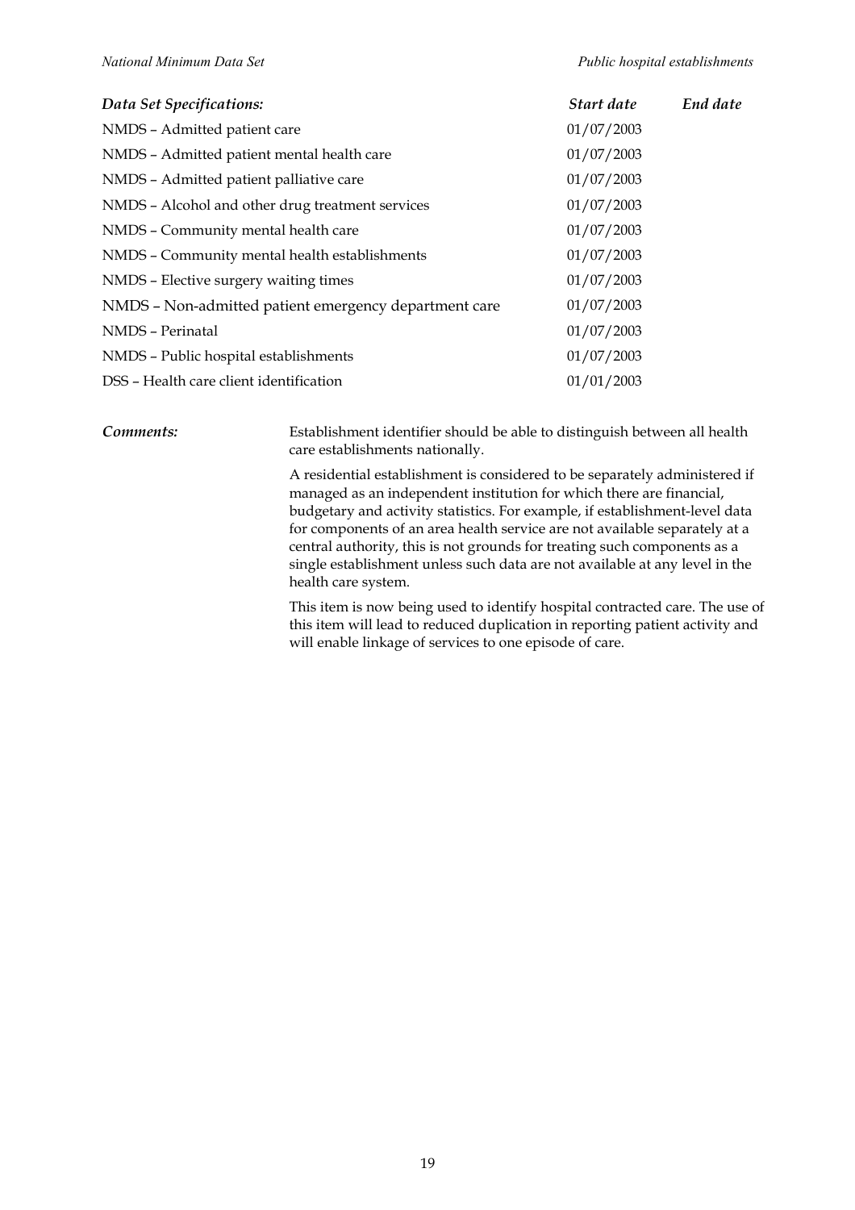| *Data Set Specifications:* | *Start date* | *End date* |
|---|---|---|
| NMDS – Admitted patient care | 01/07/2003 | |
| NMDS – Admitted patient mental health care | 01/07/2003 | |
| NMDS – Admitted patient palliative care | 01/07/2003 | |
| NMDS – Alcohol and other drug treatment services | 01/07/2003 | |
| NMDS – Community mental health care | 01/07/2003 | |
| NMDS – Community mental health establishments | 01/07/2003 | |
| NMDS – Elective surgery waiting times | 01/07/2003 | |
| NMDS – Non-admitted patient emergency department care | 01/07/2003 | |
| NMDS – Perinatal | 01/07/2003 | |
| NMDS – Public hospital establishments | 01/07/2003 | |
| DSS – Health care client identification | 01/01/2003 | |

***Comments:***

Establishment identifier should be able to distinguish between all health care establishments nationally.

A residential establishment is considered to be separately administered if managed as an independent institution for which there are financial, budgetary and activity statistics. For example, if establishment-level data for components of an area health service are not available separately at a central authority, this is not grounds for treating such components as a single establishment unless such data are not available at any level in the health care system.

This item is now being used to identify hospital contracted care. The use of this item will lead to reduced duplication in reporting patient activity and will enable linkage of services to one episode of care.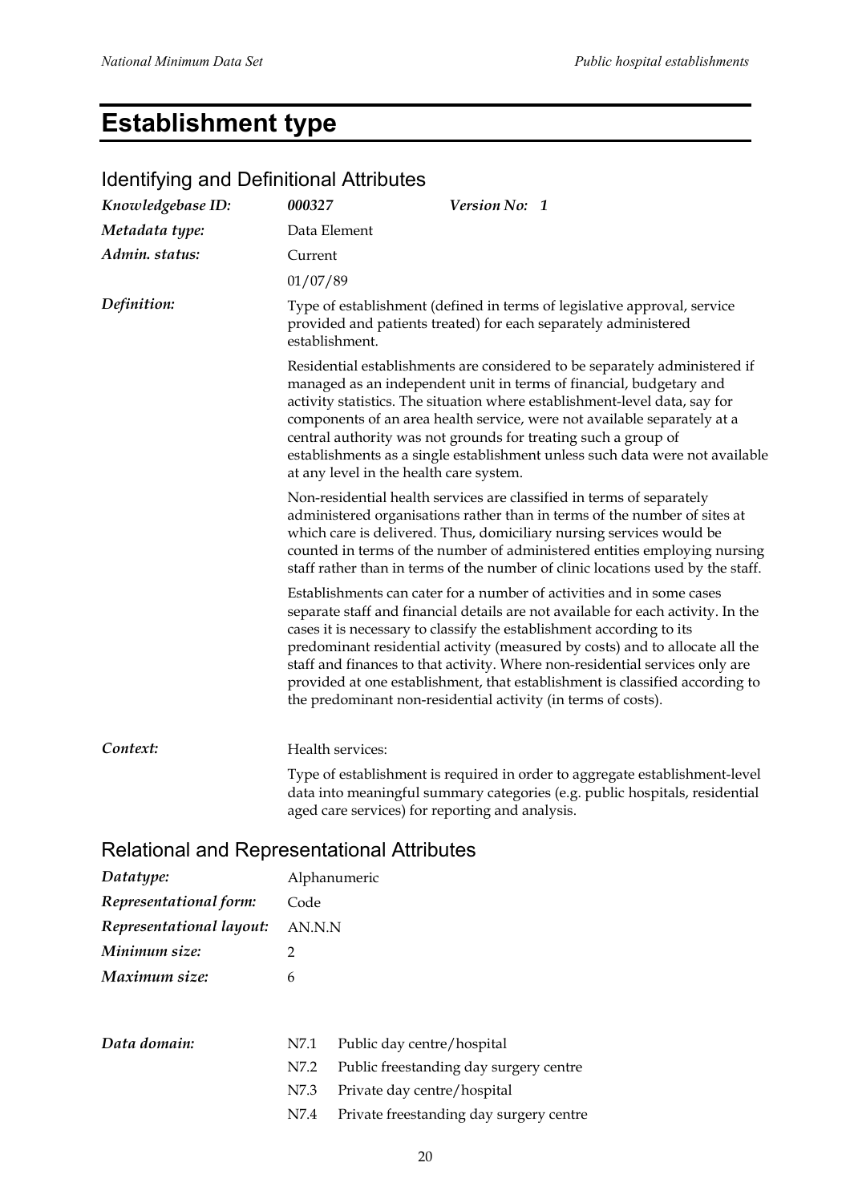# Establishment type

## Identifying and Definitional Attributes

*Knowledgebase ID:* ***000327*** *Version No:* ***1***

*Metadata type:* Data Element

*Admin. status:* Current

01/07/89

*Definition:* Type of establishment (defined in terms of legislative approval, service provided and patients treated) for each separately administered establishment.

Residential establishments are considered to be separately administered if managed as an independent unit in terms of financial, budgetary and activity statistics. The situation where establishment-level data, say for components of an area health service, were not available separately at a central authority was not grounds for treating such a group of establishments as a single establishment unless such data were not available at any level in the health care system.

Non-residential health services are classified in terms of separately administered organisations rather than in terms of the number of sites at which care is delivered. Thus, domiciliary nursing services would be counted in terms of the number of administered entities employing nursing staff rather than in terms of the number of clinic locations used by the staff.

Establishments can cater for a number of activities and in some cases separate staff and financial details are not available for each activity. In the cases it is necessary to classify the establishment according to its predominant residential activity (measured by costs) and to allocate all the staff and finances to that activity. Where non-residential services only are provided at one establishment, that establishment is classified according to the predominant non-residential activity (in terms of costs).

*Context:* Health services:

Type of establishment is required in order to aggregate establishment-level data into meaningful summary categories (e.g. public hospitals, residential aged care services) for reporting and analysis.

## Relational and Representational Attributes

*Datatype:* Alphanumeric

*Representational form:* Code

*Representational layout:* AN.N.N

*Minimum size:* 2

*Maximum size:* 6

*Data domain:*

N7.1 Public day centre/hospital

N7.2 Public freestanding day surgery centre

N7.3 Private day centre/hospital

N7.4 Private freestanding day surgery centre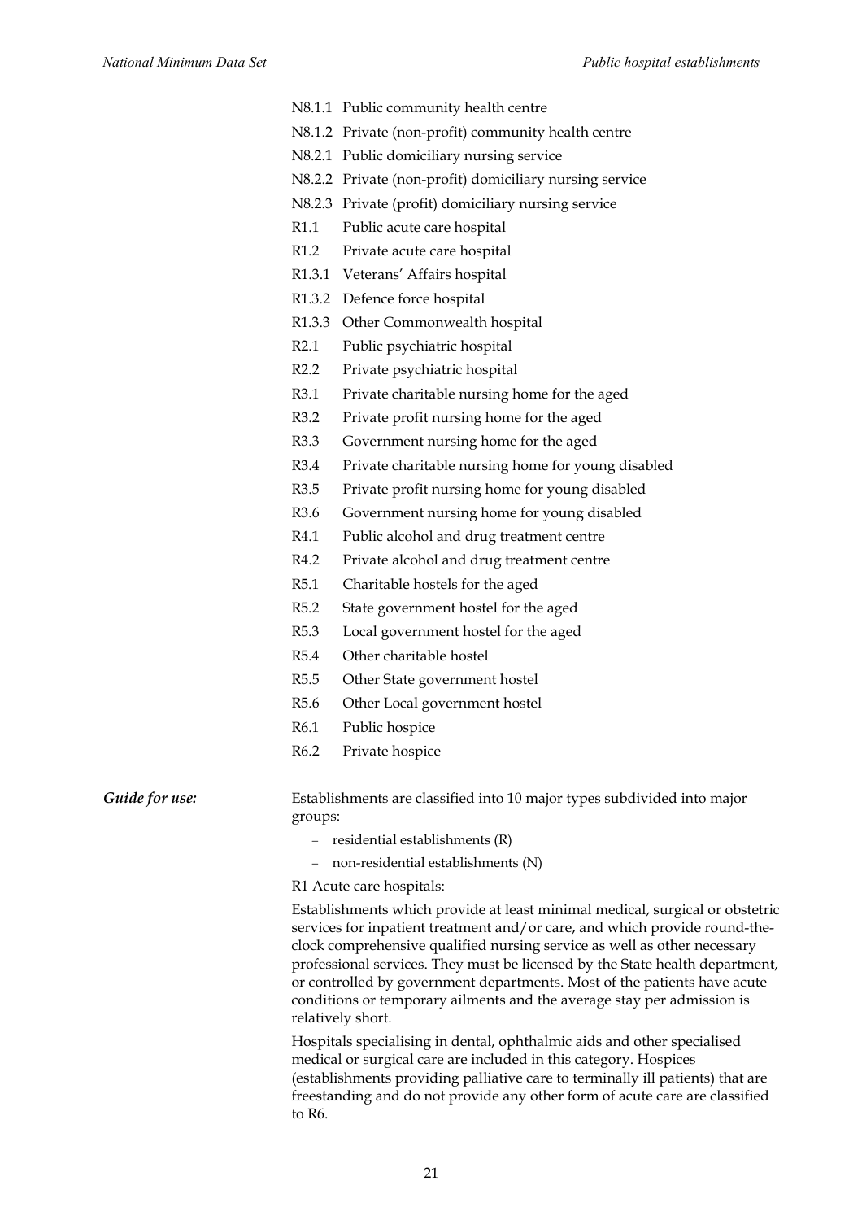N8.1.1 Public community health centre
N8.1.2 Private (non-profit) community health centre
N8.2.1 Public domiciliary nursing service
N8.2.2 Private (non-profit) domiciliary nursing service
N8.2.3 Private (profit) domiciliary nursing service
R1.1 Public acute care hospital
R1.2 Private acute care hospital
R1.3.1 Veterans' Affairs hospital
R1.3.2 Defence force hospital
R1.3.3 Other Commonwealth hospital
R2.1 Public psychiatric hospital
R2.2 Private psychiatric hospital
R3.1 Private charitable nursing home for the aged
R3.2 Private profit nursing home for the aged
R3.3 Government nursing home for the aged
R3.4 Private charitable nursing home for young disabled
R3.5 Private profit nursing home for young disabled
R3.6 Government nursing home for young disabled
R4.1 Public alcohol and drug treatment centre
R4.2 Private alcohol and drug treatment centre
R5.1 Charitable hostels for the aged
R5.2 State government hostel for the aged
R5.3 Local government hostel for the aged
R5.4 Other charitable hostel
R5.5 Other State government hostel
R5.6 Other Local government hostel
R6.1 Public hospice
R6.2 Private hospice

*Guide for use:*

Establishments are classified into 10 major types subdivided into major groups:

- residential establishments (R)
- non-residential establishments (N)

R1 Acute care hospitals:

Establishments which provide at least minimal medical, surgical or obstetric services for inpatient treatment and/or care, and which provide round-the-clock comprehensive qualified nursing service as well as other necessary professional services. They must be licensed by the State health department, or controlled by government departments. Most of the patients have acute conditions or temporary ailments and the average stay per admission is relatively short.

Hospitals specialising in dental, ophthalmic aids and other specialised medical or surgical care are included in this category. Hospices (establishments providing palliative care to terminally ill patients) that are freestanding and do not provide any other form of acute care are classified to R6.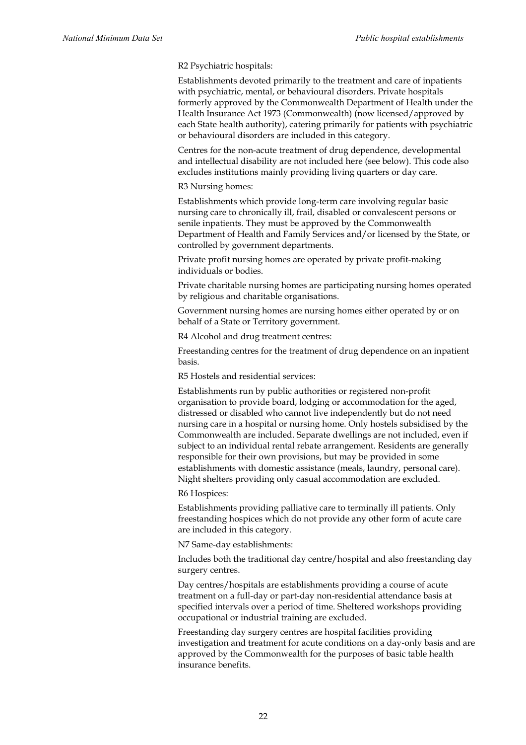R2 Psychiatric hospitals:

Establishments devoted primarily to the treatment and care of inpatients with psychiatric, mental, or behavioural disorders. Private hospitals formerly approved by the Commonwealth Department of Health under the Health Insurance Act 1973 (Commonwealth) (now licensed/approved by each State health authority), catering primarily for patients with psychiatric or behavioural disorders are included in this category.

Centres for the non-acute treatment of drug dependence, developmental and intellectual disability are not included here (see below). This code also excludes institutions mainly providing living quarters or day care.

R3 Nursing homes:

Establishments which provide long-term care involving regular basic nursing care to chronically ill, frail, disabled or convalescent persons or senile inpatients. They must be approved by the Commonwealth Department of Health and Family Services and/or licensed by the State, or controlled by government departments.

Private profit nursing homes are operated by private profit-making individuals or bodies.

Private charitable nursing homes are participating nursing homes operated by religious and charitable organisations.

Government nursing homes are nursing homes either operated by or on behalf of a State or Territory government.

R4 Alcohol and drug treatment centres:

Freestanding centres for the treatment of drug dependence on an inpatient basis.

R5 Hostels and residential services:

Establishments run by public authorities or registered non-profit organisation to provide board, lodging or accommodation for the aged, distressed or disabled who cannot live independently but do not need nursing care in a hospital or nursing home. Only hostels subsidised by the Commonwealth are included. Separate dwellings are not included, even if subject to an individual rental rebate arrangement. Residents are generally responsible for their own provisions, but may be provided in some establishments with domestic assistance (meals, laundry, personal care). Night shelters providing only casual accommodation are excluded.

R6 Hospices:

Establishments providing palliative care to terminally ill patients. Only freestanding hospices which do not provide any other form of acute care are included in this category.

N7 Same-day establishments:

Includes both the traditional day centre/hospital and also freestanding day surgery centres.

Day centres/hospitals are establishments providing a course of acute treatment on a full-day or part-day non-residential attendance basis at specified intervals over a period of time. Sheltered workshops providing occupational or industrial training are excluded.

Freestanding day surgery centres are hospital facilities providing investigation and treatment for acute conditions on a day-only basis and are approved by the Commonwealth for the purposes of basic table health insurance benefits.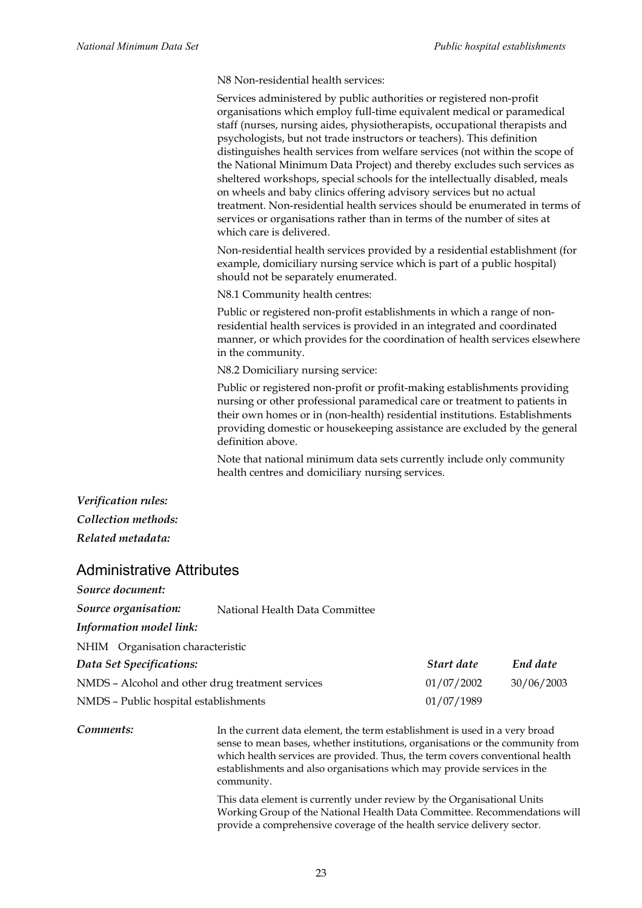N8 Non-residential health services:

Services administered by public authorities or registered non-profit organisations which employ full-time equivalent medical or paramedical staff (nurses, nursing aides, physiotherapists, occupational therapists and psychologists, but not trade instructors or teachers). This definition distinguishes health services from welfare services (not within the scope of the National Minimum Data Project) and thereby excludes such services as sheltered workshops, special schools for the intellectually disabled, meals on wheels and baby clinics offering advisory services but no actual treatment. Non-residential health services should be enumerated in terms of services or organisations rather than in terms of the number of sites at which care is delivered.

Non-residential health services provided by a residential establishment (for example, domiciliary nursing service which is part of a public hospital) should not be separately enumerated.

N8.1 Community health centres:

Public or registered non-profit establishments in which a range of non-residential health services is provided in an integrated and coordinated manner, or which provides for the coordination of health services elsewhere in the community.

N8.2 Domiciliary nursing service:

Public or registered non-profit or profit-making establishments providing nursing or other professional paramedical care or treatment to patients in their own homes or in (non-health) residential institutions. Establishments providing domestic or housekeeping assistance are excluded by the general definition above.

Note that national minimum data sets currently include only community health centres and domiciliary nursing services.

***Verification rules:***

***Collection methods:***

***Related metadata:***

## Administrative Attributes

***Source document:***

***Source organisation:*** National Health Data Committee

***Information model link:***

NHIM Organisation characteristic

| *Data Set Specifications:* | *Start date* | *End date* |
|---|---|---|
| NMDS – Alcohol and other drug treatment services | 01/07/2002 | 30/06/2003 |
| NMDS – Public hospital establishments | 01/07/1989 | |

***Comments:*** In the current data element, the term establishment is used in a very broad sense to mean bases, whether institutions, organisations or the community from which health services are provided. Thus, the term covers conventional health establishments and also organisations which may provide services in the community.

This data element is currently under review by the Organisational Units Working Group of the National Health Data Committee. Recommendations will provide a comprehensive coverage of the health service delivery sector.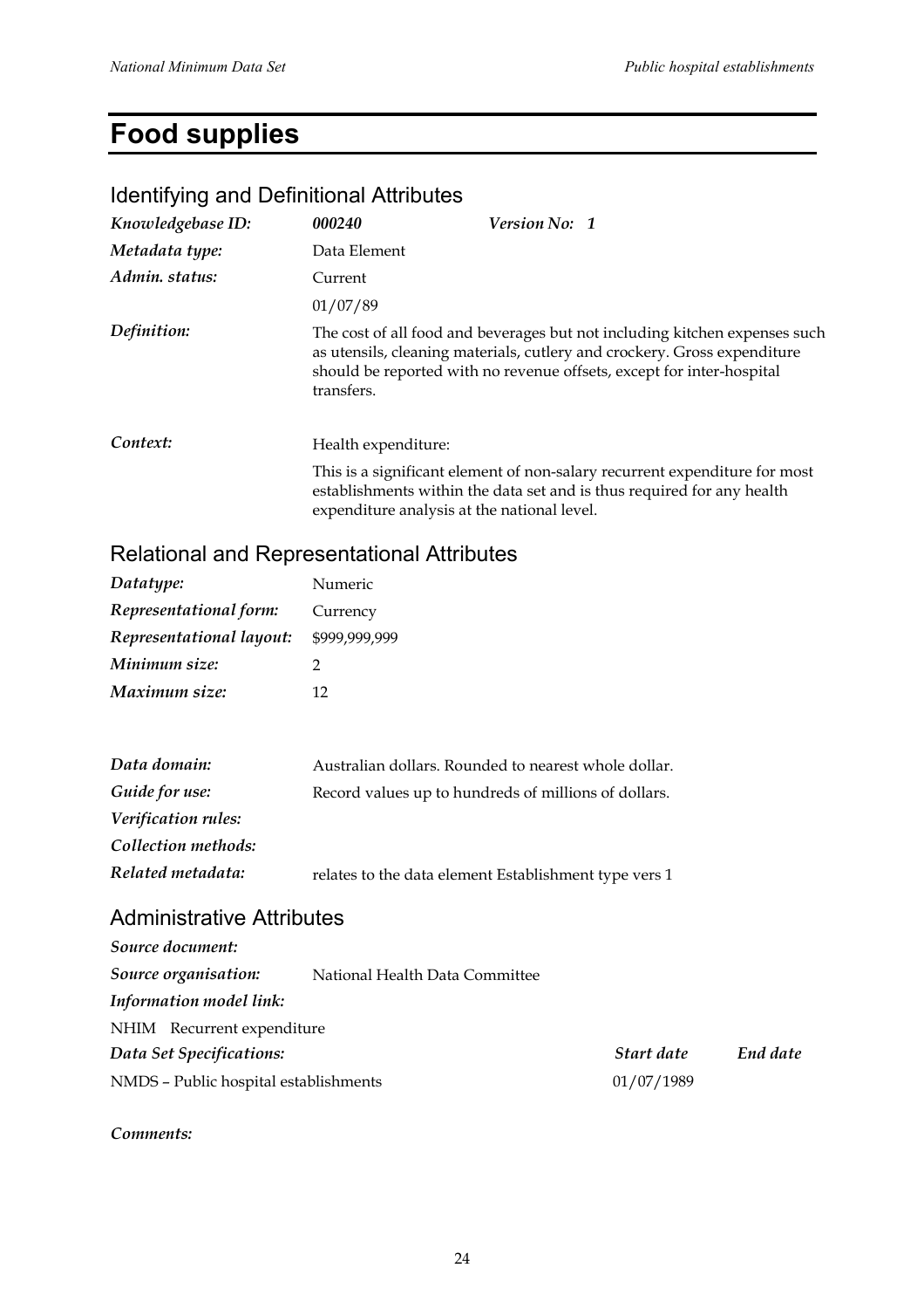# Food supplies

## Identifying and Definitional Attributes

| | | |
|---|---|---|
| *Knowledgebase ID:* | ***000240*** | ***Version No: 1*** |
| *Metadata type:* | Data Element | |
| *Admin. status:* | Current | |
| | 01/07/89 | |
| *Definition:* | The cost of all food and beverages but not including kitchen expenses such as utensils, cleaning materials, cutlery and crockery. Gross expenditure should be reported with no revenue offsets, except for inter-hospital transfers. | |
| *Context:* | Health expenditure: | |
| | This is a significant element of non-salary recurrent expenditure for most establishments within the data set and is thus required for any health expenditure analysis at the national level. | |

## Relational and Representational Attributes

| | |
|---|---|
| *Datatype:* | Numeric |
| *Representational form:* | Currency |
| *Representational layout:* | $999,999,999 |
| *Minimum size:* | 2 |
| *Maximum size:* | 12 |

| | |
|---|---|
| *Data domain:* | Australian dollars. Rounded to nearest whole dollar. |
| *Guide for use:* | Record values up to hundreds of millions of dollars. |
| *Verification rules:* | |
| *Collection methods:* | |
| *Related metadata:* | relates to the data element Establishment type vers 1 |

## Administrative Attributes

*Source document:*

*Source organisation:* National Health Data Committee

*Information model link:*

NHIM Recurrent expenditure

| *Data Set Specifications:* | *Start date* | *End date* |
|---|---|---|
| NMDS – Public hospital establishments | 01/07/1989 | |

*Comments:*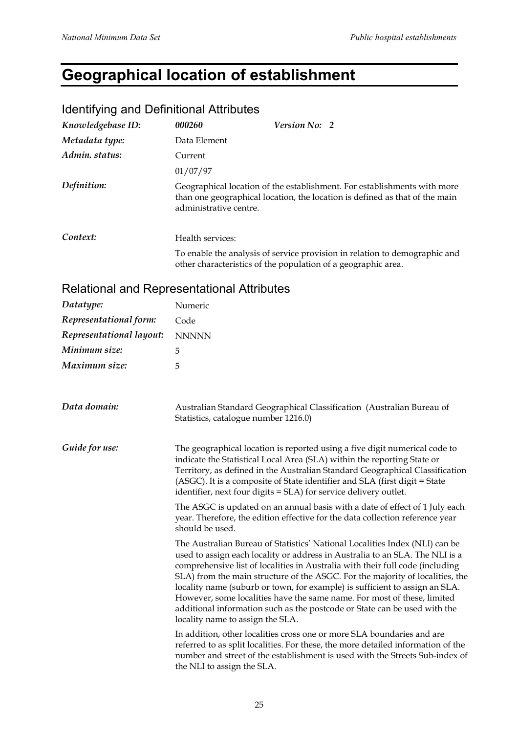# Geographical location of establishment

## Identifying and Definitional Attributes

| | | |
|---|---|---|
| *Knowledgebase ID:* | ***000260*** | ***Version No: 2*** |
| *Metadata type:* | Data Element | |
| *Admin. status:* | Current | |
| | 01/07/97 | |
| *Definition:* | Geographical location of the establishment. For establishments with more than one geographical location, the location is defined as that of the main administrative centre. | |
| *Context:* | Health services: | |
| | To enable the analysis of service provision in relation to demographic and other characteristics of the population of a geographic area. | |

## Relational and Representational Attributes

| | |
|---|---|
| *Datatype:* | Numeric |
| *Representational form:* | Code |
| *Representational layout:* | NNNNN |
| *Minimum size:* | 5 |
| *Maximum size:* | 5 |

*Data domain:* Australian Standard Geographical Classification (Australian Bureau of Statistics, catalogue number 1216.0)

*Guide for use:* The geographical location is reported using a five digit numerical code to indicate the Statistical Local Area (SLA) within the reporting State or Territory, as defined in the Australian Standard Geographical Classification (ASGC). It is a composite of State identifier and SLA (first digit = State identifier, next four digits = SLA) for service delivery outlet.

The ASGC is updated on an annual basis with a date of effect of 1 July each year. Therefore, the edition effective for the data collection reference year should be used.

The Australian Bureau of Statistics' National Localities Index (NLI) can be used to assign each locality or address in Australia to an SLA. The NLI is a comprehensive list of localities in Australia with their full code (including SLA) from the main structure of the ASGC. For the majority of localities, the locality name (suburb or town, for example) is sufficient to assign an SLA. However, some localities have the same name. For most of these, limited additional information such as the postcode or State can be used with the locality name to assign the SLA.

In addition, other localities cross one or more SLA boundaries and are referred to as split localities. For these, the more detailed information of the number and street of the establishment is used with the Streets Sub-index of the NLI to assign the SLA.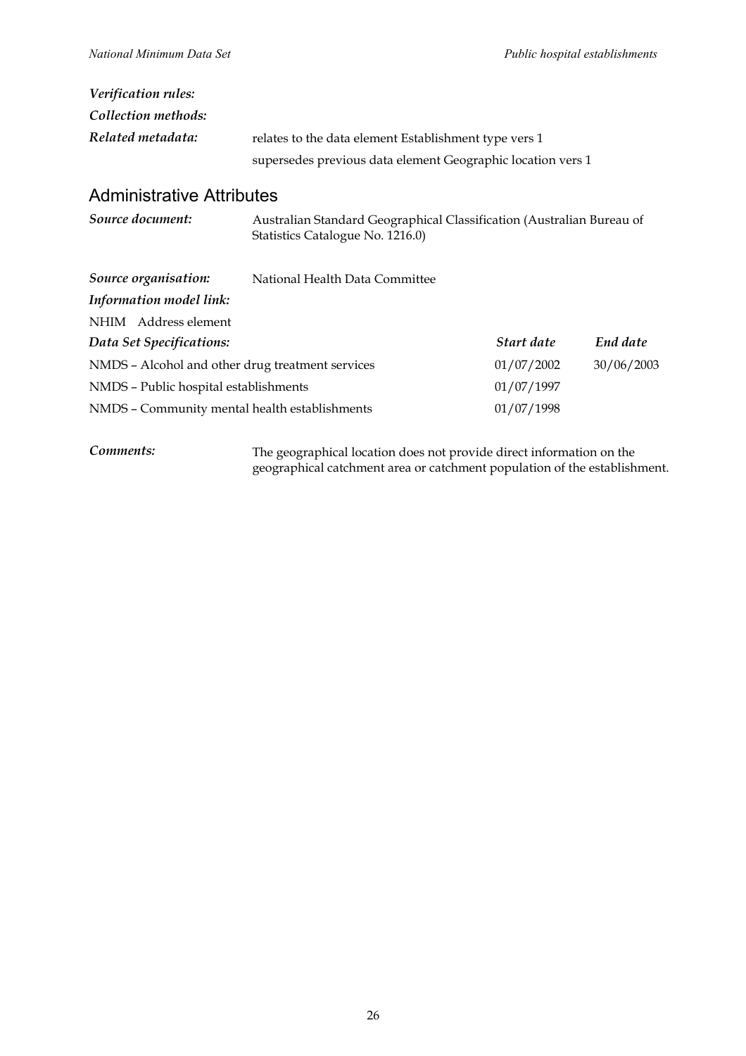*Verification rules:*

*Collection methods:*

*Related metadata:* relates to the data element Establishment type vers 1

supersedes previous data element Geographic location vers 1

## Administrative Attributes

*Source document:* Australian Standard Geographical Classification (Australian Bureau of Statistics Catalogue No. 1216.0)

*Source organisation:* National Health Data Committee

*Information model link:*

NHIM Address element

| *Data Set Specifications:* | *Start date* | *End date* |
|---|---|---|
| NMDS – Alcohol and other drug treatment services | 01/07/2002 | 30/06/2003 |
| NMDS – Public hospital establishments | 01/07/1997 | |
| NMDS – Community mental health establishments | 01/07/1998 | |

*Comments:* The geographical location does not provide direct information on the geographical catchment area or catchment population of the establishment.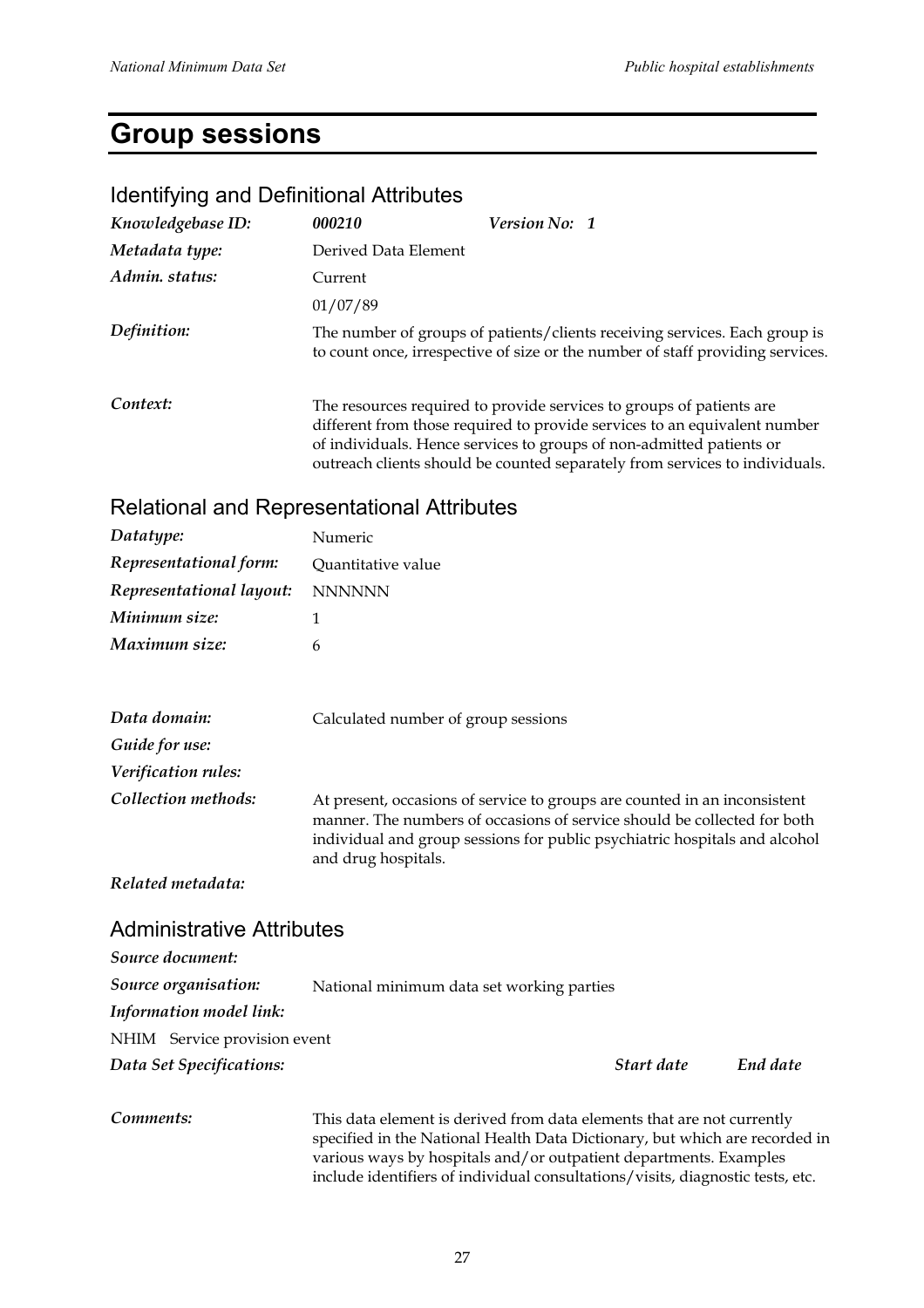# Group sessions

## Identifying and Definitional Attributes

| | | |
|---|---|---|
| *Knowledgebase ID:* | *000210* | *Version No: 1* |
| *Metadata type:* | Derived Data Element | |
| *Admin. status:* | Current | |
| | 01/07/89 | |
| *Definition:* | The number of groups of patients/clients receiving services. Each group is to count once, irrespective of size or the number of staff providing services. | |
| *Context:* | The resources required to provide services to groups of patients are different from those required to provide services to an equivalent number of individuals. Hence services to groups of non-admitted patients or outreach clients should be counted separately from services to individuals. | |

## Relational and Representational Attributes

| | |
|---|---|
| *Datatype:* | Numeric |
| *Representational form:* | Quantitative value |
| *Representational layout:* | NNNNNN |
| *Minimum size:* | 1 |
| *Maximum size:* | 6 |
| *Data domain:* | Calculated number of group sessions |
| *Guide for use:* | |
| *Verification rules:* | |
| *Collection methods:* | At present, occasions of service to groups are counted in an inconsistent manner. The numbers of occasions of service should be collected for both individual and group sessions for public psychiatric hospitals and alcohol and drug hospitals. |
| *Related metadata:* | |

## Administrative Attributes

| | | | |
|---|---|---|---|
| *Source document:* | | | |
| *Source organisation:* | National minimum data set working parties | | |
| *Information model link:* | | | |
| NHIM Service provision event | | | |
| *Data Set Specifications:* | | *Start date* | *End date* |
| *Comments:* | This data element is derived from data elements that are not currently specified in the National Health Data Dictionary, but which are recorded in various ways by hospitals and/or outpatient departments. Examples include identifiers of individual consultations/visits, diagnostic tests, etc. | | |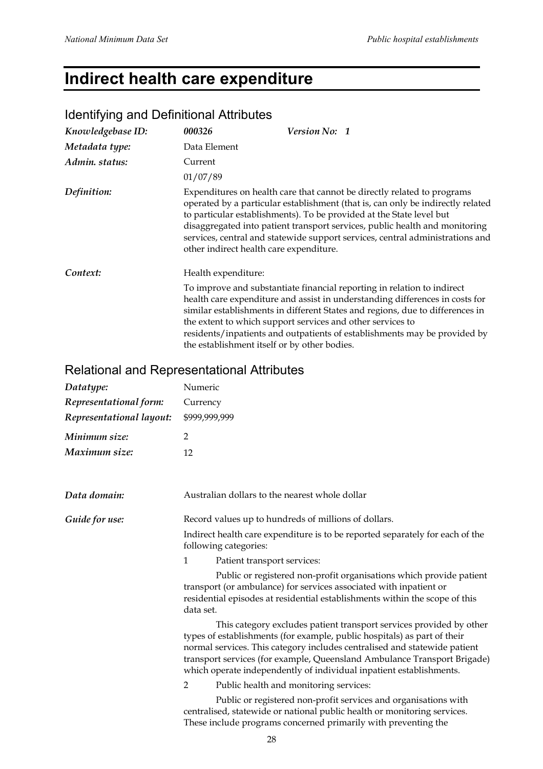# Indirect health care expenditure

## Identifying and Definitional Attributes

| | |
|---|---|
| *Knowledgebase ID:* | ***000326*** &nbsp;&nbsp;&nbsp;&nbsp; ***Version No: 1*** |
| *Metadata type:* | Data Element |
| *Admin. status:* | Current |
| | 01/07/89 |
| *Definition:* | Expenditures on health care that cannot be directly related to programs operated by a particular establishment (that is, can only be indirectly related to particular establishments). To be provided at the State level but disaggregated into patient transport services, public health and monitoring services, central and statewide support services, central administrations and other indirect health care expenditure. |
| *Context:* | Health expenditure: To improve and substantiate financial reporting in relation to indirect health care expenditure and assist in understanding differences in costs for similar establishments in different States and regions, due to differences in the extent to which support services and other services to residents/inpatients and outpatients of establishments may be provided by the establishment itself or by other bodies. |

## Relational and Representational Attributes

| | |
|---|---|
| *Datatype:* | Numeric |
| *Representational form:* | Currency |
| *Representational layout:* | $999,999,999 |
| *Minimum size:* | 2 |
| *Maximum size:* | 12 |

*Data domain:* Australian dollars to the nearest whole dollar

*Guide for use:* Record values up to hundreds of millions of dollars.

Indirect health care expenditure is to be reported separately for each of the following categories:

1. Patient transport services:

   Public or registered non-profit organisations which provide patient transport (or ambulance) for services associated with inpatient or residential episodes at residential establishments within the scope of this data set.

   This category excludes patient transport services provided by other types of establishments (for example, public hospitals) as part of their normal services. This category includes centralised and statewide patient transport services (for example, Queensland Ambulance Transport Brigade) which operate independently of individual inpatient establishments.

2. Public health and monitoring services:

   Public or registered non-profit services and organisations with centralised, statewide or national public health or monitoring services. These include programs concerned primarily with preventing the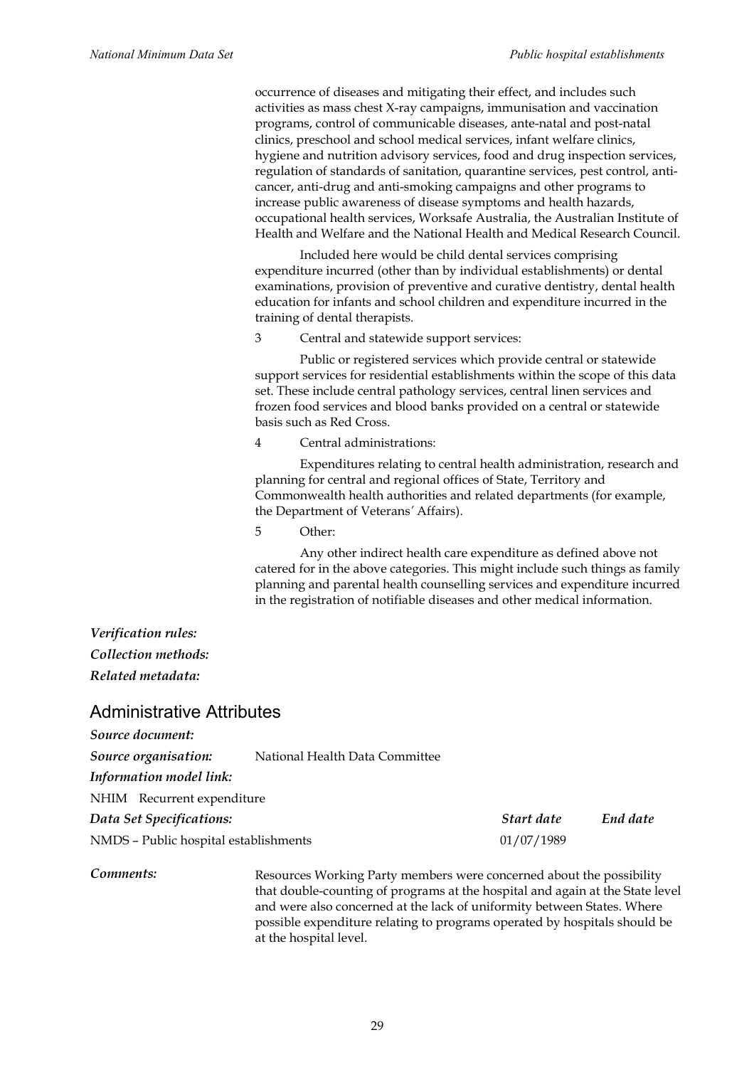occurrence of diseases and mitigating their effect, and includes such activities as mass chest X-ray campaigns, immunisation and vaccination programs, control of communicable diseases, ante-natal and post-natal clinics, preschool and school medical services, infant welfare clinics, hygiene and nutrition advisory services, food and drug inspection services, regulation of standards of sanitation, quarantine services, pest control, anti-cancer, anti-drug and anti-smoking campaigns and other programs to increase public awareness of disease symptoms and health hazards, occupational health services, Worksafe Australia, the Australian Institute of Health and Welfare and the National Health and Medical Research Council.

Included here would be child dental services comprising expenditure incurred (other than by individual establishments) or dental examinations, provision of preventive and curative dentistry, dental health education for infants and school children and expenditure incurred in the training of dental therapists.

3 Central and statewide support services:

Public or registered services which provide central or statewide support services for residential establishments within the scope of this data set. These include central pathology services, central linen services and frozen food services and blood banks provided on a central or statewide basis such as Red Cross.

4 Central administrations:

Expenditures relating to central health administration, research and planning for central and regional offices of State, Territory and Commonwealth health authorities and related departments (for example, the Department of Veterans' Affairs).

5 Other:

Any other indirect health care expenditure as defined above not catered for in the above categories. This might include such things as family planning and parental health counselling services and expenditure incurred in the registration of notifiable diseases and other medical information.

*Verification rules:*

*Collection methods:*

*Related metadata:*

## Administrative Attributes

*Source document:*

*Source organisation:* National Health Data Committee

*Information model link:*

NHIM Recurrent expenditure

| *Data Set Specifications:* | *Start date* | *End date* |
|---|---|---|
| NMDS – Public hospital establishments | 01/07/1989 | |

*Comments:* Resources Working Party members were concerned about the possibility that double-counting of programs at the hospital and again at the State level and were also concerned at the lack of uniformity between States. Where possible expenditure relating to programs operated by hospitals should be at the hospital level.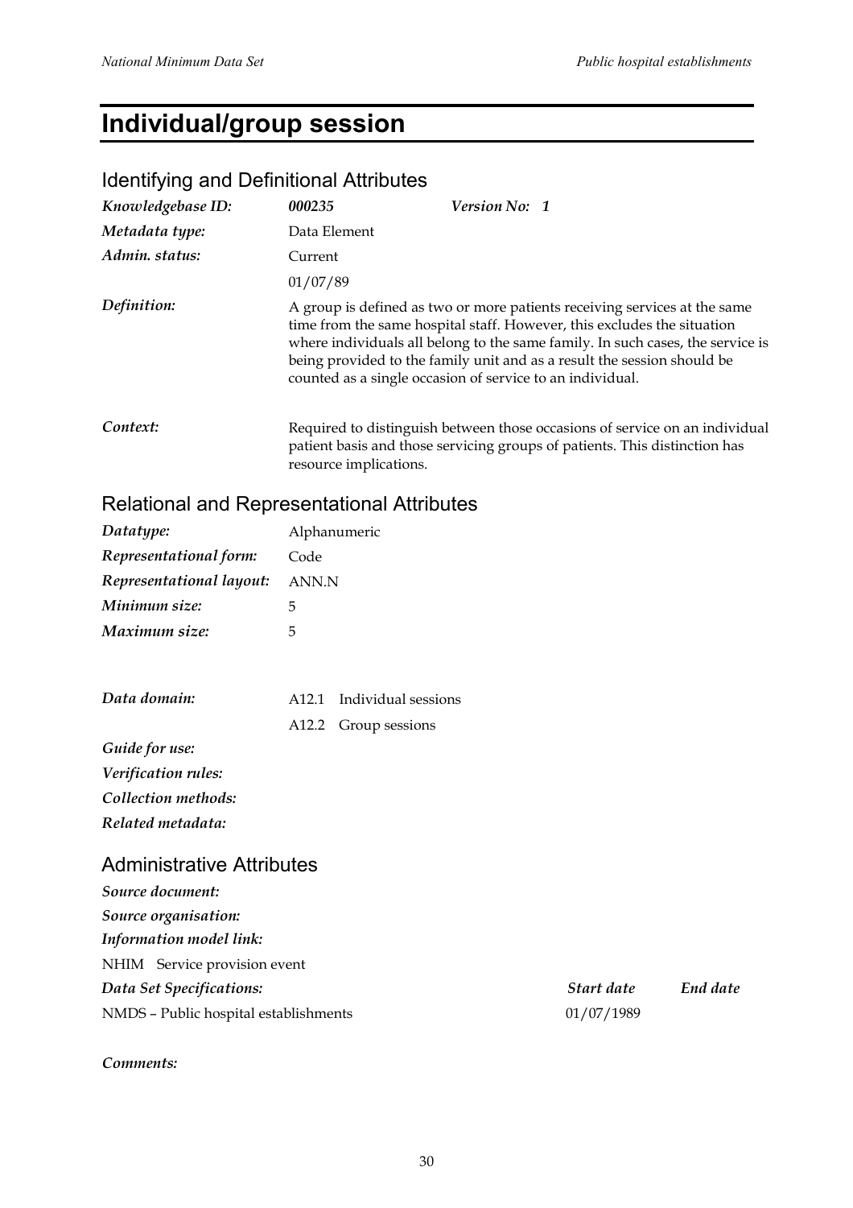# Individual/group session

## Identifying and Definitional Attributes

| | | |
|---|---|---|
| *Knowledgebase ID:* | ***000235*** | ***Version No: 1*** |
| *Metadata type:* | Data Element | |
| *Admin. status:* | Current | |
| | 01/07/89 | |

*Definition:* A group is defined as two or more patients receiving services at the same time from the same hospital staff. However, this excludes the situation where individuals all belong to the same family. In such cases, the service is being provided to the family unit and as a result the session should be counted as a single occasion of service to an individual.

*Context:* Required to distinguish between those occasions of service on an individual patient basis and those servicing groups of patients. This distinction has resource implications.

## Relational and Representational Attributes

| | |
|---|---|
| *Datatype:* | Alphanumeric |
| *Representational form:* | Code |
| *Representational layout:* | ANN.N |
| *Minimum size:* | 5 |
| *Maximum size:* | 5 |

*Data domain:*
A12.1 Individual sessions
A12.2 Group sessions

*Guide for use:*

*Verification rules:*

*Collection methods:*

*Related metadata:*

## Administrative Attributes

*Source document:*

*Source organisation:*

*Information model link:*

NHIM Service provision event

| *Data Set Specifications:* | *Start date* | *End date* |
|---|---|---|
| NMDS – Public hospital establishments | 01/07/1989 | |

*Comments:*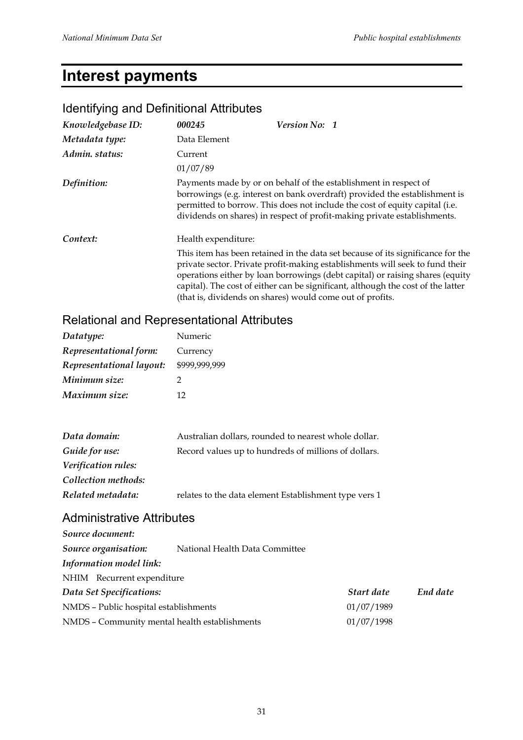# Interest payments

## Identifying and Definitional Attributes

| | | |
|---|---|---|
| *Knowledgebase ID:* | ***000245*** | ***Version No: 1*** |
| *Metadata type:* | Data Element | |
| *Admin. status:* | Current | |
| | 01/07/89 | |
| *Definition:* | Payments made by or on behalf of the establishment in respect of borrowings (e.g. interest on bank overdraft) provided the establishment is permitted to borrow. This does not include the cost of equity capital (i.e. dividends on shares) in respect of profit-making private establishments. | |
| *Context:* | Health expenditure: | |
| | This item has been retained in the data set because of its significance for the private sector. Private profit-making establishments will seek to fund their operations either by loan borrowings (debt capital) or raising shares (equity capital). The cost of either can be significant, although the cost of the latter (that is, dividends on shares) would come out of profits. | |

## Relational and Representational Attributes

| | |
|---|---|
| *Datatype:* | Numeric |
| *Representational form:* | Currency |
| *Representational layout:* | $999,999,999 |
| *Minimum size:* | 2 |
| *Maximum size:* | 12 |

| | |
|---|---|
| *Data domain:* | Australian dollars, rounded to nearest whole dollar. |
| *Guide for use:* | Record values up to hundreds of millions of dollars. |
| *Verification rules:* | |
| *Collection methods:* | |
| *Related metadata:* | relates to the data element Establishment type vers 1 |

## Administrative Attributes

*Source document:*

*Source organisation:* National Health Data Committee

*Information model link:*

NHIM Recurrent expenditure

| *Data Set Specifications:* | *Start date* | *End date* |
|---|---|---|
| NMDS – Public hospital establishments | 01/07/1989 | |
| NMDS – Community mental health establishments | 01/07/1998 | |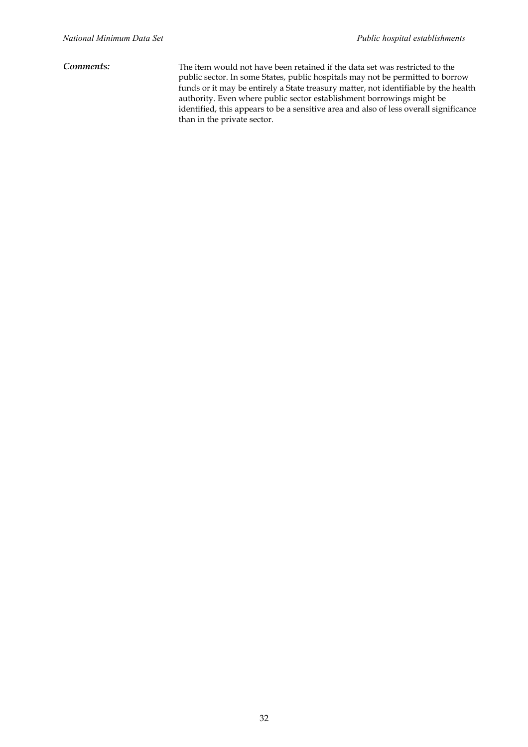***Comments:*** The item would not have been retained if the data set was restricted to the public sector. In some States, public hospitals may not be permitted to borrow funds or it may be entirely a State treasury matter, not identifiable by the health authority. Even where public sector establishment borrowings might be identified, this appears to be a sensitive area and also of less overall significance than in the private sector.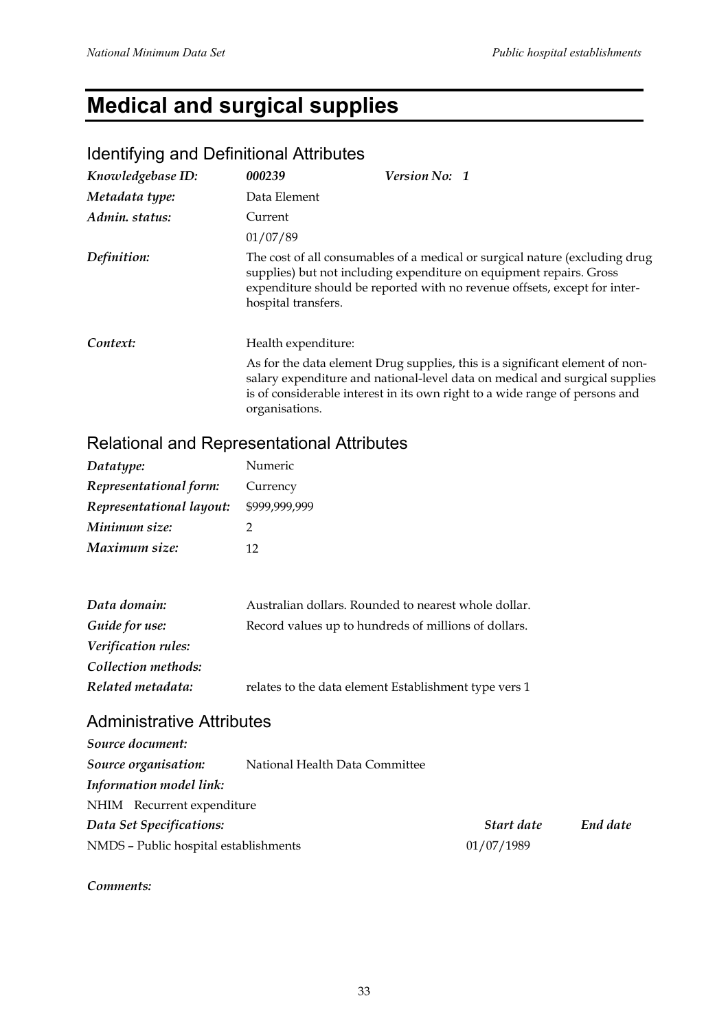# Medical and surgical supplies

## Identifying and Definitional Attributes

| | | |
|---|---|---|
| *Knowledgebase ID:* | ***000239*** | ***Version No: 1*** |
| *Metadata type:* | Data Element | |
| *Admin. status:* | Current | |
| | 01/07/89 | |
| *Definition:* | The cost of all consumables of a medical or surgical nature (excluding drug supplies) but not including expenditure on equipment repairs. Gross expenditure should be reported with no revenue offsets, except for inter-hospital transfers. | |
| *Context:* | Health expenditure: As for the data element Drug supplies, this is a significant element of non-salary expenditure and national-level data on medical and surgical supplies is of considerable interest in its own right to a wide range of persons and organisations. | |

## Relational and Representational Attributes

| | |
|---|---|
| *Datatype:* | Numeric |
| *Representational form:* | Currency |
| *Representational layout:* | $999,999,999 |
| *Minimum size:* | 2 |
| *Maximum size:* | 12 |

| | |
|---|---|
| *Data domain:* | Australian dollars. Rounded to nearest whole dollar. |
| *Guide for use:* | Record values up to hundreds of millions of dollars. |
| *Verification rules:* | |
| *Collection methods:* | |
| *Related metadata:* | relates to the data element Establishment type vers 1 |

## Administrative Attributes

*Source document:*

*Source organisation:* National Health Data Committee

*Information model link:*

NHIM Recurrent expenditure

| *Data Set Specifications:* | *Start date* | *End date* |
|---|---|---|
| NMDS – Public hospital establishments | 01/07/1989 | |

*Comments:*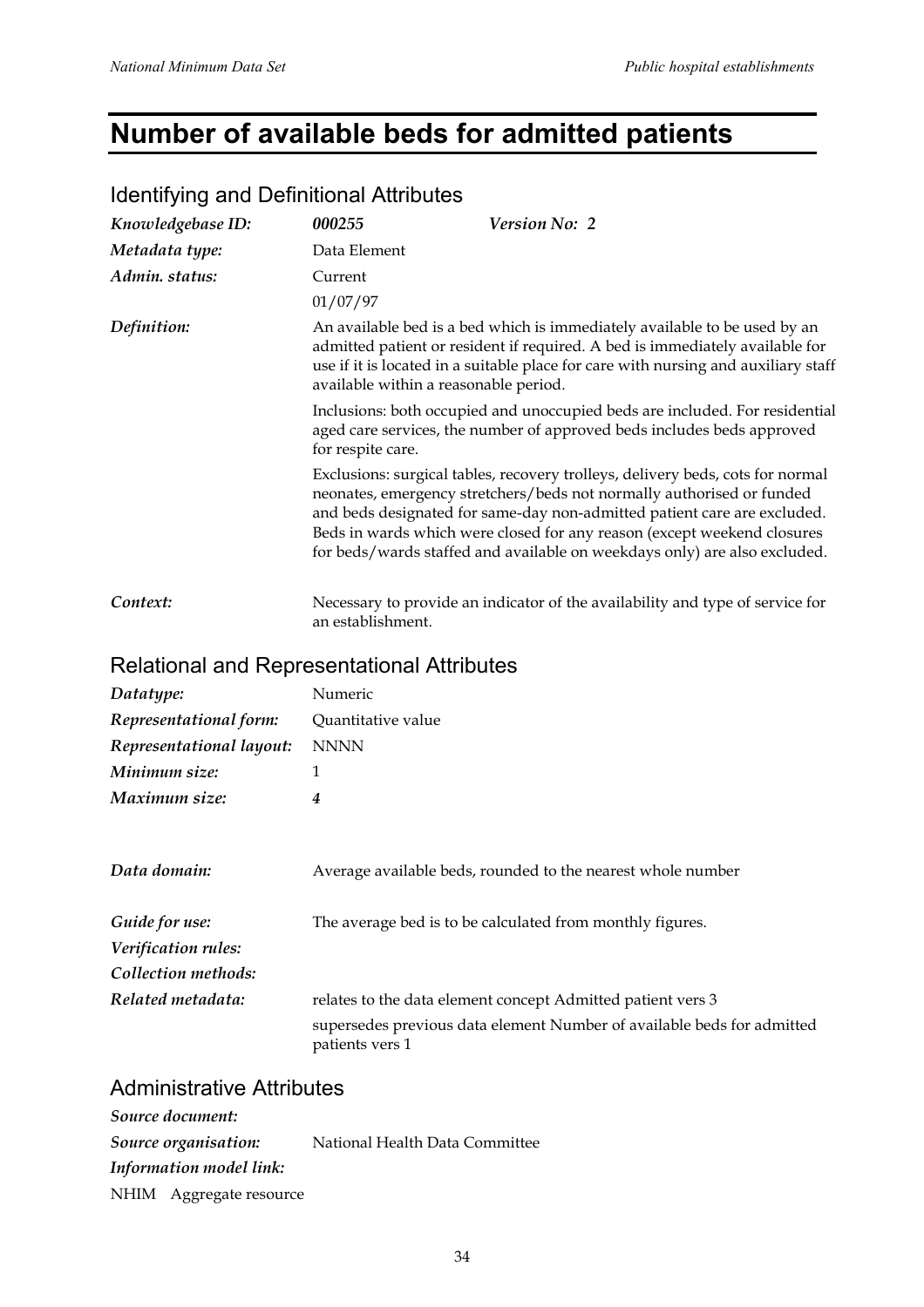# Number of available beds for admitted patients

## Identifying and Definitional Attributes

| | | |
|---|---|---|
| *Knowledgebase ID:* | ***000255*** | ***Version No: 2*** |
| *Metadata type:* | Data Element | |
| *Admin. status:* | Current | |
| | 01/07/97 | |

***Definition:*** An available bed is a bed which is immediately available to be used by an admitted patient or resident if required. A bed is immediately available for use if it is located in a suitable place for care with nursing and auxiliary staff available within a reasonable period.

Inclusions: both occupied and unoccupied beds are included. For residential aged care services, the number of approved beds includes beds approved for respite care.

Exclusions: surgical tables, recovery trolleys, delivery beds, cots for normal neonates, emergency stretchers/beds not normally authorised or funded and beds designated for same-day non-admitted patient care are excluded. Beds in wards which were closed for any reason (except weekend closures for beds/wards staffed and available on weekdays only) are also excluded.

***Context:*** Necessary to provide an indicator of the availability and type of service for an establishment.

## Relational and Representational Attributes

| | |
|---|---|
| *Datatype:* | Numeric |
| *Representational form:* | Quantitative value |
| *Representational layout:* | NNNN |
| *Minimum size:* | 1 |
| *Maximum size:* | *4* |

***Data domain:*** Average available beds, rounded to the nearest whole number

***Guide for use:*** The average bed is to be calculated from monthly figures.

***Verification rules:***

***Collection methods:***

***Related metadata:*** relates to the data element concept Admitted patient vers 3

supersedes previous data element Number of available beds for admitted patients vers 1

## Administrative Attributes

***Source document:***

***Source organisation:*** National Health Data Committee

***Information model link:***

NHIM Aggregate resource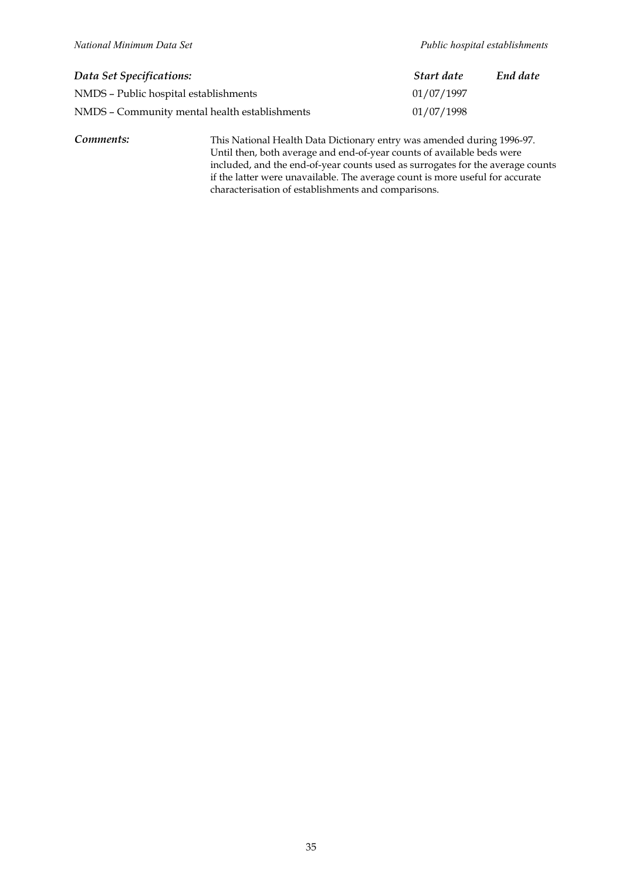| *Data Set Specifications:* | *Start date* | *End date* |
| --- | --- | --- |
| NMDS – Public hospital establishments | 01/07/1997 | |
| NMDS – Community mental health establishments | 01/07/1998 | |

***Comments:*** This National Health Data Dictionary entry was amended during 1996-97. Until then, both average and end-of-year counts of available beds were included, and the end-of-year counts used as surrogates for the average counts if the latter were unavailable. The average count is more useful for accurate characterisation of establishments and comparisons.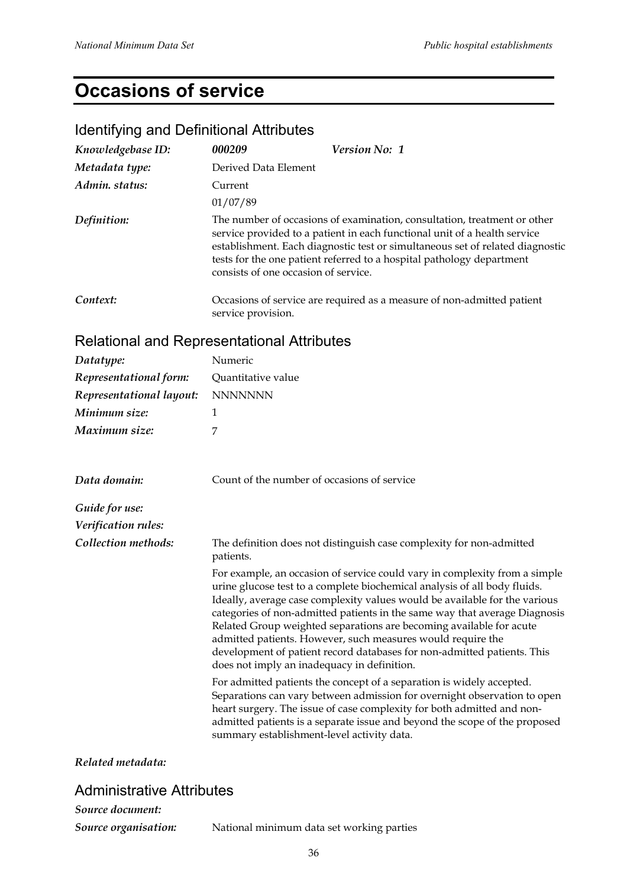# Occasions of service

## Identifying and Definitional Attributes

| | | |
|---|---|---|
| *Knowledgebase ID:* | ***000209*** | ***Version No: 1*** |
| *Metadata type:* | Derived Data Element | |
| *Admin. status:* | Current | |
| | 01/07/89 | |

***Definition:*** The number of occasions of examination, consultation, treatment or other service provided to a patient in each functional unit of a health service establishment. Each diagnostic test or simultaneous set of related diagnostic tests for the one patient referred to a hospital pathology department consists of one occasion of service.

***Context:*** Occasions of service are required as a measure of non-admitted patient service provision.

## Relational and Representational Attributes

| | |
|---|---|
| ***Datatype:*** | Numeric |
| ***Representational form:*** | Quantitative value |
| ***Representational layout:*** | NNNNNNN |
| ***Minimum size:*** | 1 |
| ***Maximum size:*** | 7 |

***Data domain:*** Count of the number of occasions of service

***Guide for use:***

***Verification rules:***

***Collection methods:*** The definition does not distinguish case complexity for non-admitted patients.

For example, an occasion of service could vary in complexity from a simple urine glucose test to a complete biochemical analysis of all body fluids. Ideally, average case complexity values would be available for the various categories of non-admitted patients in the same way that average Diagnosis Related Group weighted separations are becoming available for acute admitted patients. However, such measures would require the development of patient record databases for non-admitted patients. This does not imply an inadequacy in definition.

For admitted patients the concept of a separation is widely accepted. Separations can vary between admission for overnight observation to open heart surgery. The issue of case complexity for both admitted and non-admitted patients is a separate issue and beyond the scope of the proposed summary establishment-level activity data.

***Related metadata:***

## Administrative Attributes

***Source document:***

***Source organisation:*** National minimum data set working parties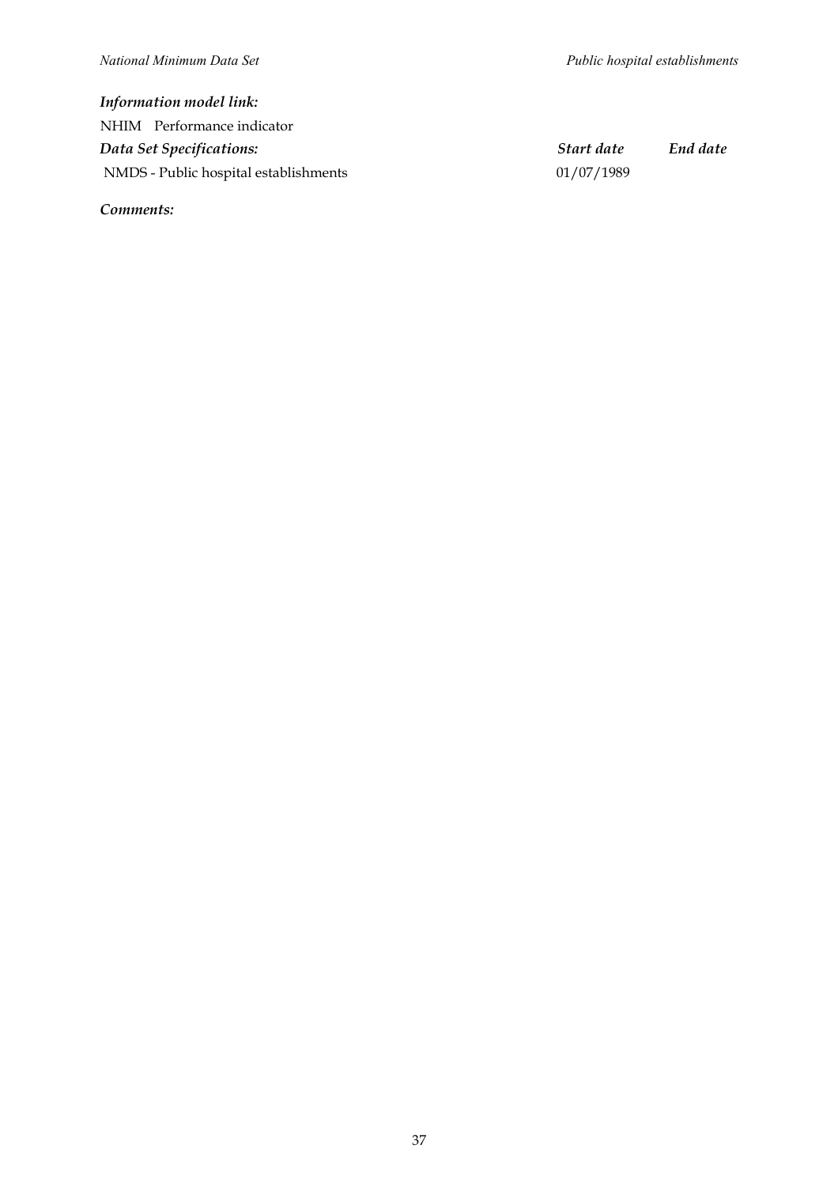***Information model link:***

NHIM Performance indicator

| ***Data Set Specifications:*** | ***Start date*** | ***End date*** |
|---|---|---|
| NMDS - Public hospital establishments | 01/07/1989 | |

***Comments:***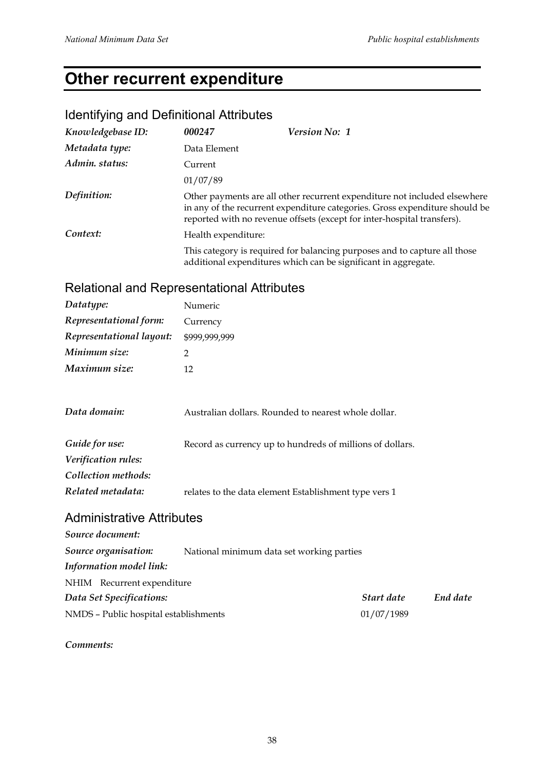# Other recurrent expenditure

## Identifying and Definitional Attributes

| | | |
|---|---|---|
| *Knowledgebase ID:* | ***000247*** | ***Version No: 1*** |
| *Metadata type:* | Data Element | |
| *Admin. status:* | Current | |
| | 01/07/89 | |
| *Definition:* | Other payments are all other recurrent expenditure not included elsewhere in any of the recurrent expenditure categories. Gross expenditure should be reported with no revenue offsets (except for inter-hospital transfers). | |
| *Context:* | Health expenditure: | |
| | This category is required for balancing purposes and to capture all those additional expenditures which can be significant in aggregate. | |

## Relational and Representational Attributes

| | |
|---|---|
| *Datatype:* | Numeric |
| *Representational form:* | Currency |
| *Representational layout:* | $999,999,999 |
| *Minimum size:* | 2 |
| *Maximum size:* | 12 |
| *Data domain:* | Australian dollars. Rounded to nearest whole dollar. |
| *Guide for use:* | Record as currency up to hundreds of millions of dollars. |
| *Verification rules:* | |
| *Collection methods:* | |
| *Related metadata:* | relates to the data element Establishment type vers 1 |

## Administrative Attributes

*Source document:*

*Source organisation:* National minimum data set working parties

*Information model link:*

NHIM Recurrent expenditure

| *Data Set Specifications:* | *Start date* | *End date* |
|---|---|---|
| NMDS – Public hospital establishments | 01/07/1989 | |

*Comments:*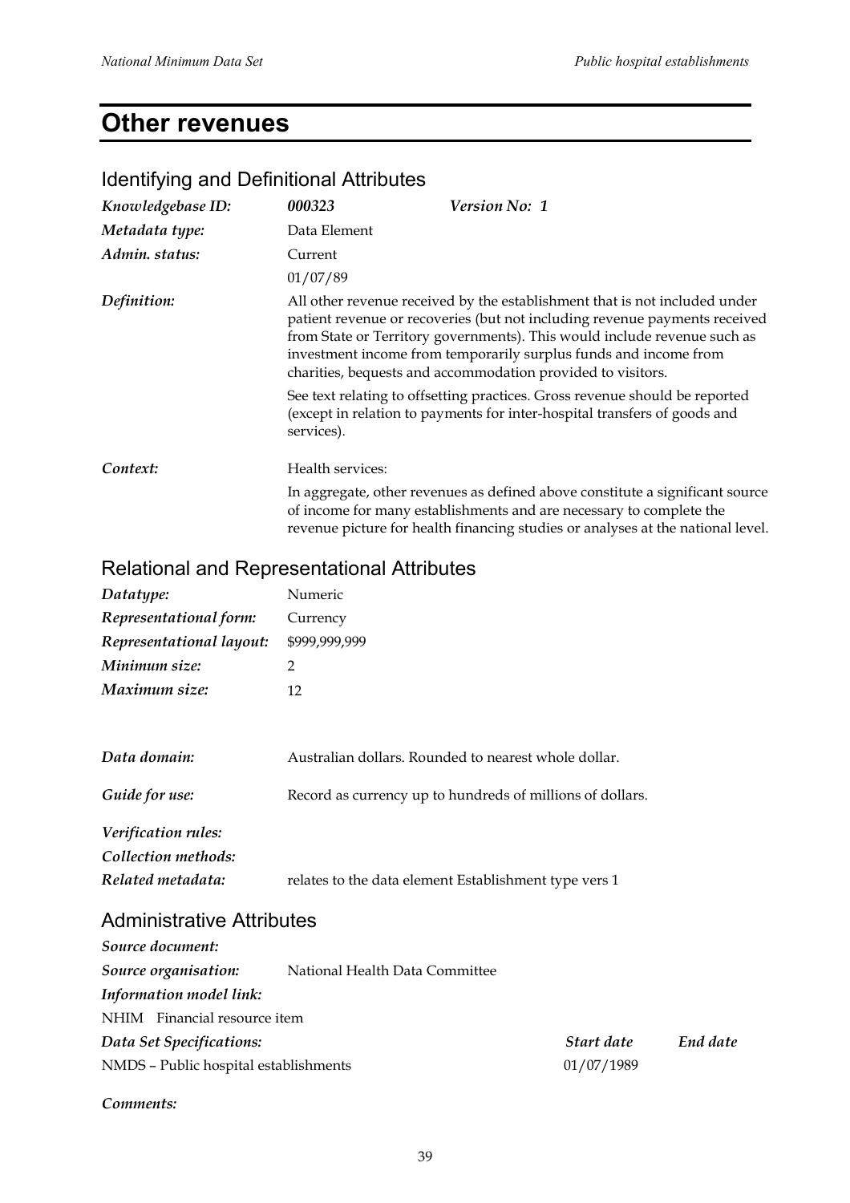# Other revenues

## Identifying and Definitional Attributes

| | | |
|---|---|---|
| ***Knowledgebase ID:*** | ***000323*** | ***Version No: 1*** |
| ***Metadata type:*** | Data Element | |
| ***Admin. status:*** | Current | |
| | 01/07/89 | |

***Definition:*** All other revenue received by the establishment that is not included under patient revenue or recoveries (but not including revenue payments received from State or Territory governments). This would include revenue such as investment income from temporarily surplus funds and income from charities, bequests and accommodation provided to visitors.

See text relating to offsetting practices. Gross revenue should be reported (except in relation to payments for inter-hospital transfers of goods and services).

***Context:*** Health services:

In aggregate, other revenues as defined above constitute a significant source of income for many establishments and are necessary to complete the revenue picture for health financing studies or analyses at the national level.

## Relational and Representational Attributes

| | |
|---|---|
| ***Datatype:*** | Numeric |
| ***Representational form:*** | Currency |
| ***Representational layout:*** | $999,999,999 |
| ***Minimum size:*** | 2 |
| ***Maximum size:*** | 12 |
| ***Data domain:*** | Australian dollars. Rounded to nearest whole dollar. |
| ***Guide for use:*** | Record as currency up to hundreds of millions of dollars. |
| ***Verification rules:*** | |
| ***Collection methods:*** | |
| ***Related metadata:*** | relates to the data element Establishment type vers 1 |

## Administrative Attributes

***Source document:***

***Source organisation:*** National Health Data Committee

***Information model link:***

NHIM Financial resource item

| ***Data Set Specifications:*** | ***Start date*** | ***End date*** |
|---|---|---|
| NMDS – Public hospital establishments | 01/07/1989 | |

***Comments:***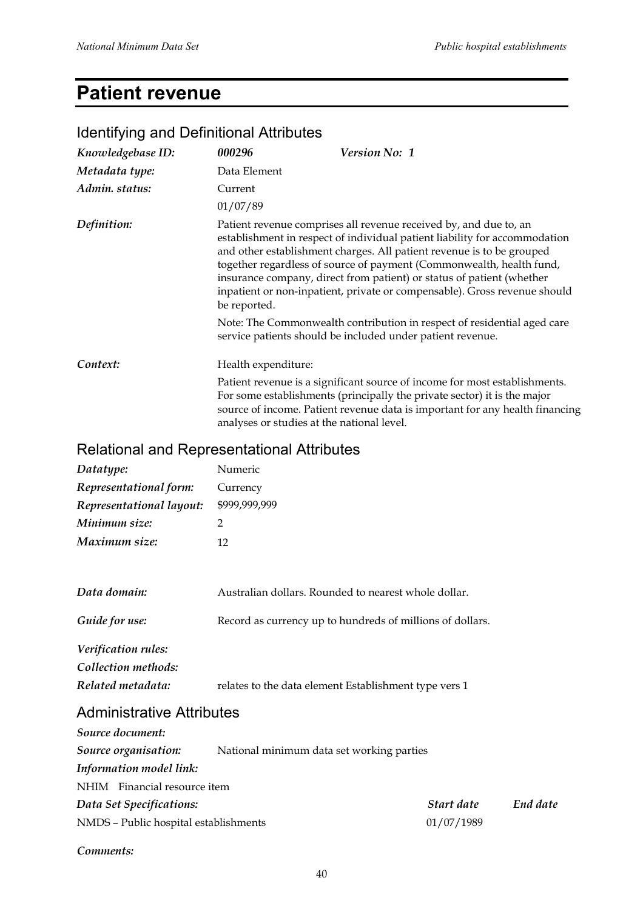# Patient revenue

## Identifying and Definitional Attributes

| | | |
|---|---|---|
| *Knowledgebase ID:* | ***000296*** | ***Version No: 1*** |
| *Metadata type:* | Data Element | |
| *Admin. status:* | Current | |
| | 01/07/89 | |

*Definition:* Patient revenue comprises all revenue received by, and due to, an establishment in respect of individual patient liability for accommodation and other establishment charges. All patient revenue is to be grouped together regardless of source of payment (Commonwealth, health fund, insurance company, direct from patient) or status of patient (whether inpatient or non-inpatient, private or compensable). Gross revenue should be reported.

Note: The Commonwealth contribution in respect of residential aged care service patients should be included under patient revenue.

*Context:* Health expenditure:

Patient revenue is a significant source of income for most establishments. For some establishments (principally the private sector) it is the major source of income. Patient revenue data is important for any health financing analyses or studies at the national level.

## Relational and Representational Attributes

| | |
|---|---|
| *Datatype:* | Numeric |
| *Representational form:* | Currency |
| *Representational layout:* | $999,999,999 |
| *Minimum size:* | 2 |
| *Maximum size:* | 12 |
| *Data domain:* | Australian dollars. Rounded to nearest whole dollar. |
| *Guide for use:* | Record as currency up to hundreds of millions of dollars. |
| *Verification rules:* | |
| *Collection methods:* | |
| *Related metadata:* | relates to the data element Establishment type vers 1 |

## Administrative Attributes

*Source document:*

*Source organisation:* National minimum data set working parties

*Information model link:*

NHIM Financial resource item

| *Data Set Specifications:* | *Start date* | *End date* |
|---|---|---|
| NMDS – Public hospital establishments | 01/07/1989 | |

*Comments:*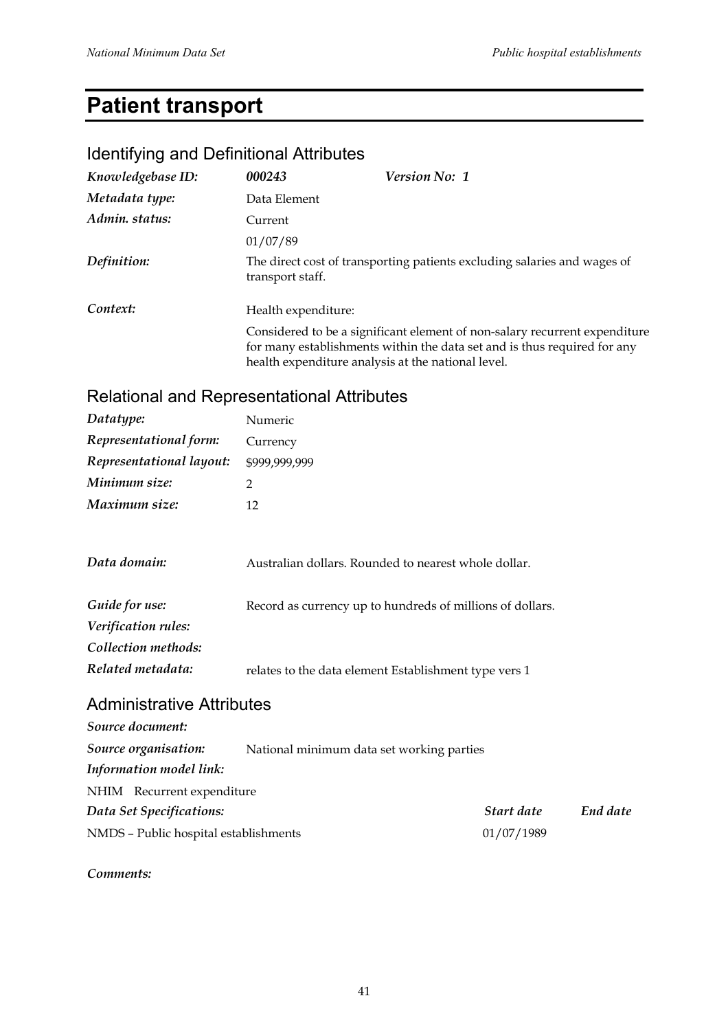# Patient transport

## Identifying and Definitional Attributes

| | | |
|---|---|---|
| *Knowledgebase ID:* | ***000243*** | ***Version No: 1*** |
| *Metadata type:* | Data Element | |
| *Admin. status:* | Current | |
| | 01/07/89 | |
| *Definition:* | The direct cost of transporting patients excluding salaries and wages of transport staff. | |
| *Context:* | Health expenditure: | |
| | Considered to be a significant element of non-salary recurrent expenditure for many establishments within the data set and is thus required for any health expenditure analysis at the national level. | |

## Relational and Representational Attributes

| | |
|---|---|
| *Datatype:* | Numeric |
| *Representational form:* | Currency |
| *Representational layout:* | $999,999,999 |
| *Minimum size:* | 2 |
| *Maximum size:* | 12 |
| *Data domain:* | Australian dollars. Rounded to nearest whole dollar. |
| *Guide for use:* | Record as currency up to hundreds of millions of dollars. |
| *Verification rules:* | |
| *Collection methods:* | |
| *Related metadata:* | relates to the data element Establishment type vers 1 |

## Administrative Attributes

*Source document:*

*Source organisation:* National minimum data set working parties

*Information model link:*

NHIM Recurrent expenditure

| *Data Set Specifications:* | *Start date* | *End date* |
|---|---|---|
| NMDS – Public hospital establishments | 01/07/1989 | |

*Comments:*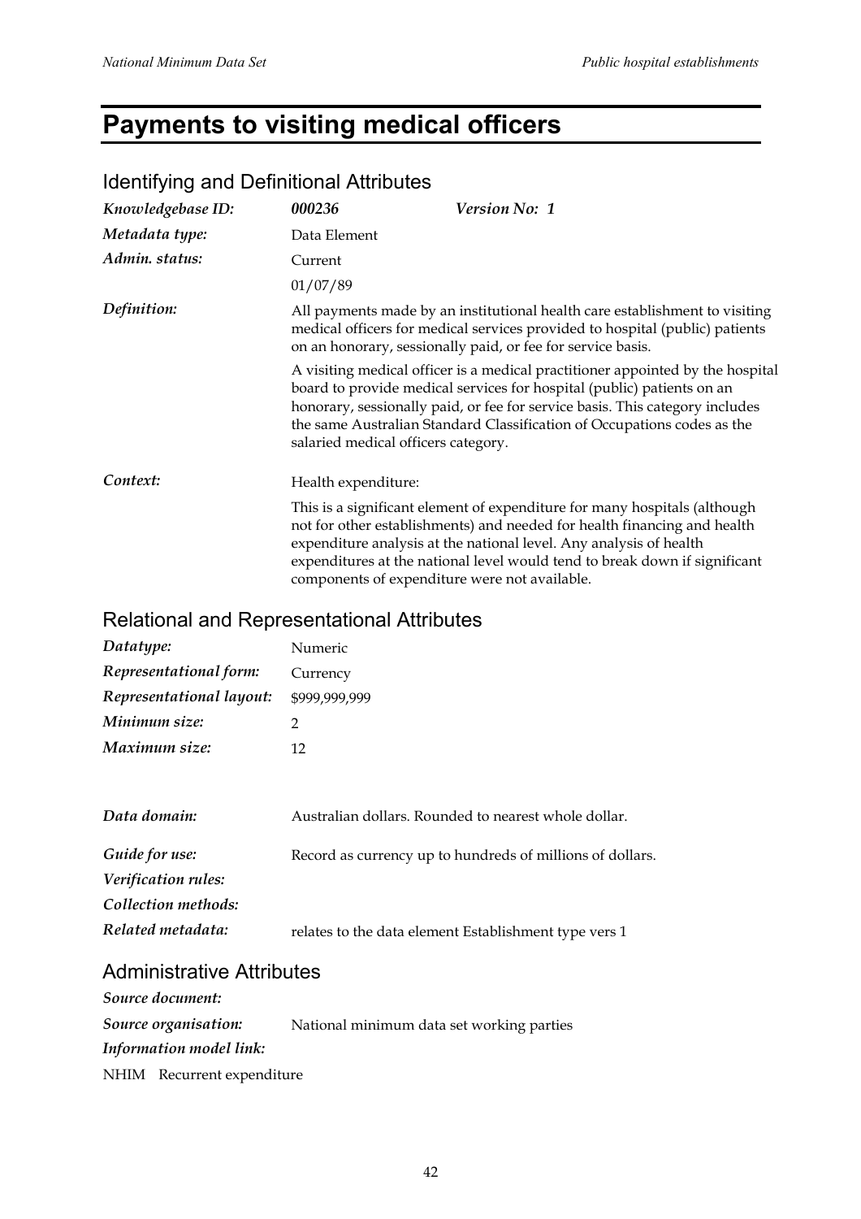# Payments to visiting medical officers

## Identifying and Definitional Attributes

*Knowledgebase ID:* **000236** *Version No: 1*

*Metadata type:* Data Element

*Admin. status:* Current

01/07/89

*Definition:* All payments made by an institutional health care establishment to visiting medical officers for medical services provided to hospital (public) patients on an honorary, sessionally paid, or fee for service basis.

A visiting medical officer is a medical practitioner appointed by the hospital board to provide medical services for hospital (public) patients on an honorary, sessionally paid, or fee for service basis. This category includes the same Australian Standard Classification of Occupations codes as the salaried medical officers category.

*Context:* Health expenditure:

This is a significant element of expenditure for many hospitals (although not for other establishments) and needed for health financing and health expenditure analysis at the national level. Any analysis of health expenditures at the national level would tend to break down if significant components of expenditure were not available.

## Relational and Representational Attributes

*Datatype:* Numeric

*Representational form:* Currency

*Representational layout:* $999,999,999

*Minimum size:* 2

*Maximum size:* 12

*Data domain:* Australian dollars. Rounded to nearest whole dollar.

*Guide for use:* Record as currency up to hundreds of millions of dollars.

*Verification rules:*

*Collection methods:*

*Related metadata:* relates to the data element Establishment type vers 1

## Administrative Attributes

*Source document:*

*Source organisation:* National minimum data set working parties

*Information model link:*

NHIM Recurrent expenditure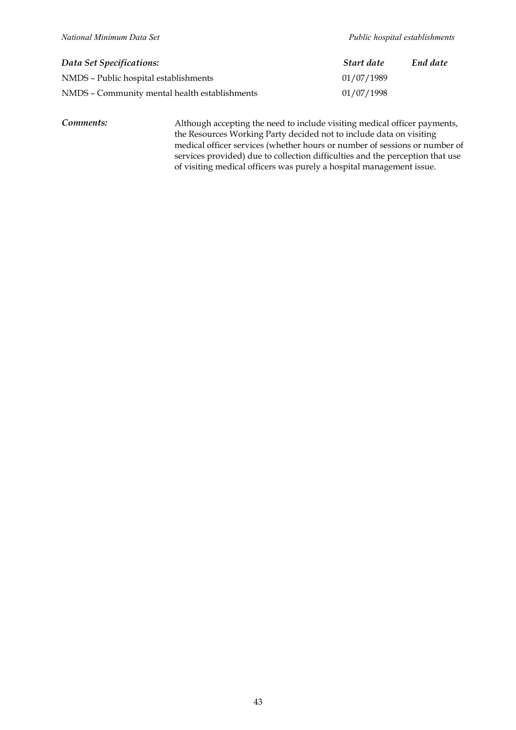| *Data Set Specifications:* | *Start date* | *End date* |
| --- | --- | --- |
| NMDS – Public hospital establishments | 01/07/1989 | |
| NMDS – Community mental health establishments | 01/07/1998 | |

***Comments:*** Although accepting the need to include visiting medical officer payments, the Resources Working Party decided not to include data on visiting medical officer services (whether hours or number of sessions or number of services provided) due to collection difficulties and the perception that use of visiting medical officers was purely a hospital management issue.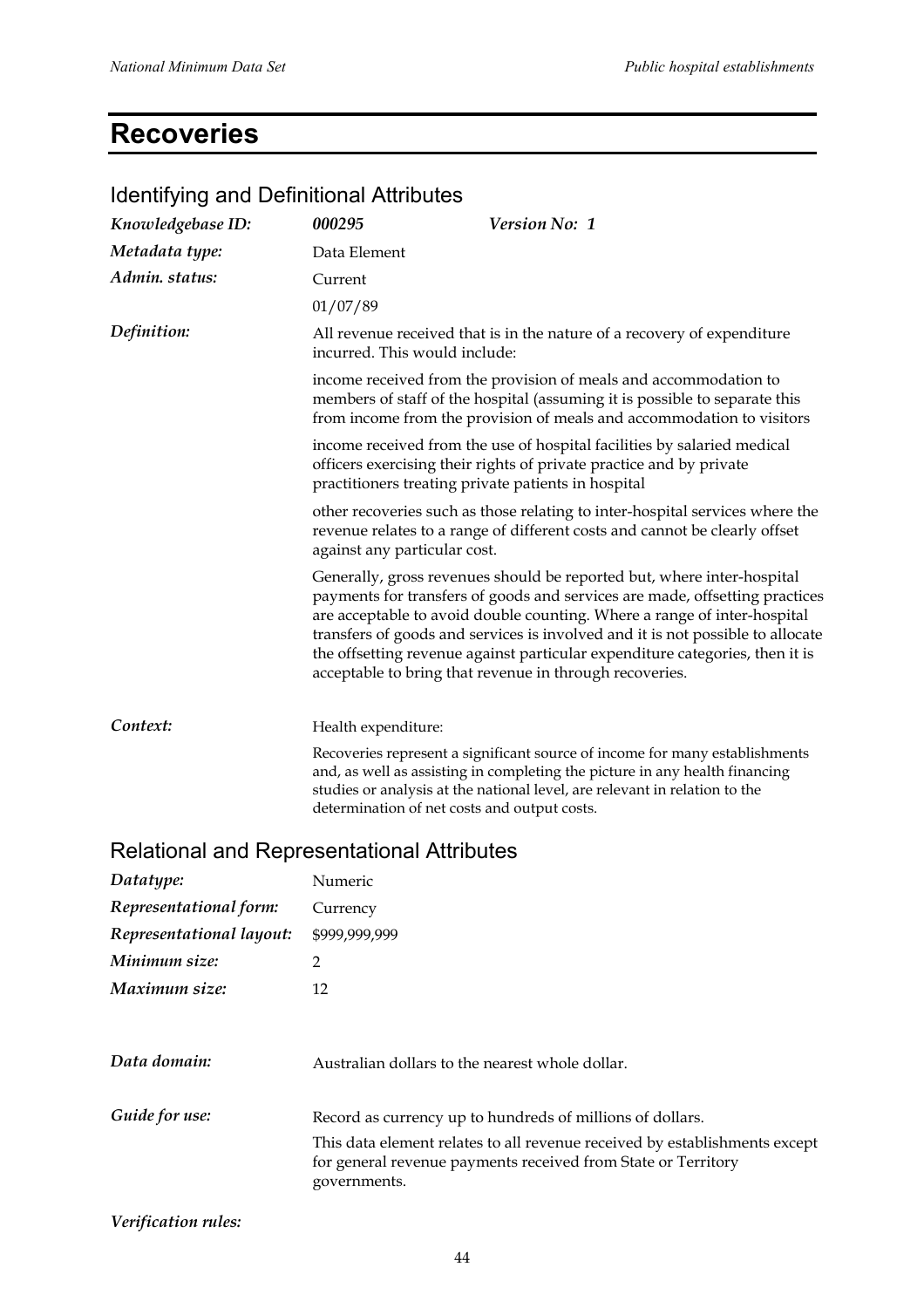# Recoveries

## Identifying and Definitional Attributes

| | | |
|---|---|---|
| *Knowledgebase ID:* | ***000295*** | ***Version No: 1*** |
| *Metadata type:* | Data Element | |
| *Admin. status:* | Current | |
| | 01/07/89 | |

*Definition:*

All revenue received that is in the nature of a recovery of expenditure incurred. This would include:

income received from the provision of meals and accommodation to members of staff of the hospital (assuming it is possible to separate this from income from the provision of meals and accommodation to visitors

income received from the use of hospital facilities by salaried medical officers exercising their rights of private practice and by private practitioners treating private patients in hospital

other recoveries such as those relating to inter-hospital services where the revenue relates to a range of different costs and cannot be clearly offset against any particular cost.

Generally, gross revenues should be reported but, where inter-hospital payments for transfers of goods and services are made, offsetting practices are acceptable to avoid double counting. Where a range of inter-hospital transfers of goods and services is involved and it is not possible to allocate the offsetting revenue against particular expenditure categories, then it is acceptable to bring that revenue in through recoveries.

*Context:*

Health expenditure:

Recoveries represent a significant source of income for many establishments and, as well as assisting in completing the picture in any health financing studies or analysis at the national level, are relevant in relation to the determination of net costs and output costs.

## Relational and Representational Attributes

| | |
|---|---|
| *Datatype:* | Numeric |
| *Representational form:* | Currency |
| *Representational layout:* | $999,999,999 |
| *Minimum size:* | 2 |
| *Maximum size:* | 12 |

*Data domain:* Australian dollars to the nearest whole dollar.

*Guide for use:*

Record as currency up to hundreds of millions of dollars.

This data element relates to all revenue received by establishments except for general revenue payments received from State or Territory governments.

*Verification rules:*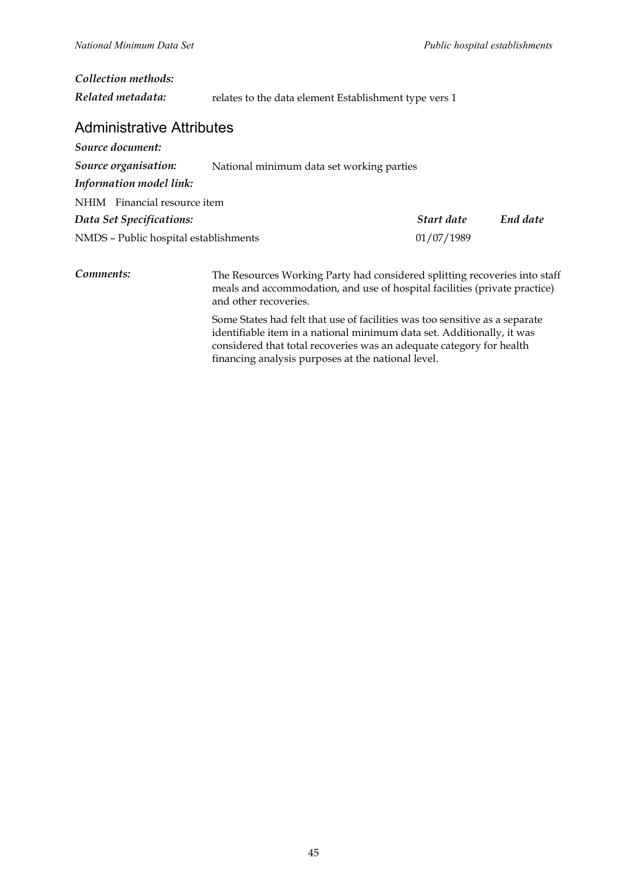*Collection methods:*

*Related metadata:* relates to the data element Establishment type vers 1

## Administrative Attributes

*Source document:*

*Source organisation:* National minimum data set working parties

*Information model link:*

NHIM Financial resource item

| *Data Set Specifications:* | *Start date* | *End date* |
|---|---|---|
| NMDS – Public hospital establishments | 01/07/1989 | |

*Comments:* The Resources Working Party had considered splitting recoveries into staff meals and accommodation, and use of hospital facilities (private practice) and other recoveries.

Some States had felt that use of facilities was too sensitive as a separate identifiable item in a national minimum data set. Additionally, it was considered that total recoveries was an adequate category for health financing analysis purposes at the national level.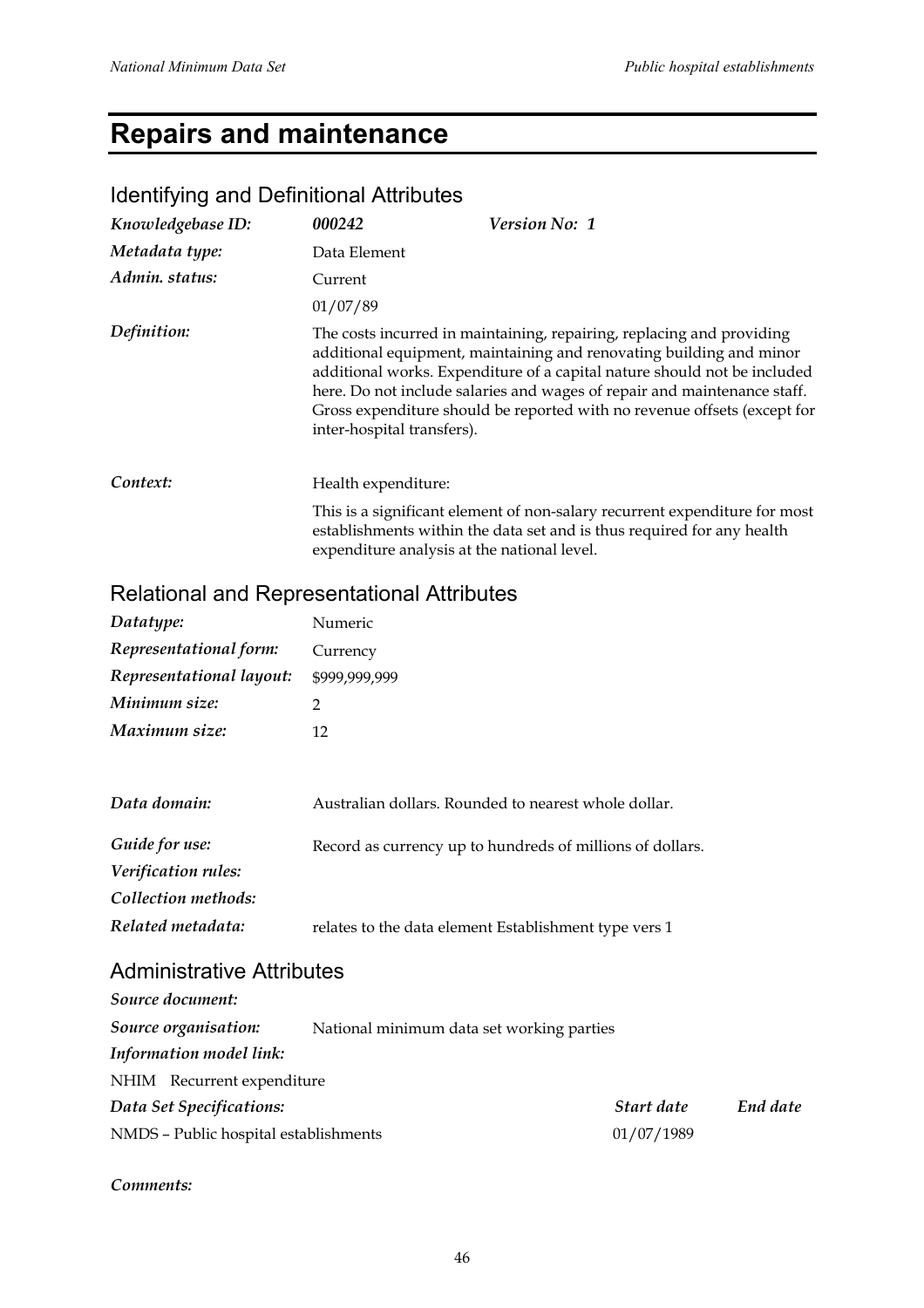# Repairs and maintenance

## Identifying and Definitional Attributes

| | | |
|---|---|---|
| *Knowledgebase ID:* | ***000242*** | ***Version No: 1*** |
| *Metadata type:* | Data Element | |
| *Admin. status:* | Current | |
| | 01/07/89 | |
| *Definition:* | The costs incurred in maintaining, repairing, replacing and providing additional equipment, maintaining and renovating building and minor additional works. Expenditure of a capital nature should not be included here. Do not include salaries and wages of repair and maintenance staff. Gross expenditure should be reported with no revenue offsets (except for inter-hospital transfers). | |
| *Context:* | Health expenditure: | |
| | This is a significant element of non-salary recurrent expenditure for most establishments within the data set and is thus required for any health expenditure analysis at the national level. | |

## Relational and Representational Attributes

| | |
|---|---|
| *Datatype:* | Numeric |
| *Representational form:* | Currency |
| *Representational layout:* | $999,999,999 |
| *Minimum size:* | 2 |
| *Maximum size:* | 12 |
| *Data domain:* | Australian dollars. Rounded to nearest whole dollar. |
| *Guide for use:* | Record as currency up to hundreds of millions of dollars. |
| *Verification rules:* | |
| *Collection methods:* | |
| *Related metadata:* | relates to the data element Establishment type vers 1 |

## Administrative Attributes

*Source document:*

*Source organisation:* National minimum data set working parties

*Information model link:*

NHIM Recurrent expenditure

| *Data Set Specifications:* | *Start date* | *End date* |
|---|---|---|
| NMDS – Public hospital establishments | 01/07/1989 | |

*Comments:*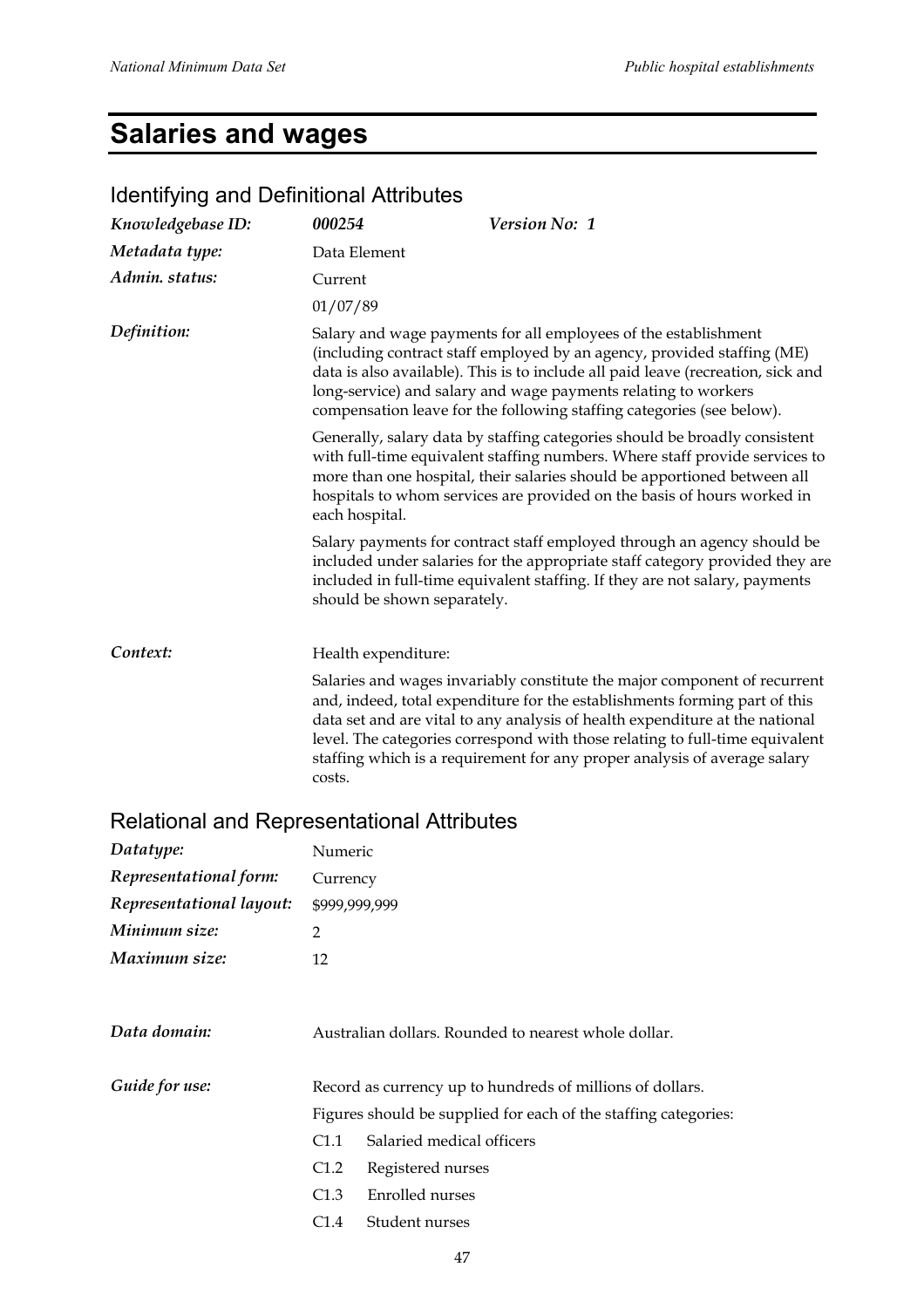# Salaries and wages

## Identifying and Definitional Attributes

| | | |
|---|---|---|
| *Knowledgebase ID:* | ***000254*** | ***Version No: 1*** |
| *Metadata type:* | Data Element | |
| *Admin. status:* | Current | |
| | 01/07/89 | |

*Definition:*

Salary and wage payments for all employees of the establishment (including contract staff employed by an agency, provided staffing (ME) data is also available). This is to include all paid leave (recreation, sick and long-service) and salary and wage payments relating to workers compensation leave for the following staffing categories (see below).

Generally, salary data by staffing categories should be broadly consistent with full-time equivalent staffing numbers. Where staff provide services to more than one hospital, their salaries should be apportioned between all hospitals to whom services are provided on the basis of hours worked in each hospital.

Salary payments for contract staff employed through an agency should be included under salaries for the appropriate staff category provided they are included in full-time equivalent staffing. If they are not salary, payments should be shown separately.

*Context:*

Health expenditure:

Salaries and wages invariably constitute the major component of recurrent and, indeed, total expenditure for the establishments forming part of this data set and are vital to any analysis of health expenditure at the national level. The categories correspond with those relating to full-time equivalent staffing which is a requirement for any proper analysis of average salary costs.

## Relational and Representational Attributes

| | |
|---|---|
| *Datatype:* | Numeric |
| *Representational form:* | Currency |
| *Representational layout:* | $999,999,999 |
| *Minimum size:* | 2 |
| *Maximum size:* | 12 |

*Data domain:*

Australian dollars. Rounded to nearest whole dollar.

*Guide for use:*

Record as currency up to hundreds of millions of dollars.

Figures should be supplied for each of the staffing categories:

- C1.1 Salaried medical officers
- C1.2 Registered nurses
- C1.3 Enrolled nurses
- C1.4 Student nurses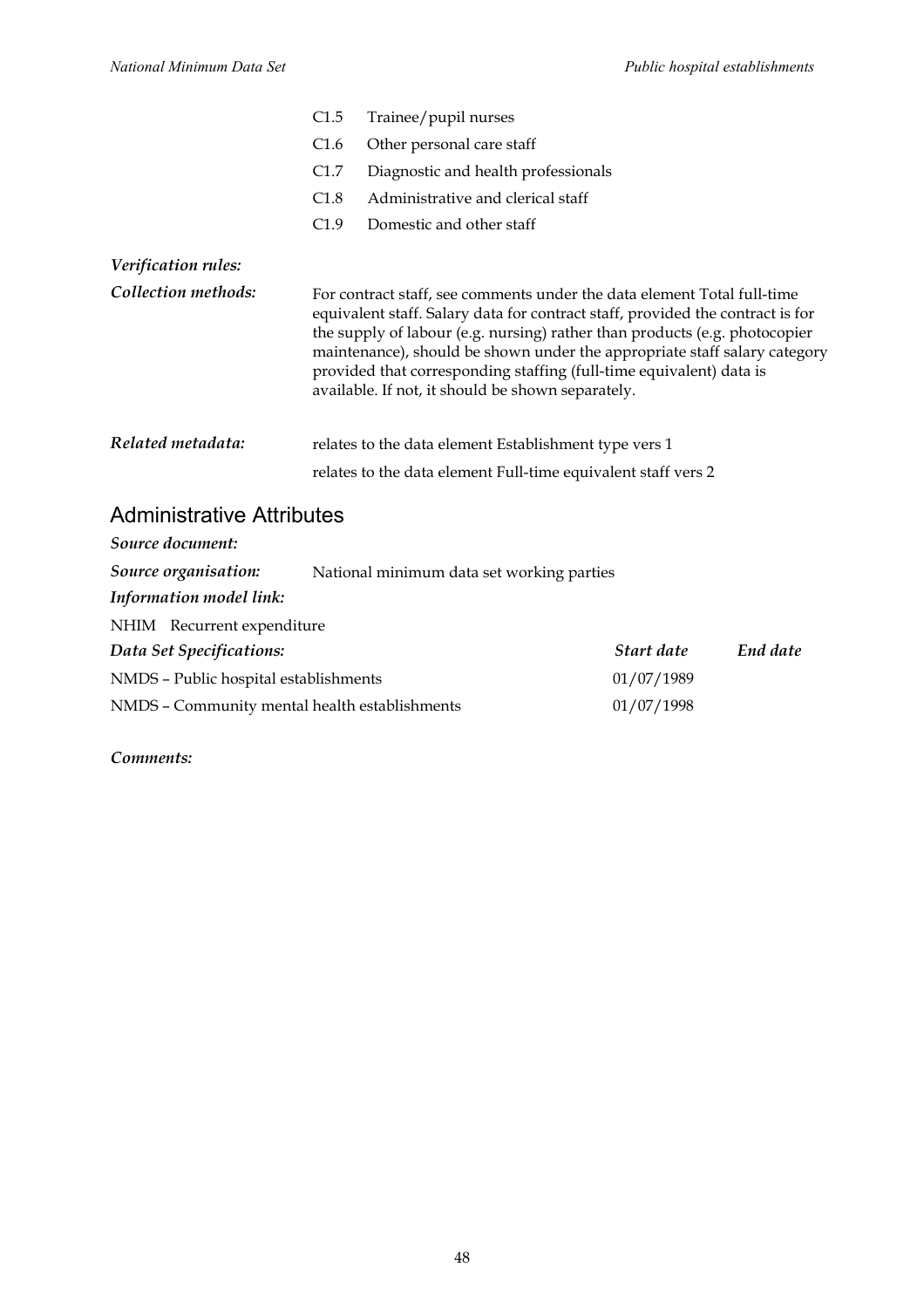| | |
|---|---|
| C1.5 | Trainee/pupil nurses |
| C1.6 | Other personal care staff |
| C1.7 | Diagnostic and health professionals |
| C1.8 | Administrative and clerical staff |
| C1.9 | Domestic and other staff |

*Verification rules:*

*Collection methods:* For contract staff, see comments under the data element Total full-time equivalent staff. Salary data for contract staff, provided the contract is for the supply of labour (e.g. nursing) rather than products (e.g. photocopier maintenance), should be shown under the appropriate staff salary category provided that corresponding staffing (full-time equivalent) data is available. If not, it should be shown separately.

*Related metadata:* relates to the data element Establishment type vers 1

relates to the data element Full-time equivalent staff vers 2

## Administrative Attributes

*Source document:*

*Source organisation:* National minimum data set working parties

*Information model link:*

NHIM Recurrent expenditure

| *Data Set Specifications:* | *Start date* | *End date* |
|---|---|---|
| NMDS – Public hospital establishments | 01/07/1989 | |
| NMDS – Community mental health establishments | 01/07/1998 | |

*Comments:*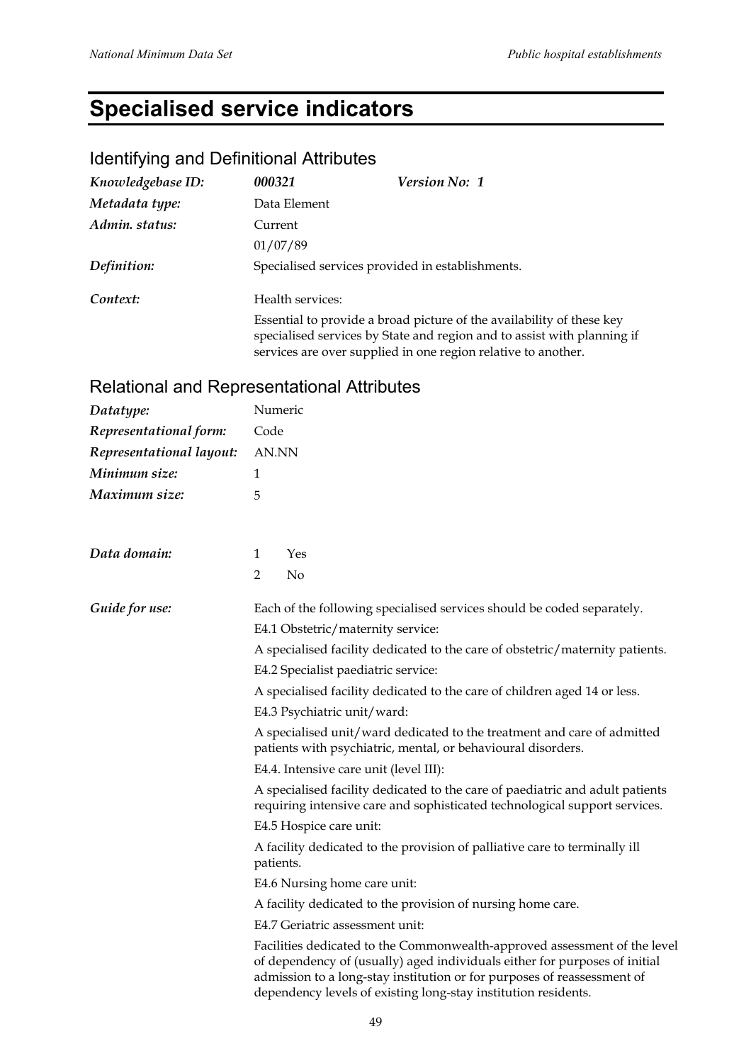# Specialised service indicators

## Identifying and Definitional Attributes

| | | |
|---|---|---|
| *Knowledgebase ID:* | ***000321*** | ***Version No: 1*** |
| *Metadata type:* | Data Element | |
| *Admin. status:* | Current | |
| | 01/07/89 | |
| *Definition:* | Specialised services provided in establishments. | |
| *Context:* | Health services: | |
| | Essential to provide a broad picture of the availability of these key specialised services by State and region and to assist with planning if services are over supplied in one region relative to another. | |

## Relational and Representational Attributes

| | |
|---|---|
| *Datatype:* | Numeric |
| *Representational form:* | Code |
| *Representational layout:* | AN.NN |
| *Minimum size:* | 1 |
| *Maximum size:* | 5 |

*Data domain:*

1 Yes

2 No

*Guide for use:*

Each of the following specialised services should be coded separately.

E4.1 Obstetric/maternity service:

A specialised facility dedicated to the care of obstetric/maternity patients.

E4.2 Specialist paediatric service:

A specialised facility dedicated to the care of children aged 14 or less.

E4.3 Psychiatric unit/ward:

A specialised unit/ward dedicated to the treatment and care of admitted patients with psychiatric, mental, or behavioural disorders.

E4.4. Intensive care unit (level III):

A specialised facility dedicated to the care of paediatric and adult patients requiring intensive care and sophisticated technological support services.

E4.5 Hospice care unit:

A facility dedicated to the provision of palliative care to terminally ill patients.

E4.6 Nursing home care unit:

A facility dedicated to the provision of nursing home care.

E4.7 Geriatric assessment unit:

Facilities dedicated to the Commonwealth-approved assessment of the level of dependency of (usually) aged individuals either for purposes of initial admission to a long-stay institution or for purposes of reassessment of dependency levels of existing long-stay institution residents.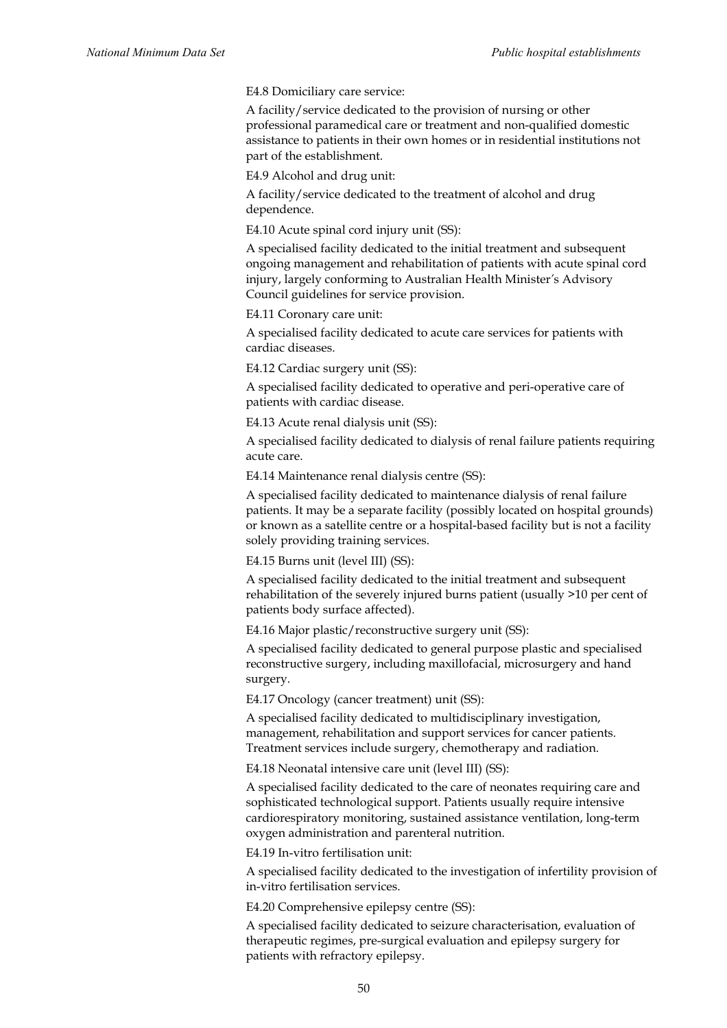E4.8 Domiciliary care service:

A facility/service dedicated to the provision of nursing or other professional paramedical care or treatment and non-qualified domestic assistance to patients in their own homes or in residential institutions not part of the establishment.

E4.9 Alcohol and drug unit:

A facility/service dedicated to the treatment of alcohol and drug dependence.

E4.10 Acute spinal cord injury unit (SS):

A specialised facility dedicated to the initial treatment and subsequent ongoing management and rehabilitation of patients with acute spinal cord injury, largely conforming to Australian Health Minister's Advisory Council guidelines for service provision.

E4.11 Coronary care unit:

A specialised facility dedicated to acute care services for patients with cardiac diseases.

E4.12 Cardiac surgery unit (SS):

A specialised facility dedicated to operative and peri-operative care of patients with cardiac disease.

E4.13 Acute renal dialysis unit (SS):

A specialised facility dedicated to dialysis of renal failure patients requiring acute care.

E4.14 Maintenance renal dialysis centre (SS):

A specialised facility dedicated to maintenance dialysis of renal failure patients. It may be a separate facility (possibly located on hospital grounds) or known as a satellite centre or a hospital-based facility but is not a facility solely providing training services.

E4.15 Burns unit (level III) (SS):

A specialised facility dedicated to the initial treatment and subsequent rehabilitation of the severely injured burns patient (usually >10 per cent of patients body surface affected).

E4.16 Major plastic/reconstructive surgery unit (SS):

A specialised facility dedicated to general purpose plastic and specialised reconstructive surgery, including maxillofacial, microsurgery and hand surgery.

E4.17 Oncology (cancer treatment) unit (SS):

A specialised facility dedicated to multidisciplinary investigation, management, rehabilitation and support services for cancer patients. Treatment services include surgery, chemotherapy and radiation.

E4.18 Neonatal intensive care unit (level III) (SS):

A specialised facility dedicated to the care of neonates requiring care and sophisticated technological support. Patients usually require intensive cardiorespiratory monitoring, sustained assistance ventilation, long-term oxygen administration and parenteral nutrition.

E4.19 In-vitro fertilisation unit:

A specialised facility dedicated to the investigation of infertility provision of in-vitro fertilisation services.

E4.20 Comprehensive epilepsy centre (SS):

A specialised facility dedicated to seizure characterisation, evaluation of therapeutic regimes, pre-surgical evaluation and epilepsy surgery for patients with refractory epilepsy.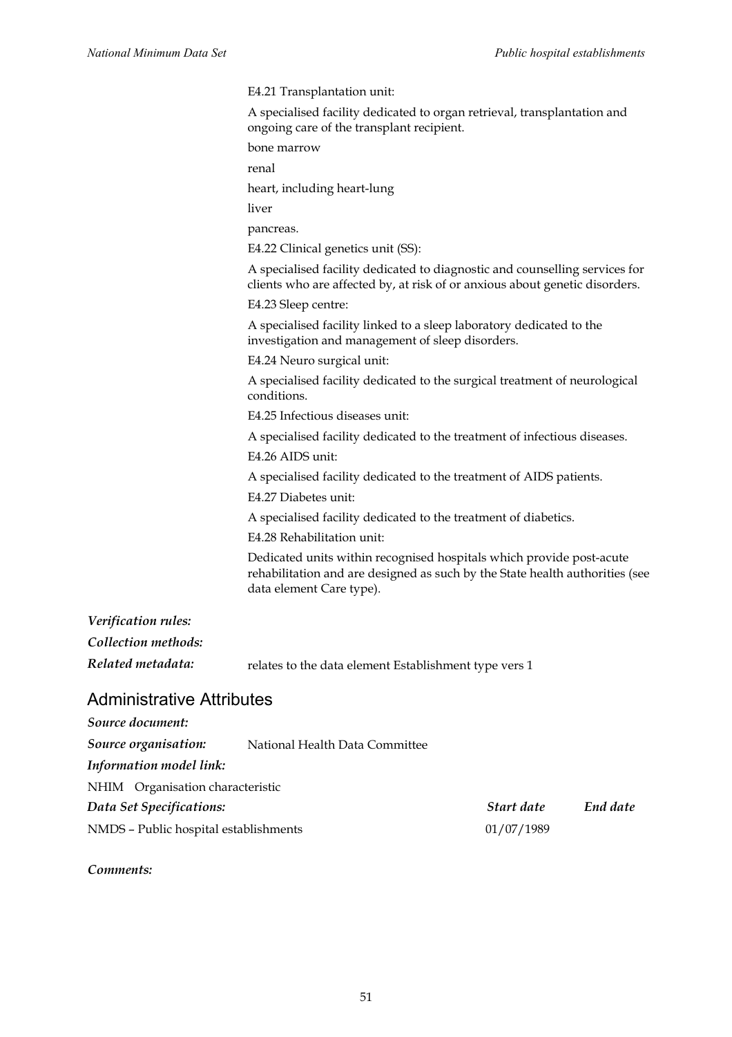E4.21 Transplantation unit:

A specialised facility dedicated to organ retrieval, transplantation and ongoing care of the transplant recipient.

bone marrow

renal

heart, including heart-lung

liver

pancreas.

E4.22 Clinical genetics unit (SS):

A specialised facility dedicated to diagnostic and counselling services for clients who are affected by, at risk of or anxious about genetic disorders.

E4.23 Sleep centre:

A specialised facility linked to a sleep laboratory dedicated to the investigation and management of sleep disorders.

E4.24 Neuro surgical unit:

A specialised facility dedicated to the surgical treatment of neurological conditions.

E4.25 Infectious diseases unit:

A specialised facility dedicated to the treatment of infectious diseases.

E4.26 AIDS unit:

A specialised facility dedicated to the treatment of AIDS patients.

E4.27 Diabetes unit:

A specialised facility dedicated to the treatment of diabetics.

E4.28 Rehabilitation unit:

Dedicated units within recognised hospitals which provide post-acute rehabilitation and are designed as such by the State health authorities (see data element Care type).

***Verification rules:***

***Collection methods:***

***Related metadata:*** relates to the data element Establishment type vers 1

## Administrative Attributes

***Source document:***

***Source organisation:*** National Health Data Committee

***Information model link:***

NHIM Organisation characteristic

| ***Data Set Specifications:*** | ***Start date*** | ***End date*** |
|---|---|---|
| NMDS – Public hospital establishments | 01/07/1989 | |

***Comments:***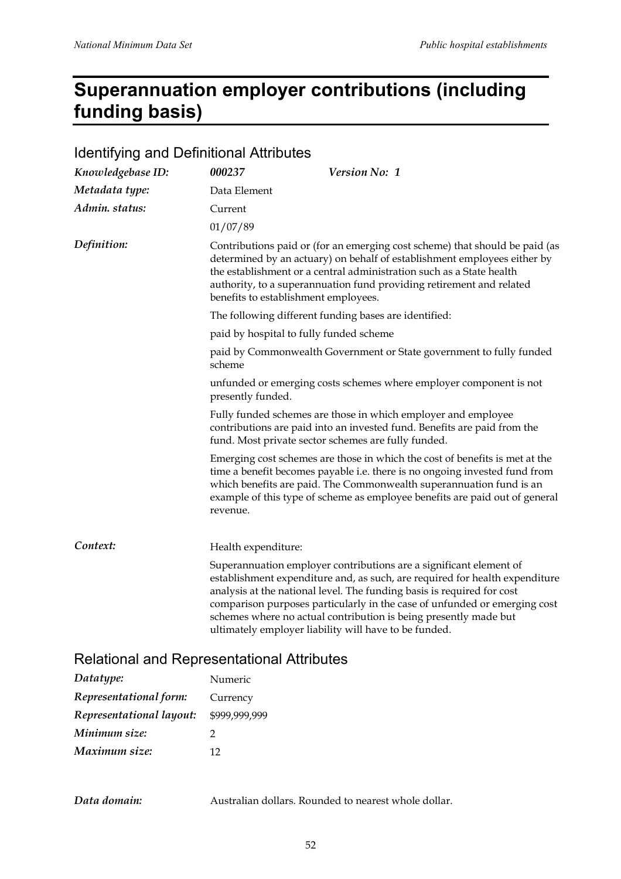# Superannuation employer contributions (including funding basis)

## Identifying and Definitional Attributes

| | | |
|---|---|---|
| *Knowledgebase ID:* | ***000237*** | ***Version No: 1*** |
| *Metadata type:* | Data Element | |
| *Admin. status:* | Current | |
| | 01/07/89 | |

*Definition:*

Contributions paid or (for an emerging cost scheme) that should be paid (as determined by an actuary) on behalf of establishment employees either by the establishment or a central administration such as a State health authority, to a superannuation fund providing retirement and related benefits to establishment employees.

The following different funding bases are identified:

paid by hospital to fully funded scheme

paid by Commonwealth Government or State government to fully funded scheme

unfunded or emerging costs schemes where employer component is not presently funded.

Fully funded schemes are those in which employer and employee contributions are paid into an invested fund. Benefits are paid from the fund. Most private sector schemes are fully funded.

Emerging cost schemes are those in which the cost of benefits is met at the time a benefit becomes payable i.e. there is no ongoing invested fund from which benefits are paid. The Commonwealth superannuation fund is an example of this type of scheme as employee benefits are paid out of general revenue.

*Context:*

Health expenditure:

Superannuation employer contributions are a significant element of establishment expenditure and, as such, are required for health expenditure analysis at the national level. The funding basis is required for cost comparison purposes particularly in the case of unfunded or emerging cost schemes where no actual contribution is being presently made but ultimately employer liability will have to be funded.

## Relational and Representational Attributes

| | |
|---|---|
| *Datatype:* | Numeric |
| *Representational form:* | Currency |
| *Representational layout:* | $999,999,999 |
| *Minimum size:* | 2 |
| *Maximum size:* | 12 |

*Data domain:* Australian dollars. Rounded to nearest whole dollar.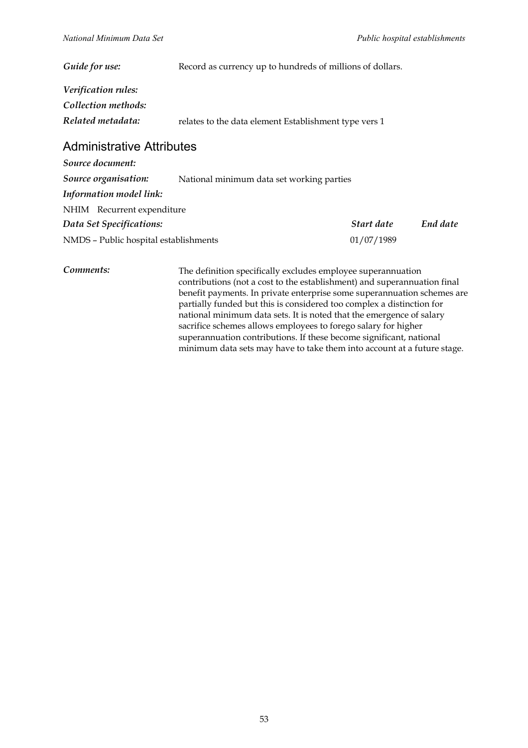*Guide for use:* Record as currency up to hundreds of millions of dollars.

*Verification rules:*

*Collection methods:*

*Related metadata:* relates to the data element Establishment type vers 1

## Administrative Attributes

*Source document:*

*Source organisation:* National minimum data set working parties

*Information model link:*

NHIM Recurrent expenditure

| *Data Set Specifications:* | *Start date* | *End date* |
|---|---|---|
| NMDS – Public hospital establishments | 01/07/1989 | |

*Comments:* The definition specifically excludes employee superannuation contributions (not a cost to the establishment) and superannuation final benefit payments. In private enterprise some superannuation schemes are partially funded but this is considered too complex a distinction for national minimum data sets. It is noted that the emergence of salary sacrifice schemes allows employees to forego salary for higher superannuation contributions. If these become significant, national minimum data sets may have to take them into account at a future stage.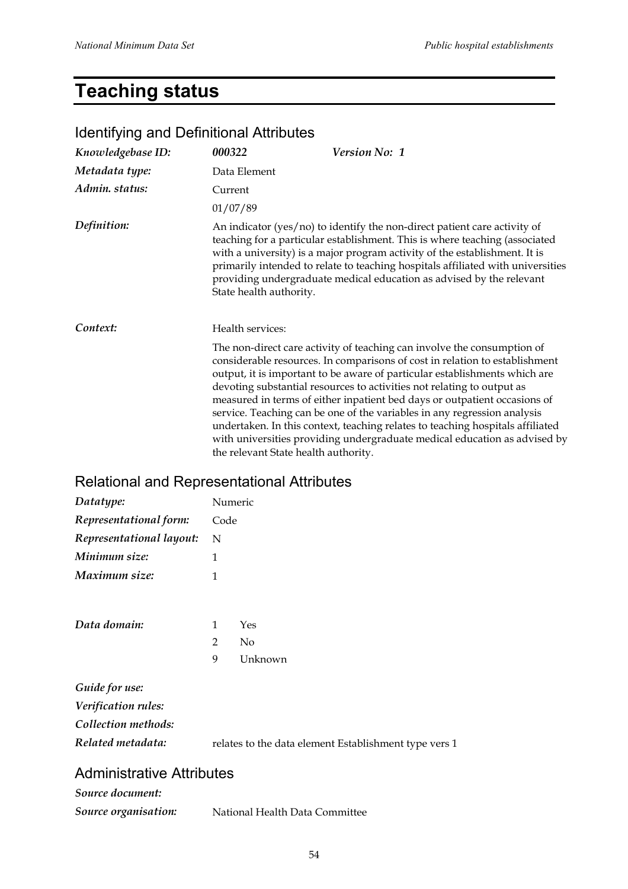# Teaching status

## Identifying and Definitional Attributes

| | | |
|---|---|---|
| *Knowledgebase ID:* | ***000322*** | ***Version No: 1*** |
| *Metadata type:* | Data Element | |
| *Admin. status:* | Current | |
| | 01/07/89 | |

***Definition:*** An indicator (yes/no) to identify the non-direct patient care activity of teaching for a particular establishment. This is where teaching (associated with a university) is a major program activity of the establishment. It is primarily intended to relate to teaching hospitals affiliated with universities providing undergraduate medical education as advised by the relevant State health authority.

***Context:*** Health services:

The non-direct care activity of teaching can involve the consumption of considerable resources. In comparisons of cost in relation to establishment output, it is important to be aware of particular establishments which are devoting substantial resources to activities not relating to output as measured in terms of either inpatient bed days or outpatient occasions of service. Teaching can be one of the variables in any regression analysis undertaken. In this context, teaching relates to teaching hospitals affiliated with universities providing undergraduate medical education as advised by the relevant State health authority.

## Relational and Representational Attributes

| | |
|---|---|
| ***Datatype:*** | Numeric |
| ***Representational form:*** | Code |
| ***Representational layout:*** | N |
| ***Minimum size:*** | 1 |
| ***Maximum size:*** | 1 |

***Data domain:***

1 Yes
2 No
9 Unknown

***Guide for use:***

***Verification rules:***

***Collection methods:***

***Related metadata:*** relates to the data element Establishment type vers 1

## Administrative Attributes

***Source document:***

***Source organisation:*** National Health Data Committee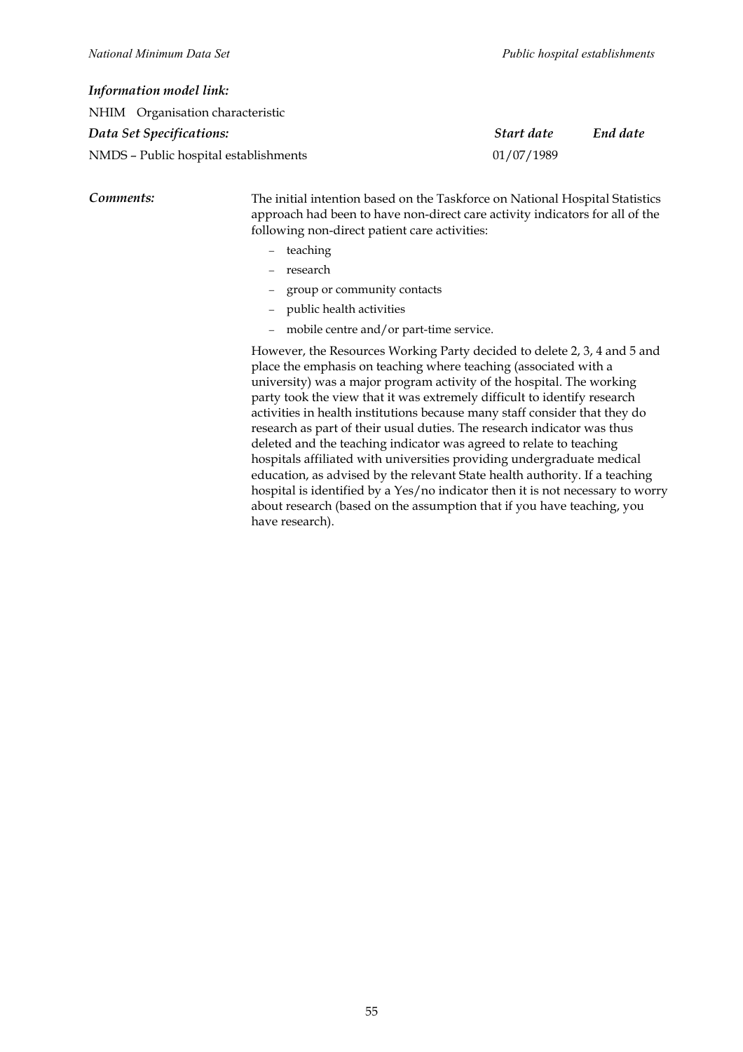***Information model link:***

NHIM Organisation characteristic

| ***Data Set Specifications:*** | ***Start date*** | ***End date*** |
| --- | --- | --- |
| NMDS – Public hospital establishments | 01/07/1989 | |

***Comments:*** The initial intention based on the Taskforce on National Hospital Statistics approach had been to have non-direct care activity indicators for all of the following non-direct patient care activities:

- teaching
- research
- group or community contacts
- public health activities
- mobile centre and/or part-time service.

However, the Resources Working Party decided to delete 2, 3, 4 and 5 and place the emphasis on teaching where teaching (associated with a university) was a major program activity of the hospital. The working party took the view that it was extremely difficult to identify research activities in health institutions because many staff consider that they do research as part of their usual duties. The research indicator was thus deleted and the teaching indicator was agreed to relate to teaching hospitals affiliated with universities providing undergraduate medical education, as advised by the relevant State health authority. If a teaching hospital is identified by a Yes/no indicator then it is not necessary to worry about research (based on the assumption that if you have teaching, you have research).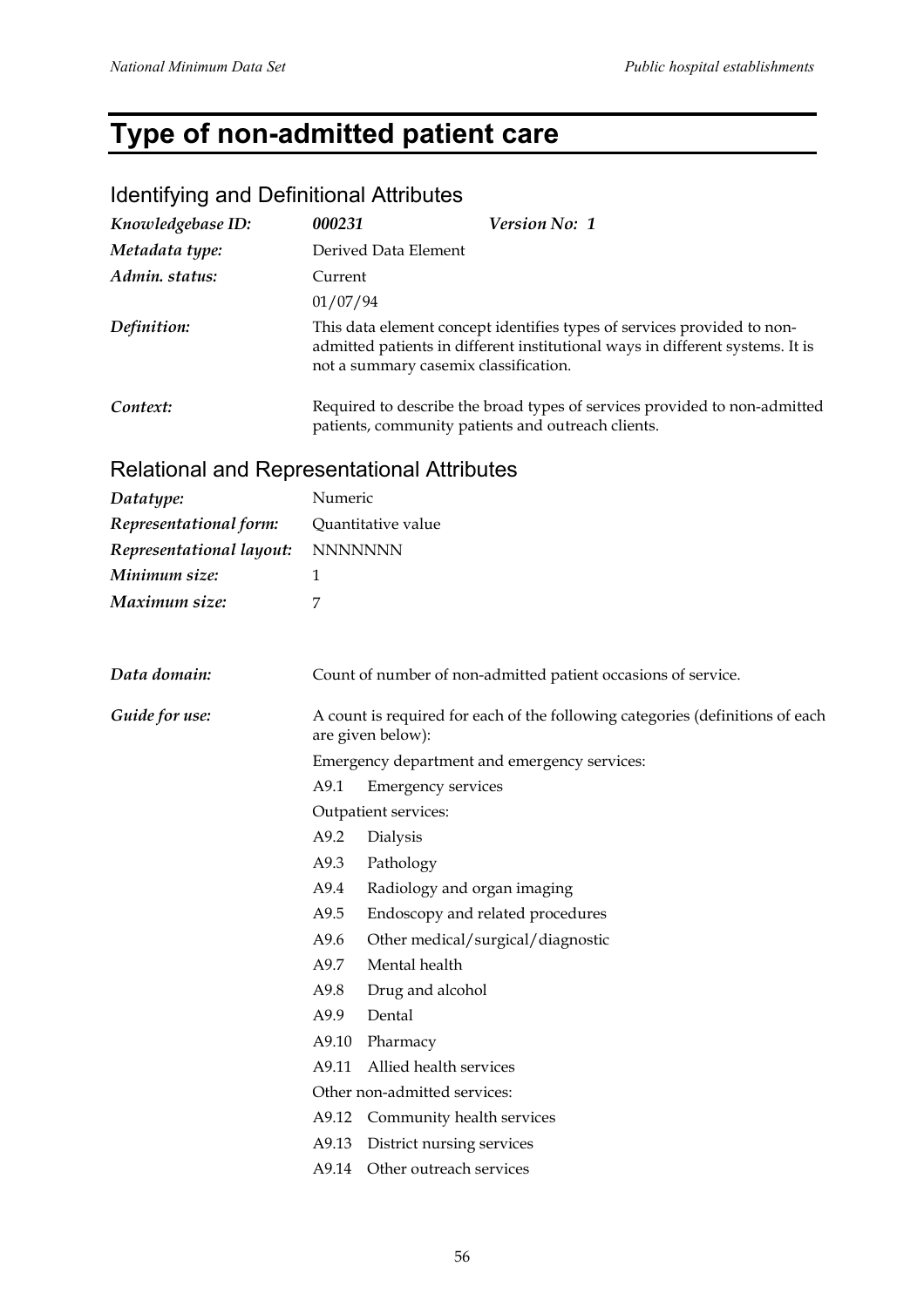# Type of non-admitted patient care

## Identifying and Definitional Attributes

| | | |
|---|---|---|
| *Knowledgebase ID:* | ***000231*** | ***Version No: 1*** |
| *Metadata type:* | Derived Data Element | |
| *Admin. status:* | Current | |
| | 01/07/94 | |
| *Definition:* | This data element concept identifies types of services provided to non-admitted patients in different institutional ways in different systems. It is not a summary casemix classification. | |
| *Context:* | Required to describe the broad types of services provided to non-admitted patients, community patients and outreach clients. | |

## Relational and Representational Attributes

| | |
|---|---|
| *Datatype:* | Numeric |
| *Representational form:* | Quantitative value |
| *Representational layout:* | NNNNNNN |
| *Minimum size:* | 1 |
| *Maximum size:* | 7 |

*Data domain:* Count of number of non-admitted patient occasions of service.

*Guide for use:* A count is required for each of the following categories (definitions of each are given below):

Emergency department and emergency services:

- A9.1 Emergency services

Outpatient services:

- A9.2 Dialysis
- A9.3 Pathology
- A9.4 Radiology and organ imaging
- A9.5 Endoscopy and related procedures
- A9.6 Other medical/surgical/diagnostic
- A9.7 Mental health
- A9.8 Drug and alcohol
- A9.9 Dental
- A9.10 Pharmacy
- A9.11 Allied health services

Other non-admitted services:

- A9.12 Community health services
- A9.13 District nursing services
- A9.14 Other outreach services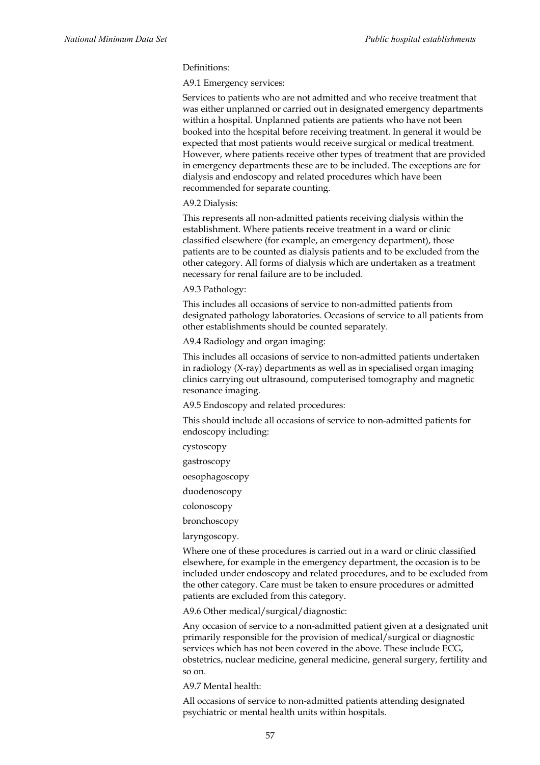Definitions:

A9.1 Emergency services:

Services to patients who are not admitted and who receive treatment that was either unplanned or carried out in designated emergency departments within a hospital. Unplanned patients are patients who have not been booked into the hospital before receiving treatment. In general it would be expected that most patients would receive surgical or medical treatment. However, where patients receive other types of treatment that are provided in emergency departments these are to be included. The exceptions are for dialysis and endoscopy and related procedures which have been recommended for separate counting.

A9.2 Dialysis:

This represents all non-admitted patients receiving dialysis within the establishment. Where patients receive treatment in a ward or clinic classified elsewhere (for example, an emergency department), those patients are to be counted as dialysis patients and to be excluded from the other category. All forms of dialysis which are undertaken as a treatment necessary for renal failure are to be included.

A9.3 Pathology:

This includes all occasions of service to non-admitted patients from designated pathology laboratories. Occasions of service to all patients from other establishments should be counted separately.

A9.4 Radiology and organ imaging:

This includes all occasions of service to non-admitted patients undertaken in radiology (X-ray) departments as well as in specialised organ imaging clinics carrying out ultrasound, computerised tomography and magnetic resonance imaging.

A9.5 Endoscopy and related procedures:

This should include all occasions of service to non-admitted patients for endoscopy including:

cystoscopy

gastroscopy

oesophagoscopy

duodenoscopy

colonoscopy

bronchoscopy

laryngoscopy.

Where one of these procedures is carried out in a ward or clinic classified elsewhere, for example in the emergency department, the occasion is to be included under endoscopy and related procedures, and to be excluded from the other category. Care must be taken to ensure procedures or admitted patients are excluded from this category.

A9.6 Other medical/surgical/diagnostic:

Any occasion of service to a non-admitted patient given at a designated unit primarily responsible for the provision of medical/surgical or diagnostic services which has not been covered in the above. These include ECG, obstetrics, nuclear medicine, general medicine, general surgery, fertility and so on.

A9.7 Mental health:

All occasions of service to non-admitted patients attending designated psychiatric or mental health units within hospitals.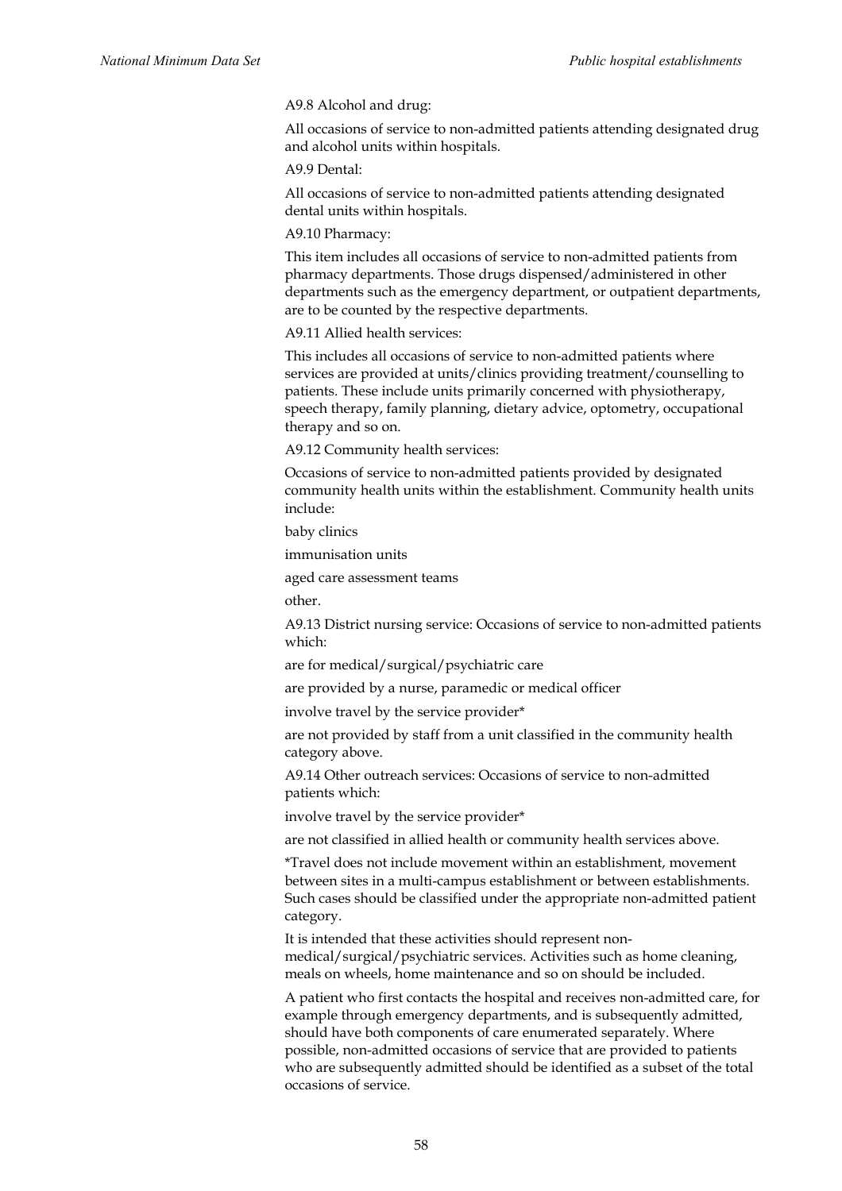A9.8 Alcohol and drug:

All occasions of service to non-admitted patients attending designated drug and alcohol units within hospitals.

A9.9 Dental:

All occasions of service to non-admitted patients attending designated dental units within hospitals.

A9.10 Pharmacy:

This item includes all occasions of service to non-admitted patients from pharmacy departments. Those drugs dispensed/administered in other departments such as the emergency department, or outpatient departments, are to be counted by the respective departments.

A9.11 Allied health services:

This includes all occasions of service to non-admitted patients where services are provided at units/clinics providing treatment/counselling to patients. These include units primarily concerned with physiotherapy, speech therapy, family planning, dietary advice, optometry, occupational therapy and so on.

A9.12 Community health services:

Occasions of service to non-admitted patients provided by designated community health units within the establishment. Community health units include:

baby clinics

immunisation units

aged care assessment teams

other.

A9.13 District nursing service: Occasions of service to non-admitted patients which:

are for medical/surgical/psychiatric care

are provided by a nurse, paramedic or medical officer

involve travel by the service provider*

are not provided by staff from a unit classified in the community health category above.

A9.14 Other outreach services: Occasions of service to non-admitted patients which:

involve travel by the service provider*

are not classified in allied health or community health services above.

*Travel does not include movement within an establishment, movement between sites in a multi-campus establishment or between establishments. Such cases should be classified under the appropriate non-admitted patient category.

It is intended that these activities should represent non-medical/surgical/psychiatric services. Activities such as home cleaning, meals on wheels, home maintenance and so on should be included.

A patient who first contacts the hospital and receives non-admitted care, for example through emergency departments, and is subsequently admitted, should have both components of care enumerated separately. Where possible, non-admitted occasions of service that are provided to patients who are subsequently admitted should be identified as a subset of the total occasions of service.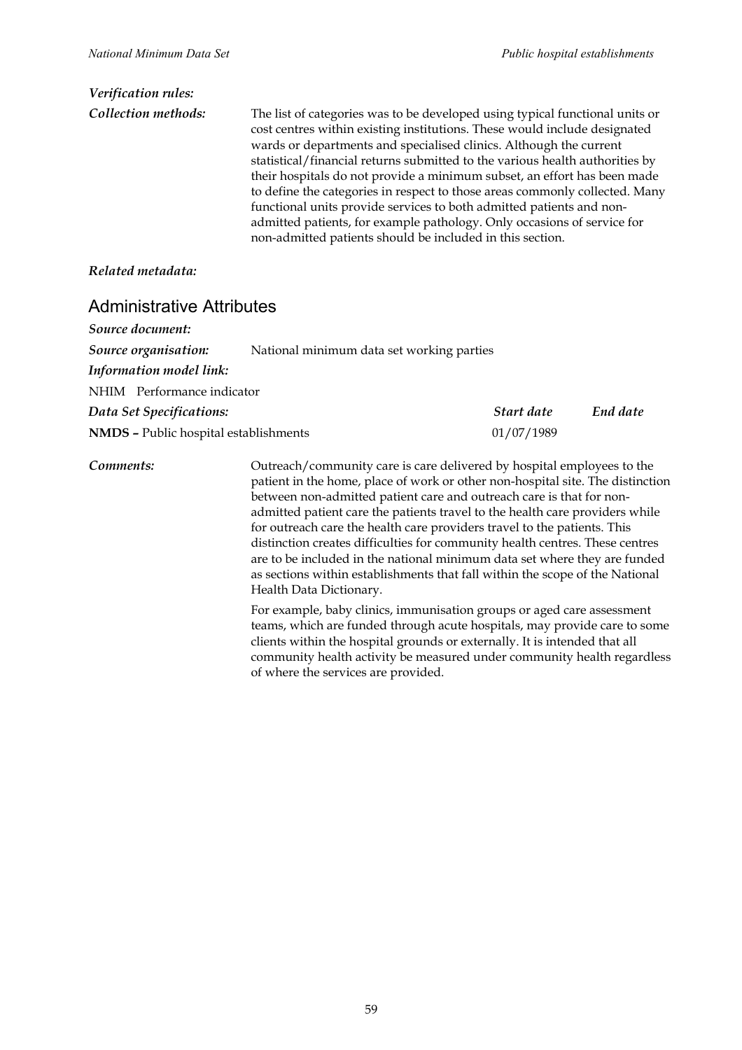*Verification rules:*

*Collection methods:* The list of categories was to be developed using typical functional units or cost centres within existing institutions. These would include designated wards or departments and specialised clinics. Although the current statistical/financial returns submitted to the various health authorities by their hospitals do not provide a minimum subset, an effort has been made to define the categories in respect to those areas commonly collected. Many functional units provide services to both admitted patients and non-admitted patients, for example pathology. Only occasions of service for non-admitted patients should be included in this section.

*Related metadata:*

## Administrative Attributes

*Source document:*

*Source organisation:* National minimum data set working parties

*Information model link:*

NHIM Performance indicator

| *Data Set Specifications:* | *Start date* | *End date* |
|---|---|---|
| **NMDS –** Public hospital establishments | 01/07/1989 | |

*Comments:* Outreach/community care is care delivered by hospital employees to the patient in the home, place of work or other non-hospital site. The distinction between non-admitted patient care and outreach care is that for non-admitted patient care the patients travel to the health care providers while for outreach care the health care providers travel to the patients. This distinction creates difficulties for community health centres. These centres are to be included in the national minimum data set where they are funded as sections within establishments that fall within the scope of the National Health Data Dictionary.

For example, baby clinics, immunisation groups or aged care assessment teams, which are funded through acute hospitals, may provide care to some clients within the hospital grounds or externally. It is intended that all community health activity be measured under community health regardless of where the services are provided.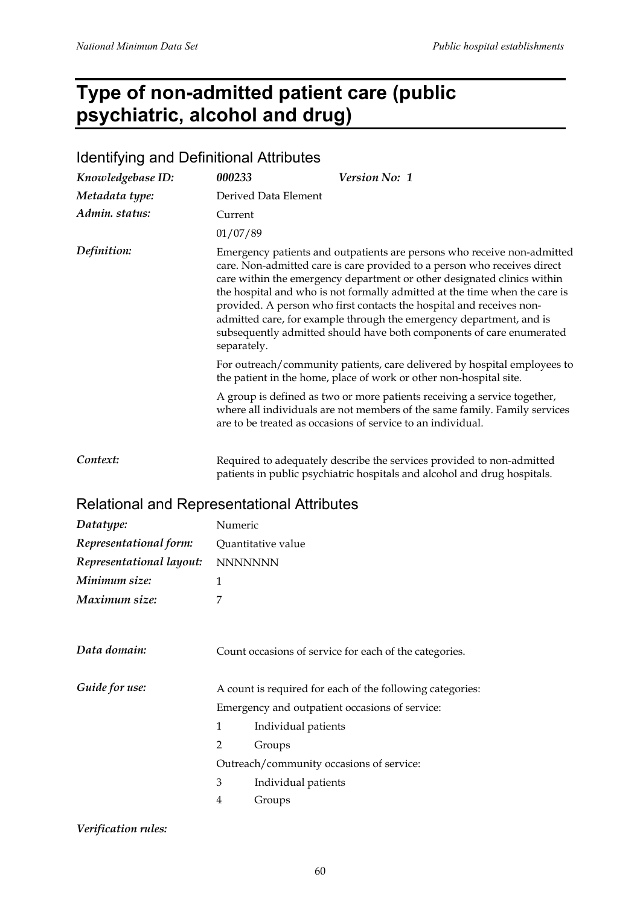# Type of non-admitted patient care (public psychiatric, alcohol and drug)

## Identifying and Definitional Attributes

| | | |
|---|---|---|
| *Knowledgebase ID:* | ***000233*** | ***Version No: 1*** |
| *Metadata type:* | Derived Data Element | |
| *Admin. status:* | Current | |
| | 01/07/89 | |

*Definition:*

Emergency patients and outpatients are persons who receive non-admitted care. Non-admitted care is care provided to a person who receives direct care within the emergency department or other designated clinics within the hospital and who is not formally admitted at the time when the care is provided. A person who first contacts the hospital and receives non-admitted care, for example through the emergency department, and is subsequently admitted should have both components of care enumerated separately.

For outreach/community patients, care delivered by hospital employees to the patient in the home, place of work or other non-hospital site.

A group is defined as two or more patients receiving a service together, where all individuals are not members of the same family. Family services are to be treated as occasions of service to an individual.

*Context:*

Required to adequately describe the services provided to non-admitted patients in public psychiatric hospitals and alcohol and drug hospitals.

## Relational and Representational Attributes

| | |
|---|---|
| *Datatype:* | Numeric |
| *Representational form:* | Quantitative value |
| *Representational layout:* | NNNNNNN |
| *Minimum size:* | 1 |
| *Maximum size:* | 7 |

*Data domain:*

Count occasions of service for each of the categories.

*Guide for use:*

A count is required for each of the following categories:

Emergency and outpatient occasions of service:

1 Individual patients

2 Groups

Outreach/community occasions of service:

3 Individual patients

4 Groups

*Verification rules:*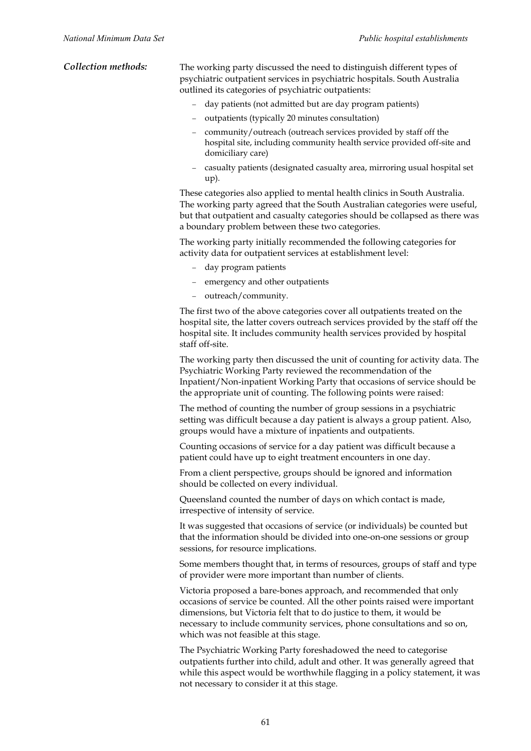***Collection methods:*** The working party discussed the need to distinguish different types of psychiatric outpatient services in psychiatric hospitals. South Australia outlined its categories of psychiatric outpatients:

- day patients (not admitted but are day program patients)
- outpatients (typically 20 minutes consultation)
- community/outreach (outreach services provided by staff off the hospital site, including community health service provided off-site and domiciliary care)
- casualty patients (designated casualty area, mirroring usual hospital set up).

These categories also applied to mental health clinics in South Australia. The working party agreed that the South Australian categories were useful, but that outpatient and casualty categories should be collapsed as there was a boundary problem between these two categories.

The working party initially recommended the following categories for activity data for outpatient services at establishment level:

- day program patients
- emergency and other outpatients
- outreach/community.

The first two of the above categories cover all outpatients treated on the hospital site, the latter covers outreach services provided by the staff off the hospital site. It includes community health services provided by hospital staff off-site.

The working party then discussed the unit of counting for activity data. The Psychiatric Working Party reviewed the recommendation of the Inpatient/Non-inpatient Working Party that occasions of service should be the appropriate unit of counting. The following points were raised:

The method of counting the number of group sessions in a psychiatric setting was difficult because a day patient is always a group patient. Also, groups would have a mixture of inpatients and outpatients.

Counting occasions of service for a day patient was difficult because a patient could have up to eight treatment encounters in one day.

From a client perspective, groups should be ignored and information should be collected on every individual.

Queensland counted the number of days on which contact is made, irrespective of intensity of service.

It was suggested that occasions of service (or individuals) be counted but that the information should be divided into one-on-one sessions or group sessions, for resource implications.

Some members thought that, in terms of resources, groups of staff and type of provider were more important than number of clients.

Victoria proposed a bare-bones approach, and recommended that only occasions of service be counted. All the other points raised were important dimensions, but Victoria felt that to do justice to them, it would be necessary to include community services, phone consultations and so on, which was not feasible at this stage.

The Psychiatric Working Party foreshadowed the need to categorise outpatients further into child, adult and other. It was generally agreed that while this aspect would be worthwhile flagging in a policy statement, it was not necessary to consider it at this stage.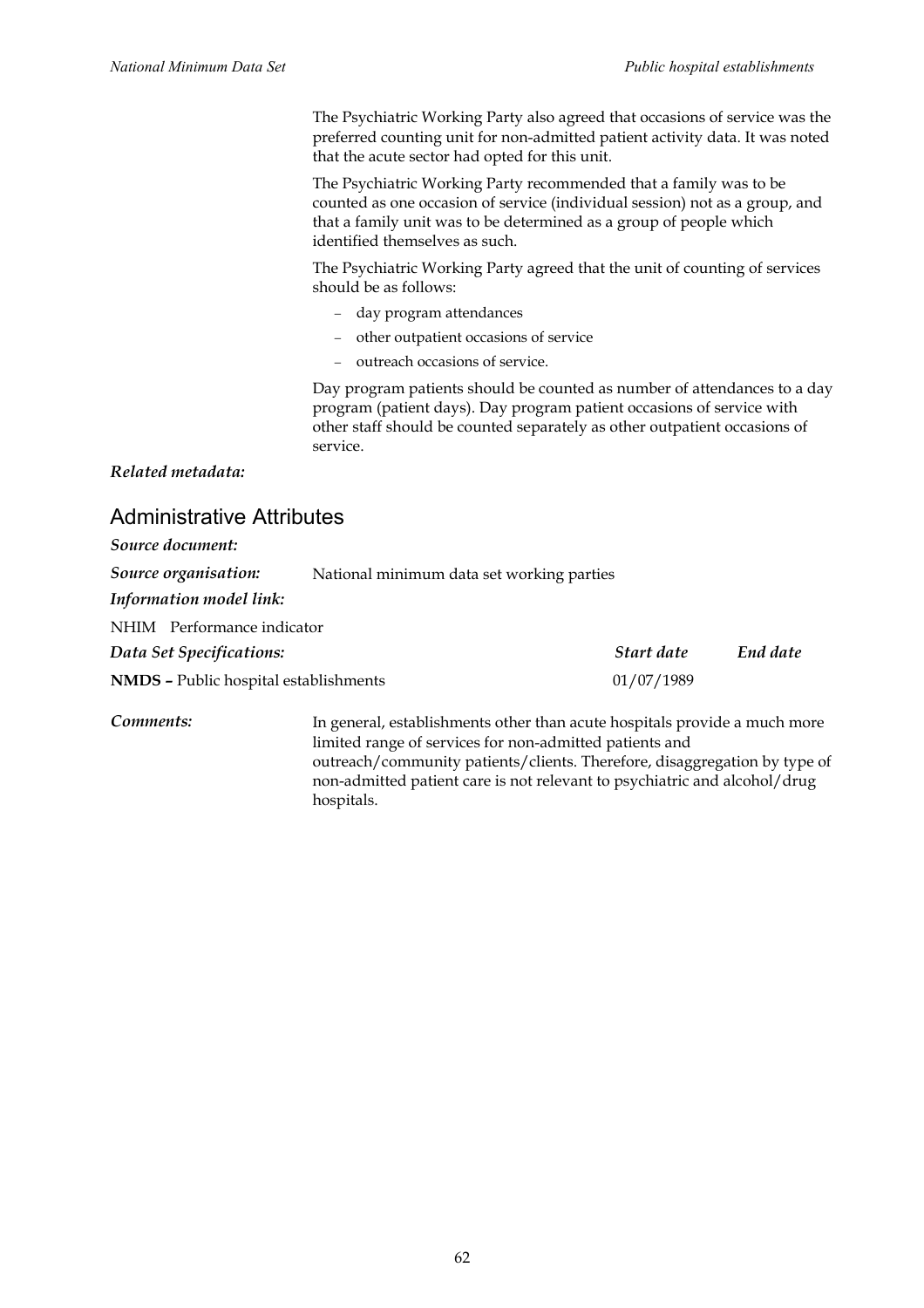The Psychiatric Working Party also agreed that occasions of service was the preferred counting unit for non-admitted patient activity data. It was noted that the acute sector had opted for this unit.

The Psychiatric Working Party recommended that a family was to be counted as one occasion of service (individual session) not as a group, and that a family unit was to be determined as a group of people which identified themselves as such.

The Psychiatric Working Party agreed that the unit of counting of services should be as follows:

- day program attendances
- other outpatient occasions of service
- outreach occasions of service.

Day program patients should be counted as number of attendances to a day program (patient days). Day program patient occasions of service with other staff should be counted separately as other outpatient occasions of service.

***Related metadata:***

## Administrative Attributes

***Source document:***

***Source organisation:*** National minimum data set working parties

***Information model link:***

NHIM Performance indicator

| *Data Set Specifications:* | *Start date* | *End date* |
|---|---|---|
| **NMDS –** Public hospital establishments | 01/07/1989 | |

***Comments:*** In general, establishments other than acute hospitals provide a much more limited range of services for non-admitted patients and outreach/community patients/clients. Therefore, disaggregation by type of non-admitted patient care is not relevant to psychiatric and alcohol/drug hospitals.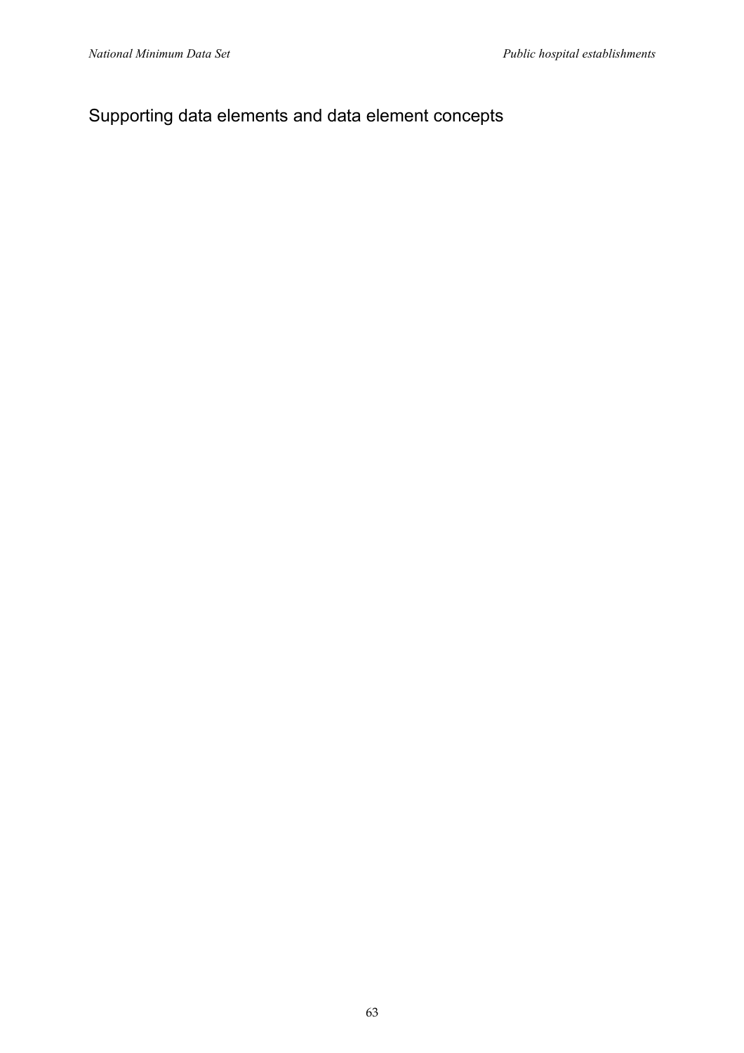## Supporting data elements and data element concepts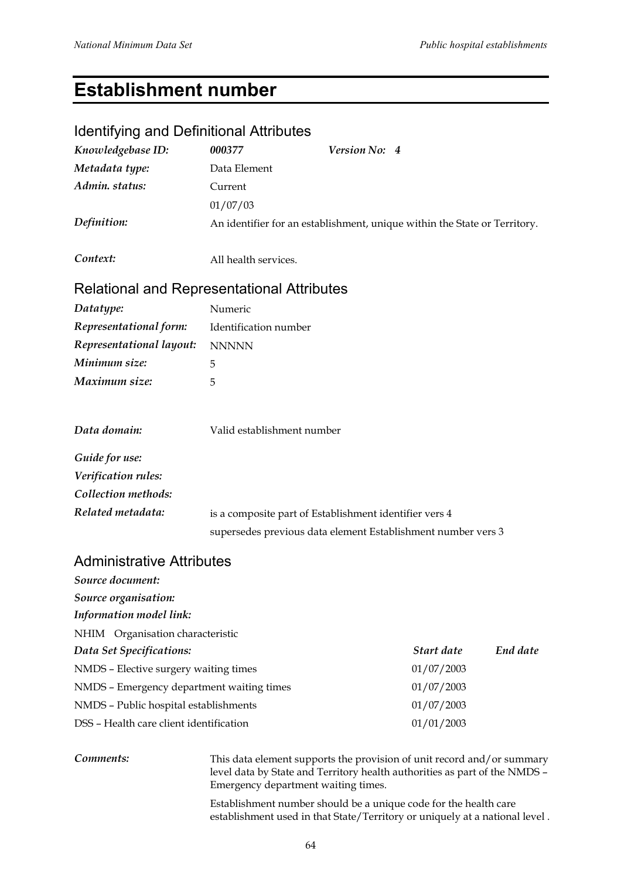# Establishment number

## Identifying and Definitional Attributes

| | | | |
|---|---|---|---|
| *Knowledgebase ID:* | ***000377*** | *Version No:* | ***4*** |
| *Metadata type:* | Data Element | | |
| *Admin. status:* | Current | | |
| | 01/07/03 | | |
| *Definition:* | An identifier for an establishment, unique within the State or Territory. | | |
| *Context:* | All health services. | | |

## Relational and Representational Attributes

| | |
|---|---|
| *Datatype:* | Numeric |
| *Representational form:* | Identification number |
| *Representational layout:* | NNNNN |
| *Minimum size:* | 5 |
| *Maximum size:* | 5 |
| *Data domain:* | Valid establishment number |
| *Guide for use:* | |
| *Verification rules:* | |
| *Collection methods:* | |
| *Related metadata:* | is a composite part of Establishment identifier vers 4 |
| | supersedes previous data element Establishment number vers 3 |

## Administrative Attributes

*Source document:*

*Source organisation:*

*Information model link:*

NHIM Organisation characteristic

| *Data Set Specifications:* | *Start date* | *End date* |
|---|---|---|
| NMDS – Elective surgery waiting times | 01/07/2003 | |
| NMDS – Emergency department waiting times | 01/07/2003 | |
| NMDS – Public hospital establishments | 01/07/2003 | |
| DSS – Health care client identification | 01/01/2003 | |

*Comments:*

This data element supports the provision of unit record and/or summary level data by State and Territory health authorities as part of the NMDS – Emergency department waiting times.

Establishment number should be a unique code for the health care establishment used in that State/Territory or uniquely at a national level .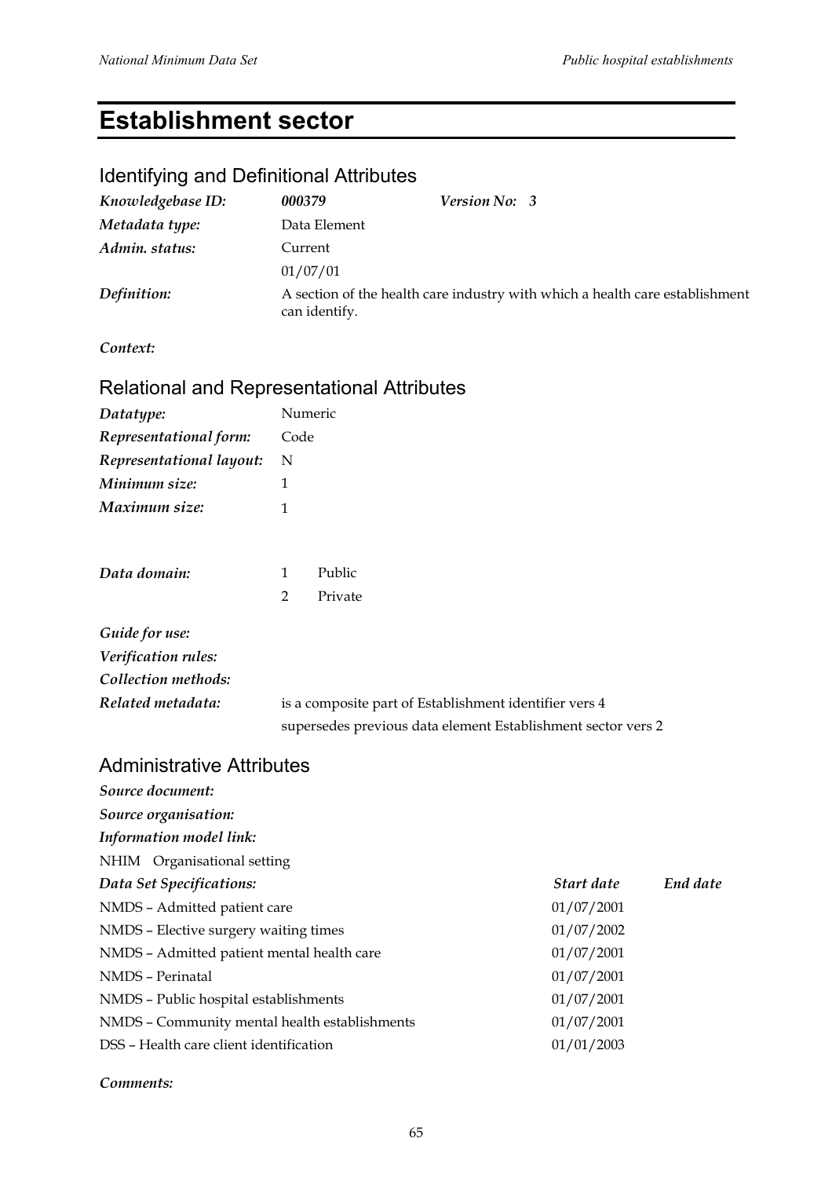# Establishment sector

## Identifying and Definitional Attributes

| | | | |
|---|---|---|---|
| ***Knowledgebase ID:*** | ***000379*** | ***Version No:*** | ***3*** |
| ***Metadata type:*** | Data Element | | |
| ***Admin. status:*** | Current | | |
| | 01/07/01 | | |
| ***Definition:*** | A section of the health care industry with which a health care establishment can identify. | | |

***Context:***

## Relational and Representational Attributes

| | |
|---|---|
| ***Datatype:*** | Numeric |
| ***Representational form:*** | Code |
| ***Representational layout:*** | N |
| ***Minimum size:*** | 1 |
| ***Maximum size:*** | 1 |

***Data domain:***

1 Public
2 Private

***Guide for use:***

***Verification rules:***

***Collection methods:***

***Related metadata:*** is a composite part of Establishment identifier vers 4

supersedes previous data element Establishment sector vers 2

## Administrative Attributes

***Source document:***

***Source organisation:***

***Information model link:***

NHIM Organisational setting

| ***Data Set Specifications:*** | ***Start date*** | ***End date*** |
|---|---|---|
| NMDS – Admitted patient care | 01/07/2001 | |
| NMDS – Elective surgery waiting times | 01/07/2002 | |
| NMDS – Admitted patient mental health care | 01/07/2001 | |
| NMDS – Perinatal | 01/07/2001 | |
| NMDS – Public hospital establishments | 01/07/2001 | |
| NMDS – Community mental health establishments | 01/07/2001 | |
| DSS – Health care client identification | 01/01/2003 | |

***Comments:***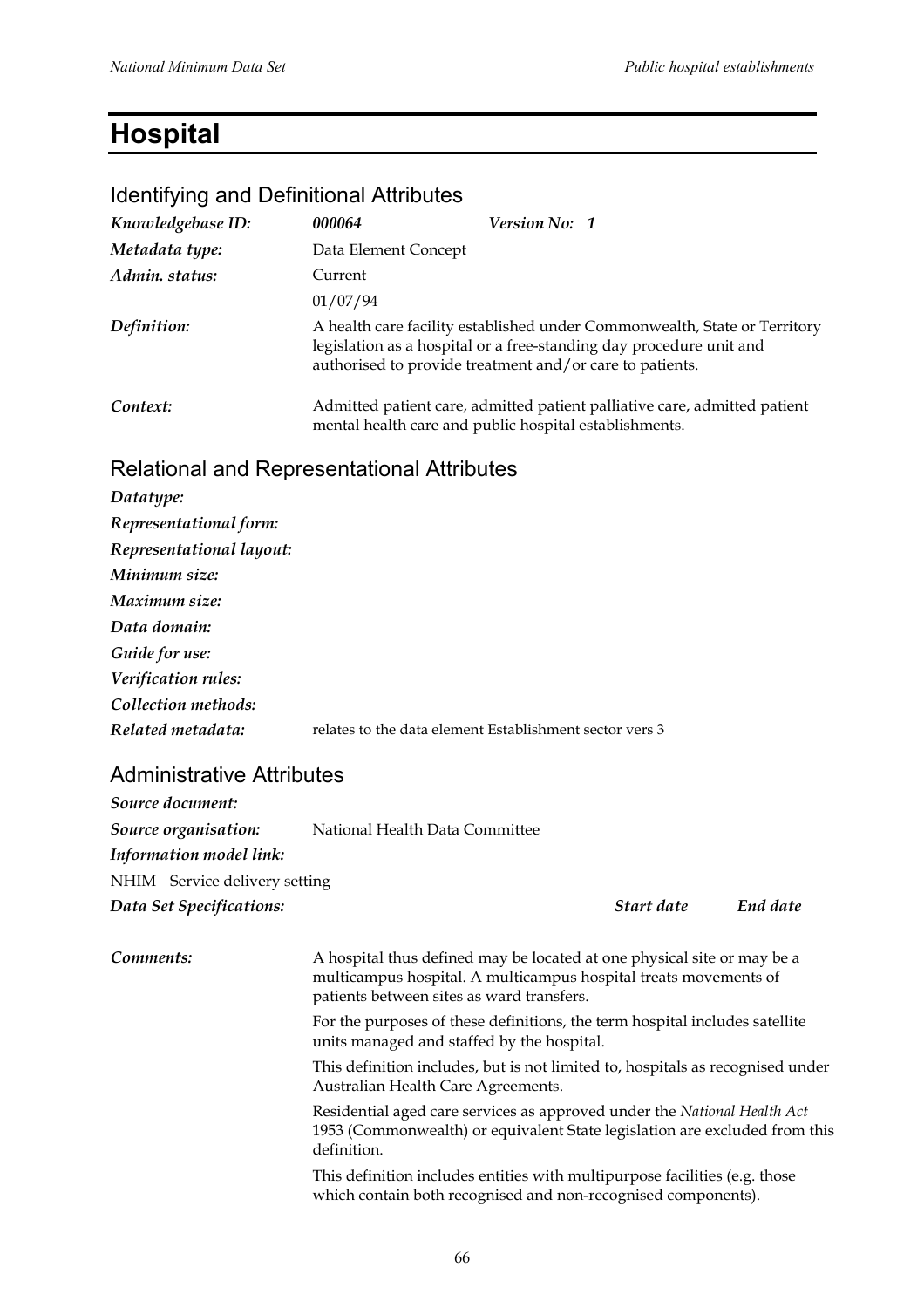# Hospital

## Identifying and Definitional Attributes

| | | |
|---|---|---|
| *Knowledgebase ID:* | ***000064*** | ***Version No: 1*** |
| *Metadata type:* | Data Element Concept | |
| *Admin. status:* | Current | |
| | 01/07/94 | |
| *Definition:* | A health care facility established under Commonwealth, State or Territory legislation as a hospital or a free-standing day procedure unit and authorised to provide treatment and/or care to patients. | |
| *Context:* | Admitted patient care, admitted patient palliative care, admitted patient mental health care and public hospital establishments. | |

## Relational and Representational Attributes

***Datatype:***

***Representational form:***

***Representational layout:***

***Minimum size:***

***Maximum size:***

***Data domain:***

***Guide for use:***

***Verification rules:***

***Collection methods:***

***Related metadata:*** relates to the data element Establishment sector vers 3

## Administrative Attributes

***Source document:***

***Source organisation:*** National Health Data Committee

***Information model link:***

NHIM Service delivery setting

| ***Data Set Specifications:*** | ***Start date*** | ***End date*** |
|---|---|---|

***Comments:***

A hospital thus defined may be located at one physical site or may be a multicampus hospital. A multicampus hospital treats movements of patients between sites as ward transfers.

For the purposes of these definitions, the term hospital includes satellite units managed and staffed by the hospital.

This definition includes, but is not limited to, hospitals as recognised under Australian Health Care Agreements.

Residential aged care services as approved under the *National Health Act* 1953 (Commonwealth) or equivalent State legislation are excluded from this definition.

This definition includes entities with multipurpose facilities (e.g. those which contain both recognised and non-recognised components).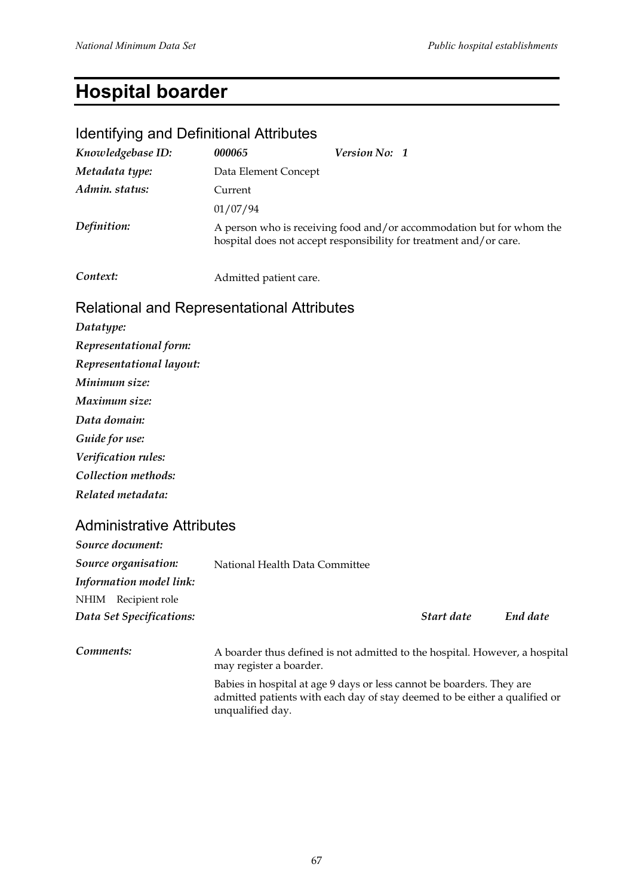# Hospital boarder

## Identifying and Definitional Attributes

| | | | |
|---|---|---|---|
| *Knowledgebase ID:* | ***000065*** | *Version No:* | ***1*** |
| *Metadata type:* | Data Element Concept | | |
| *Admin. status:* | Current | | |
| | 01/07/94 | | |
| *Definition:* | A person who is receiving food and/or accommodation but for whom the hospital does not accept responsibility for treatment and/or care. | | |
| *Context:* | Admitted patient care. | | |

## Relational and Representational Attributes

***Datatype:***

***Representational form:***

***Representational layout:***

***Minimum size:***

***Maximum size:***

***Data domain:***

***Guide for use:***

***Verification rules:***

***Collection methods:***

***Related metadata:***

## Administrative Attributes

***Source document:***

***Source organisation:*** National Health Data Committee

***Information model link:***

NHIM Recipient role

| ***Data Set Specifications:*** | ***Start date*** | ***End date*** |
|---|---|---|

***Comments:***

A boarder thus defined is not admitted to the hospital. However, a hospital may register a boarder.

Babies in hospital at age 9 days or less cannot be boarders. They are admitted patients with each day of stay deemed to be either a qualified or unqualified day.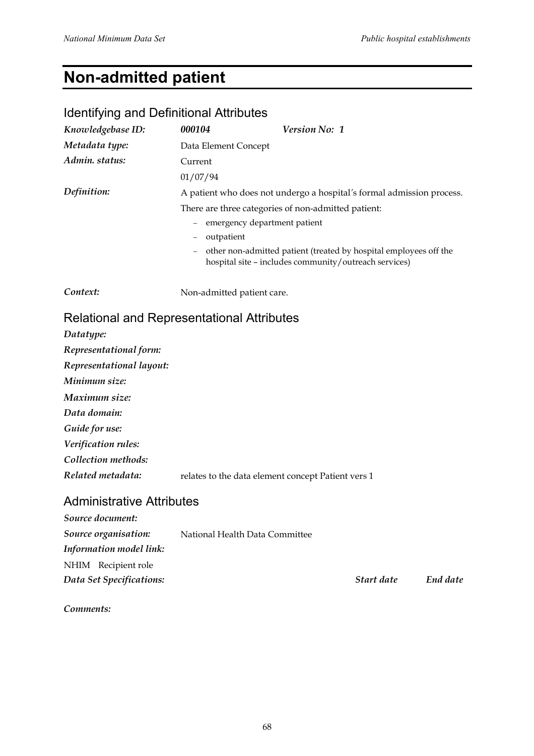# Non-admitted patient

## Identifying and Definitional Attributes

| | | |
|---|---|---|
| *Knowledgebase ID:* | ***000104*** | ***Version No: 1*** |
| *Metadata type:* | Data Element Concept | |
| *Admin. status:* | Current | |
| | 01/07/94 | |

*Definition:* A patient who does not undergo a hospital's formal admission process.

There are three categories of non-admitted patient:

- emergency department patient
- outpatient
- other non-admitted patient (treated by hospital employees off the hospital site – includes community/outreach services)

*Context:* Non-admitted patient care.

## Relational and Representational Attributes

*Datatype:*

*Representational form:*

*Representational layout:*

*Minimum size:*

*Maximum size:*

*Data domain:*

*Guide for use:*

*Verification rules:*

*Collection methods:*

*Related metadata:* relates to the data element concept Patient vers 1

## Administrative Attributes

*Source document:*

*Source organisation:* National Health Data Committee

*Information model link:*

NHIM Recipient role

| *Data Set Specifications:* | *Start date* | *End date* |
|---|---|---|

*Comments:*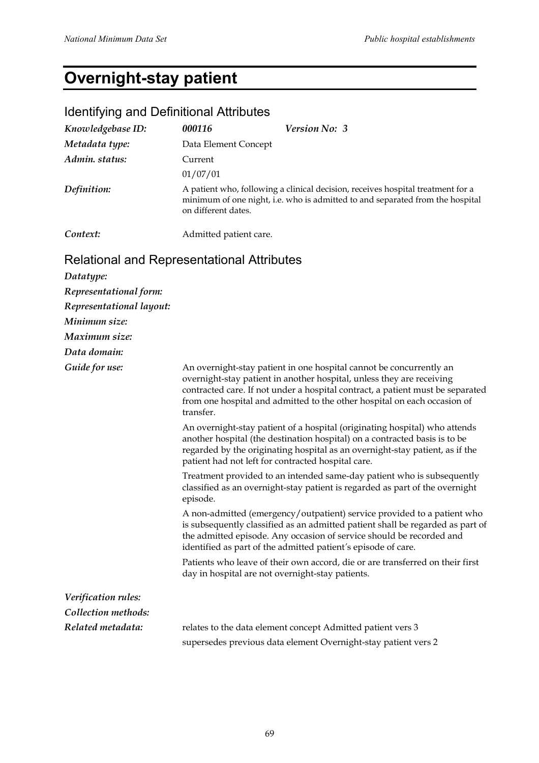# Overnight-stay patient

## Identifying and Definitional Attributes

| | | |
|---|---|---|
| *Knowledgebase ID:* | ***000116*** | ***Version No: 3*** |
| *Metadata type:* | Data Element Concept | |
| *Admin. status:* | Current | |
| | 01/07/01 | |
| *Definition:* | A patient who, following a clinical decision, receives hospital treatment for a minimum of one night, i.e. who is admitted to and separated from the hospital on different dates. | |
| *Context:* | Admitted patient care. | |

## Relational and Representational Attributes

*Datatype:*

*Representational form:*

*Representational layout:*

*Minimum size:*

*Maximum size:*

*Data domain:*

*Guide for use:*

An overnight-stay patient in one hospital cannot be concurrently an overnight-stay patient in another hospital, unless they are receiving contracted care. If not under a hospital contract, a patient must be separated from one hospital and admitted to the other hospital on each occasion of transfer.

An overnight-stay patient of a hospital (originating hospital) who attends another hospital (the destination hospital) on a contracted basis is to be regarded by the originating hospital as an overnight-stay patient, as if the patient had not left for contracted hospital care.

Treatment provided to an intended same-day patient who is subsequently classified as an overnight-stay patient is regarded as part of the overnight episode.

A non-admitted (emergency/outpatient) service provided to a patient who is subsequently classified as an admitted patient shall be regarded as part of the admitted episode. Any occasion of service should be recorded and identified as part of the admitted patient's episode of care.

Patients who leave of their own accord, die or are transferred on their first day in hospital are not overnight-stay patients.

*Verification rules:*

*Collection methods:*

*Related metadata:*

relates to the data element concept Admitted patient vers 3

supersedes previous data element Overnight-stay patient vers 2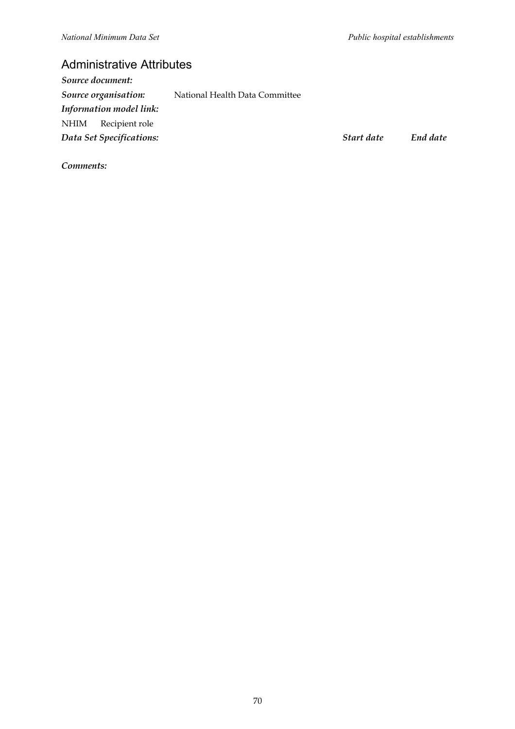## Administrative Attributes

***Source document:***

***Source organisation:*** National Health Data Committee

***Information model link:***

NHIM Recipient role

| ***Data Set Specifications:*** | ***Start date*** | ***End date*** |
| --- | --- | --- |

***Comments:***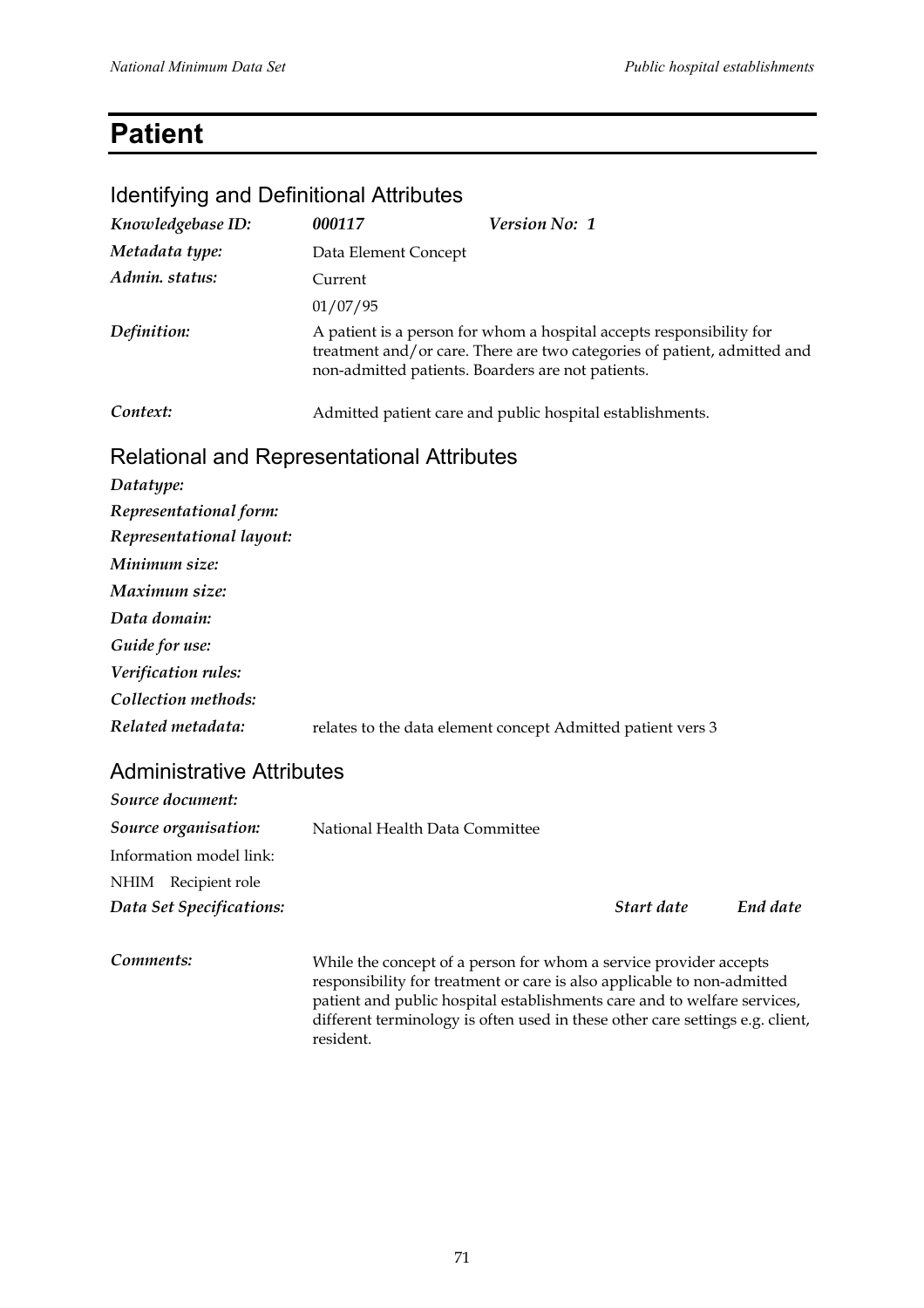# Patient

## Identifying and Definitional Attributes

| | | |
|---|---|---|
| *Knowledgebase ID:* | ***000117*** | ***Version No: 1*** |
| *Metadata type:* | Data Element Concept | |
| *Admin. status:* | Current | |
| | 01/07/95 | |
| *Definition:* | A patient is a person for whom a hospital accepts responsibility for treatment and/or care. There are two categories of patient, admitted and non-admitted patients. Boarders are not patients. | |
| *Context:* | Admitted patient care and public hospital establishments. | |

## Relational and Representational Attributes

| | |
|---|---|
| *Datatype:* | |
| *Representational form:* | |
| *Representational layout:* | |
| *Minimum size:* | |
| *Maximum size:* | |
| *Data domain:* | |
| *Guide for use:* | |
| *Verification rules:* | |
| *Collection methods:* | |
| *Related metadata:* | relates to the data element concept Admitted patient vers 3 |

## Administrative Attributes

| | | | |
|---|---|---|---|
| *Source document:* | | | |
| *Source organisation:* | National Health Data Committee | | |
| Information model link: | | | |
| NHIM Recipient role | | | |
| *Data Set Specifications:* | | *Start date* | *End date* |
| *Comments:* | While the concept of a person for whom a service provider accepts responsibility for treatment or care is also applicable to non-admitted patient and public hospital establishments care and to welfare services, different terminology is often used in these other care settings e.g. client, resident. | | |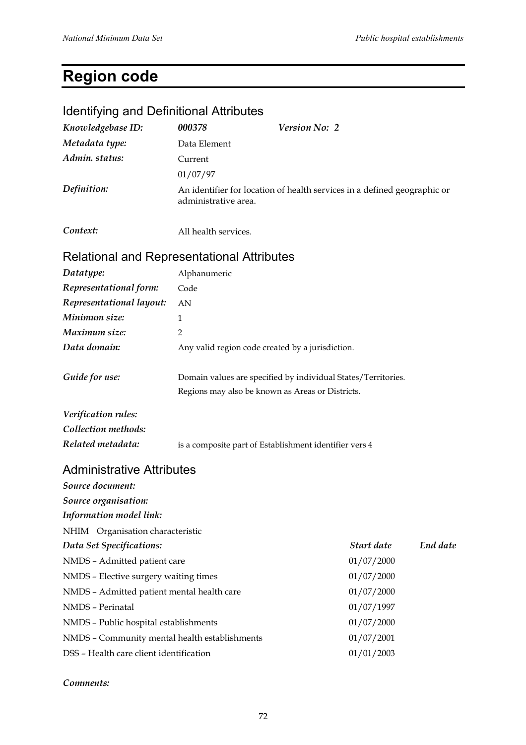# Region code

## Identifying and Definitional Attributes

*Knowledgebase ID:* **000378** *Version No:* **2**

*Metadata type:* Data Element

*Admin. status:* Current

01/07/97

*Definition:* An identifier for location of health services in a defined geographic or administrative area.

*Context:* All health services.

## Relational and Representational Attributes

*Datatype:* Alphanumeric

*Representational form:* Code

*Representational layout:* AN

*Minimum size:* 1

*Maximum size:* 2

*Data domain:* Any valid region code created by a jurisdiction.

*Guide for use:* Domain values are specified by individual States/Territories.

Regions may also be known as Areas or Districts.

*Verification rules:*

*Collection methods:*

*Related metadata:* is a composite part of Establishment identifier vers 4

## Administrative Attributes

*Source document:*

*Source organisation:*

*Information model link:*

NHIM Organisation characteristic

| *Data Set Specifications:* | *Start date* | *End date* |
|---|---|---|
| NMDS – Admitted patient care | 01/07/2000 | |
| NMDS – Elective surgery waiting times | 01/07/2000 | |
| NMDS – Admitted patient mental health care | 01/07/2000 | |
| NMDS – Perinatal | 01/07/1997 | |
| NMDS – Public hospital establishments | 01/07/2000 | |
| NMDS – Community mental health establishments | 01/07/2001 | |
| DSS – Health care client identification | 01/01/2003 | |

*Comments:*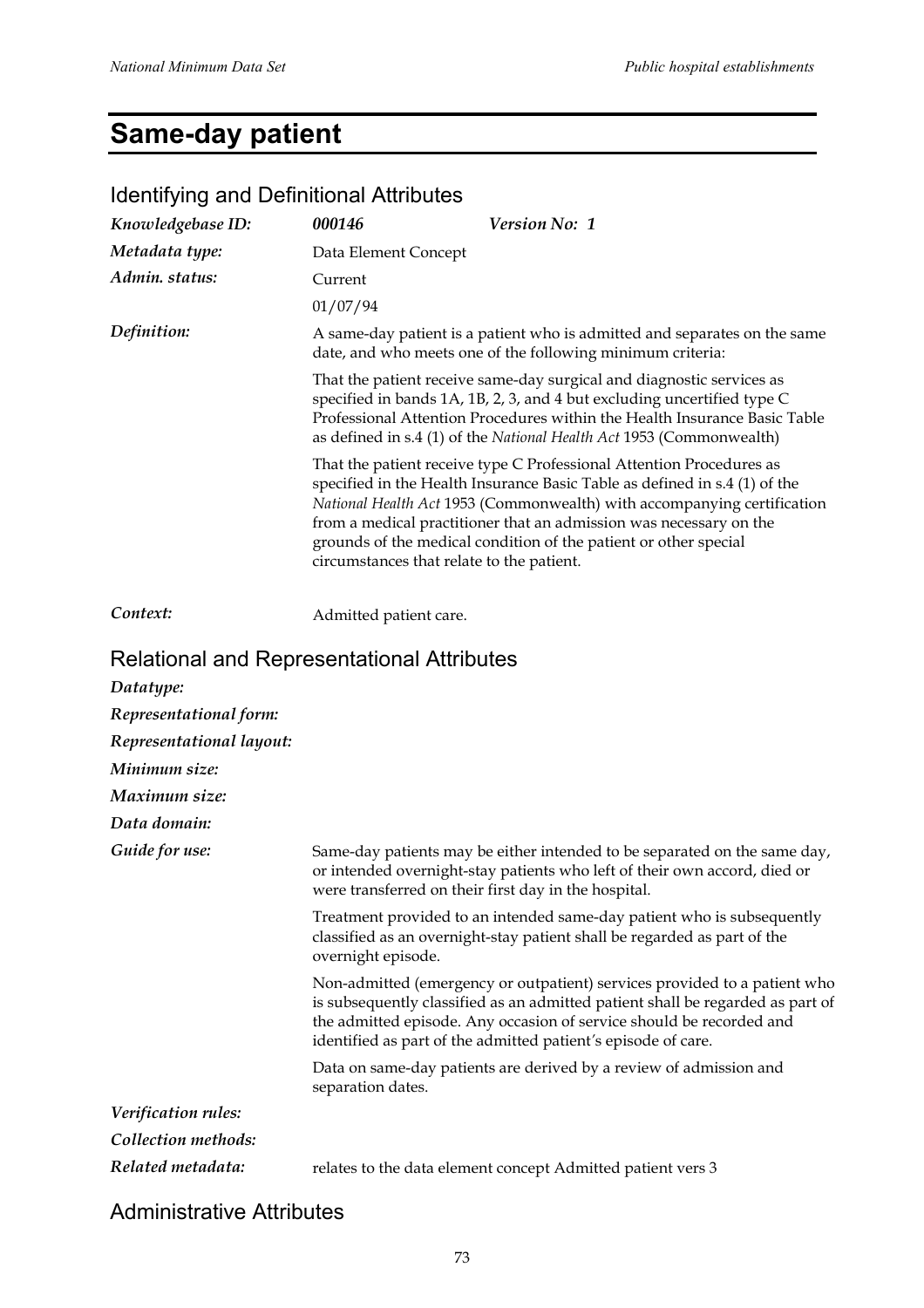# Same-day patient

## Identifying and Definitional Attributes

*Knowledgebase ID:* **000146** *Version No: 1*

*Metadata type:* Data Element Concept

*Admin. status:* Current

01/07/94

*Definition:* A same-day patient is a patient who is admitted and separates on the same date, and who meets one of the following minimum criteria:

That the patient receive same-day surgical and diagnostic services as specified in bands 1A, 1B, 2, 3, and 4 but excluding uncertified type C Professional Attention Procedures within the Health Insurance Basic Table as defined in s.4 (1) of the *National Health Act* 1953 (Commonwealth)

That the patient receive type C Professional Attention Procedures as specified in the Health Insurance Basic Table as defined in s.4 (1) of the *National Health Act* 1953 (Commonwealth) with accompanying certification from a medical practitioner that an admission was necessary on the grounds of the medical condition of the patient or other special circumstances that relate to the patient.

*Context:* Admitted patient care.

## Relational and Representational Attributes

*Datatype:*

*Representational form:*

*Representational layout:*

*Minimum size:*

*Maximum size:*

*Data domain:*

*Guide for use:* Same-day patients may be either intended to be separated on the same day, or intended overnight-stay patients who left of their own accord, died or were transferred on their first day in the hospital.

Treatment provided to an intended same-day patient who is subsequently classified as an overnight-stay patient shall be regarded as part of the overnight episode.

Non-admitted (emergency or outpatient) services provided to a patient who is subsequently classified as an admitted patient shall be regarded as part of the admitted episode. Any occasion of service should be recorded and identified as part of the admitted patient's episode of care.

Data on same-day patients are derived by a review of admission and separation dates.

*Verification rules:*

*Collection methods:*

*Related metadata:* relates to the data element concept Admitted patient vers 3

## Administrative Attributes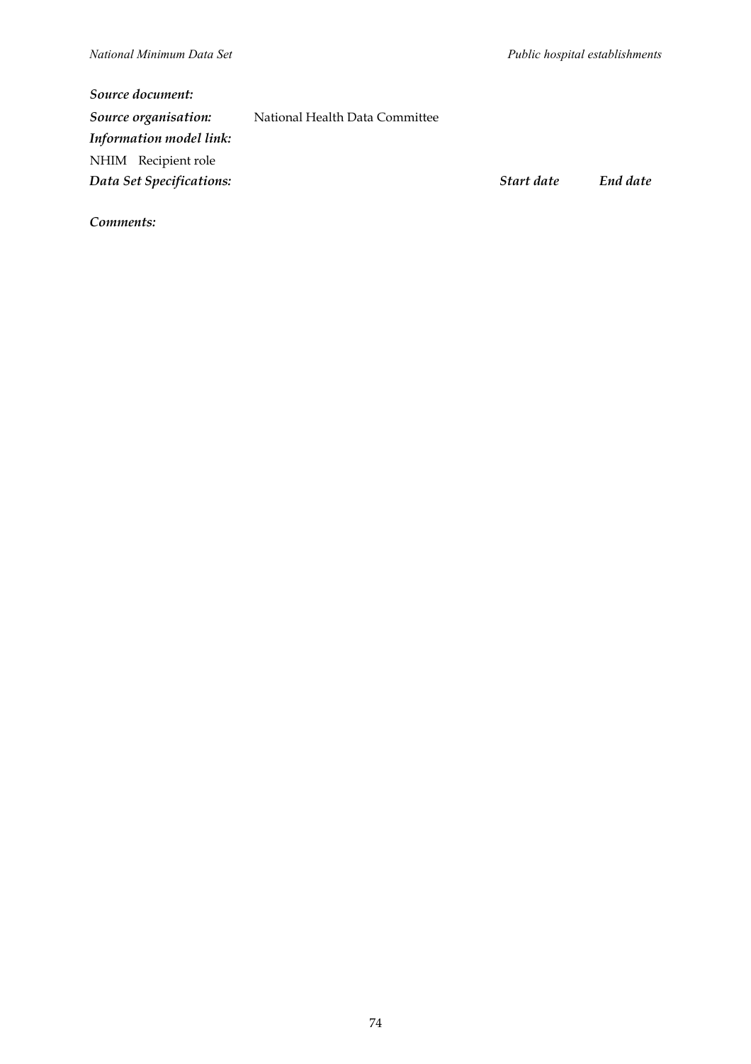***Source document:***

***Source organisation:*** National Health Data Committee

***Information model link:***

NHIM Recipient role

| ***Data Set Specifications:*** | ***Start date*** | ***End date*** |
|---|---|---|

***Comments:***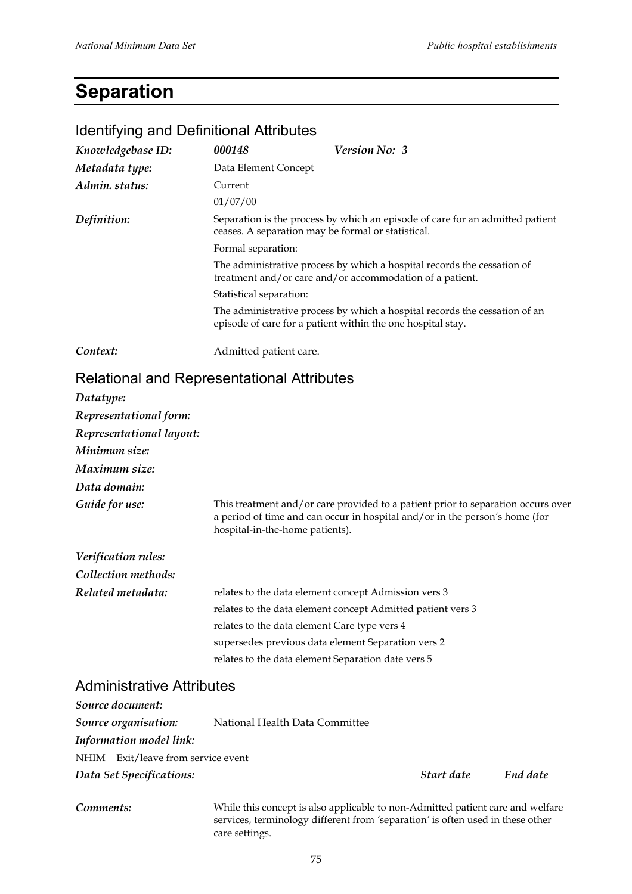# Separation

## Identifying and Definitional Attributes

***Knowledgebase ID:*** ***000148*** ***Version No: 3***

***Metadata type:*** Data Element Concept

***Admin. status:*** Current

01/07/00

***Definition:*** Separation is the process by which an episode of care for an admitted patient ceases. A separation may be formal or statistical.

Formal separation:

The administrative process by which a hospital records the cessation of treatment and/or care and/or accommodation of a patient.

Statistical separation:

The administrative process by which a hospital records the cessation of an episode of care for a patient within the one hospital stay.

***Context:*** Admitted patient care.

## Relational and Representational Attributes

***Datatype:***

***Representational form:***

***Representational layout:***

***Minimum size:***

***Maximum size:***

***Data domain:***

***Guide for use:*** This treatment and/or care provided to a patient prior to separation occurs over a period of time and can occur in hospital and/or in the person's home (for hospital-in-the-home patients).

***Verification rules:***

***Collection methods:***

***Related metadata:***

relates to the data element concept Admission vers 3

relates to the data element concept Admitted patient vers 3

relates to the data element Care type vers 4

supersedes previous data element Separation vers 2

relates to the data element Separation date vers 5

## Administrative Attributes

***Source document:***

***Source organisation:*** National Health Data Committee

***Information model link:***

NHIM Exit/leave from service event

***Data Set Specifications:*** ***Start date*** ***End date***

***Comments:*** While this concept is also applicable to non-Admitted patient care and welfare services, terminology different from 'separation' is often used in these other care settings.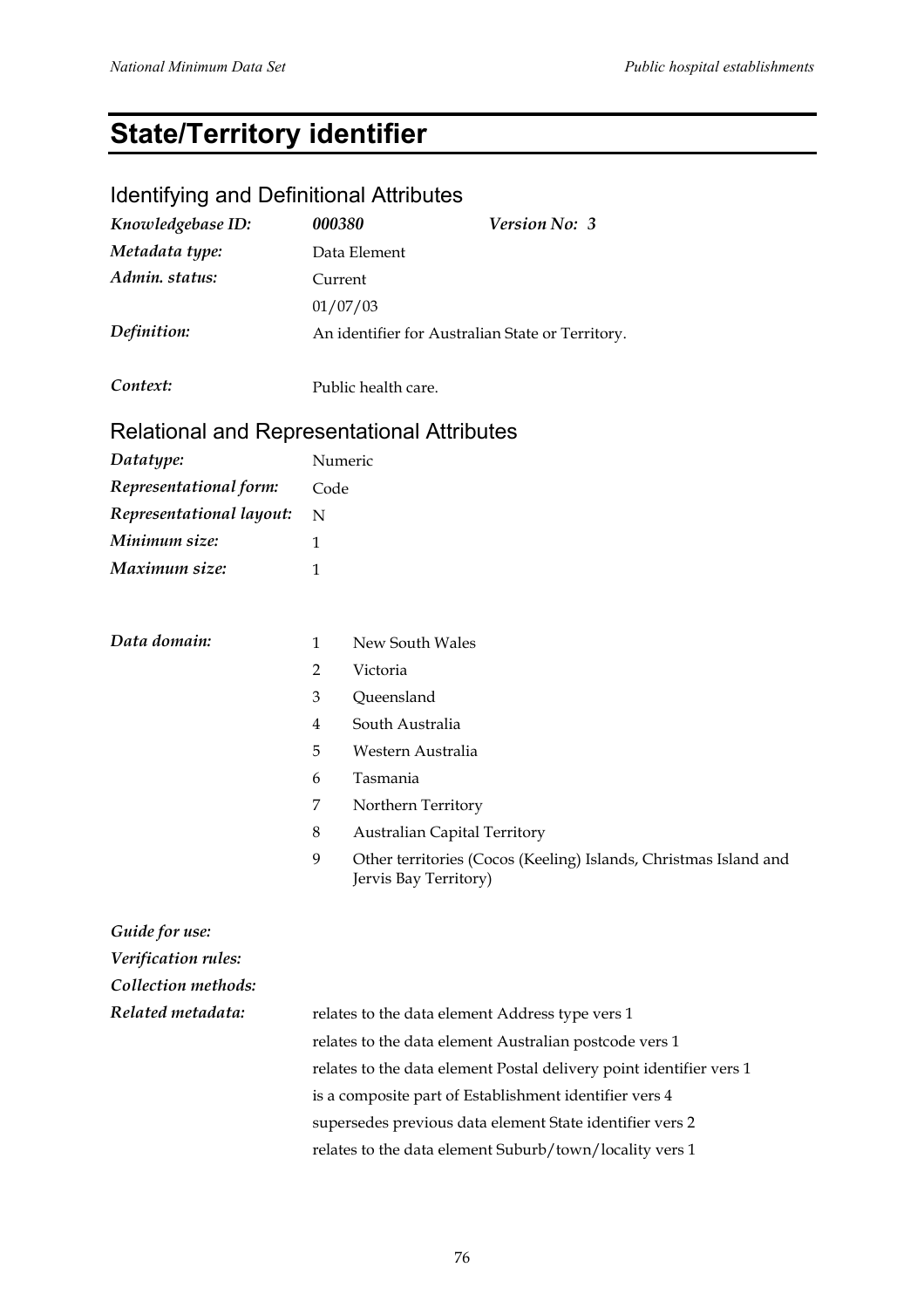# State/Territory identifier

## Identifying and Definitional Attributes

| | | |
|---|---|---|
| *Knowledgebase ID:* | ***000380*** | ***Version No: 3*** |
| *Metadata type:* | Data Element | |
| *Admin. status:* | Current | |
| | 01/07/03 | |
| *Definition:* | An identifier for Australian State or Territory. | |
| *Context:* | Public health care. | |

## Relational and Representational Attributes

| | |
|---|---|
| *Datatype:* | Numeric |
| *Representational form:* | Code |
| *Representational layout:* | N |
| *Minimum size:* | 1 |
| *Maximum size:* | 1 |

*Data domain:*

| | |
|---|---|
| 1 | New South Wales |
| 2 | Victoria |
| 3 | Queensland |
| 4 | South Australia |
| 5 | Western Australia |
| 6 | Tasmania |
| 7 | Northern Territory |
| 8 | Australian Capital Territory |
| 9 | Other territories (Cocos (Keeling) Islands, Christmas Island and Jervis Bay Territory) |

*Guide for use:*

*Verification rules:*

*Collection methods:*

*Related metadata:*

relates to the data element Address type vers 1

relates to the data element Australian postcode vers 1

relates to the data element Postal delivery point identifier vers 1

is a composite part of Establishment identifier vers 4

supersedes previous data element State identifier vers 2

relates to the data element Suburb/town/locality vers 1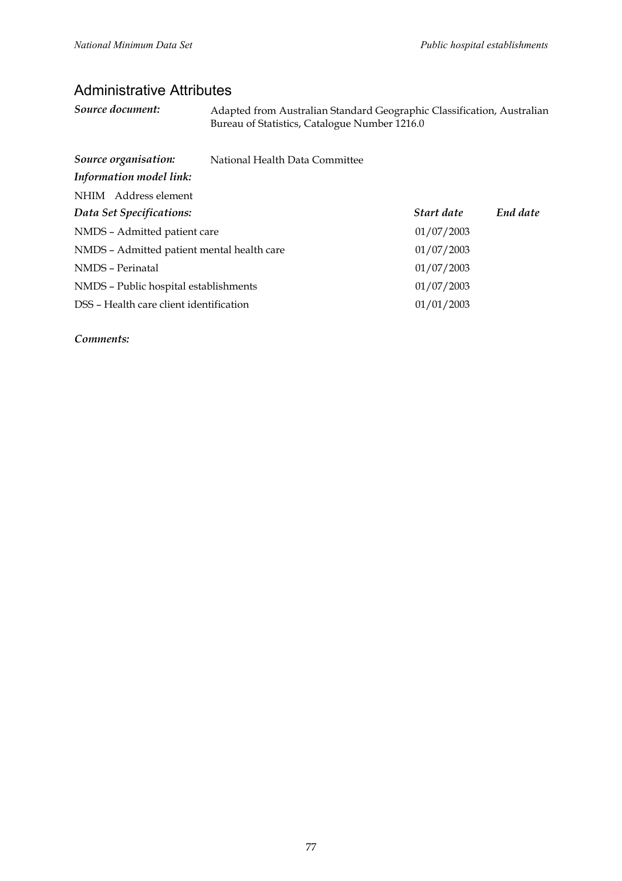## Administrative Attributes

***Source document:*** Adapted from Australian Standard Geographic Classification, Australian Bureau of Statistics, Catalogue Number 1216.0

***Source organisation:*** National Health Data Committee

***Information model link:***

NHIM Address element

| ***Data Set Specifications:*** | ***Start date*** | ***End date*** |
|---|---|---|
| NMDS – Admitted patient care | 01/07/2003 | |
| NMDS – Admitted patient mental health care | 01/07/2003 | |
| NMDS – Perinatal | 01/07/2003 | |
| NMDS – Public hospital establishments | 01/07/2003 | |
| DSS – Health care client identification | 01/01/2003 | |

***Comments:***